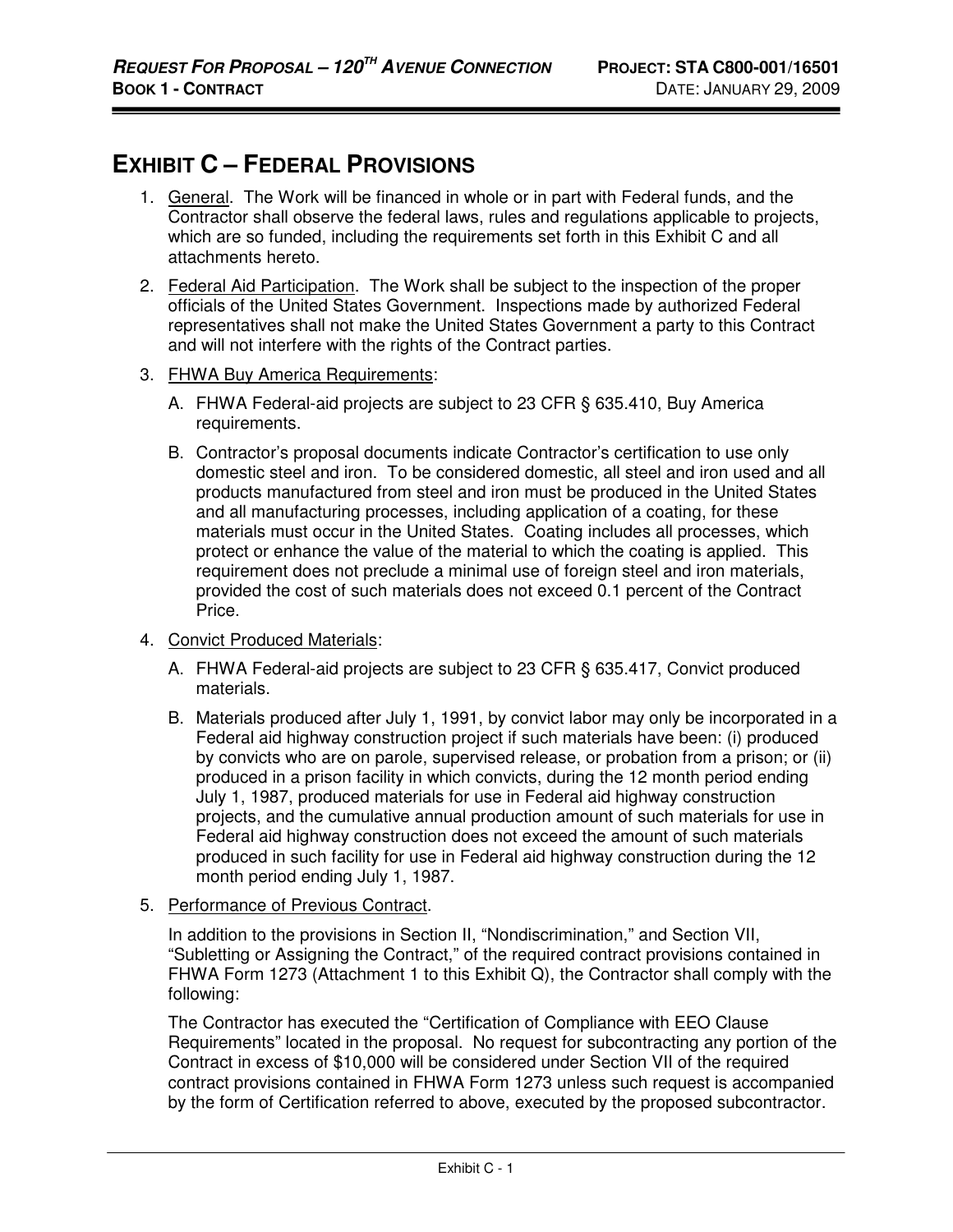# EXHIBIT C – FEDERAL PROVISIONS

1. General. The Work will be financed in whole or in part with Federal funds, and the Contractor shall observe the federal laws, rules and regulations applicable to projects, which are so funded, including the requirements set forth in this Exhibit C and all attachments hereto.

2. Federal Aid Participation. The Work shall be subject to the inspection of the proper officials of the United States Government. Inspections made by authorized Federal representatives shall not make the United States Government a party to this Contract and will not interfere with the rights of the Contract parties.

3. FHWA Buy America Requirements:

   A. FHWA Federal-aid projects are subject to 23 CFR § 635.410, Buy America requirements.

   B. Contractor's proposal documents indicate Contractor's certification to use only domestic steel and iron. To be considered domestic, all steel and iron used and all products manufactured from steel and iron must be produced in the United States and all manufacturing processes, including application of a coating, for these materials must occur in the United States. Coating includes all processes, which protect or enhance the value of the material to which the coating is applied. This requirement does not preclude a minimal use of foreign steel and iron materials, provided the cost of such materials does not exceed 0.1 percent of the Contract Price.

4. Convict Produced Materials:

   A. FHWA Federal-aid projects are subject to 23 CFR § 635.417, Convict produced materials.

   B. Materials produced after July 1, 1991, by convict labor may only be incorporated in a Federal aid highway construction project if such materials have been: (i) produced by convicts who are on parole, supervised release, or probation from a prison; or (ii) produced in a prison facility in which convicts, during the 12 month period ending July 1, 1987, produced materials for use in Federal aid highway construction projects, and the cumulative annual production amount of such materials for use in Federal aid highway construction does not exceed the amount of such materials produced in such facility for use in Federal aid highway construction during the 12 month period ending July 1, 1987.

5. Performance of Previous Contract.

   In addition to the provisions in Section II, "Nondiscrimination," and Section VII, "Subletting or Assigning the Contract," of the required contract provisions contained in FHWA Form 1273 (Attachment 1 to this Exhibit Q), the Contractor shall comply with the following:

   The Contractor has executed the "Certification of Compliance with EEO Clause Requirements" located in the proposal. No request for subcontracting any portion of the Contract in excess of $10,000 will be considered under Section VII of the required contract provisions contained in FHWA Form 1273 unless such request is accompanied by the form of Certification referred to above, executed by the proposed subcontractor.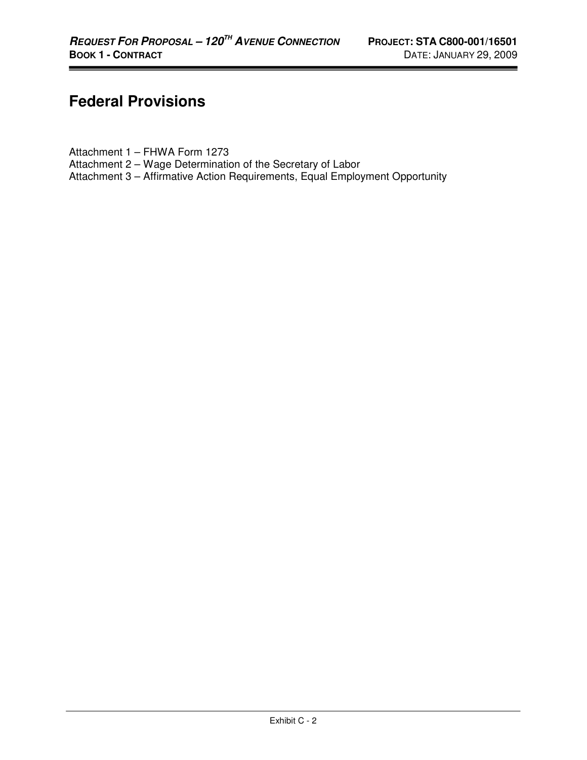# Federal Provisions

Attachment 1 – FHWA Form 1273
Attachment 2 – Wage Determination of the Secretary of Labor
Attachment 3 – Affirmative Action Requirements, Equal Employment Opportunity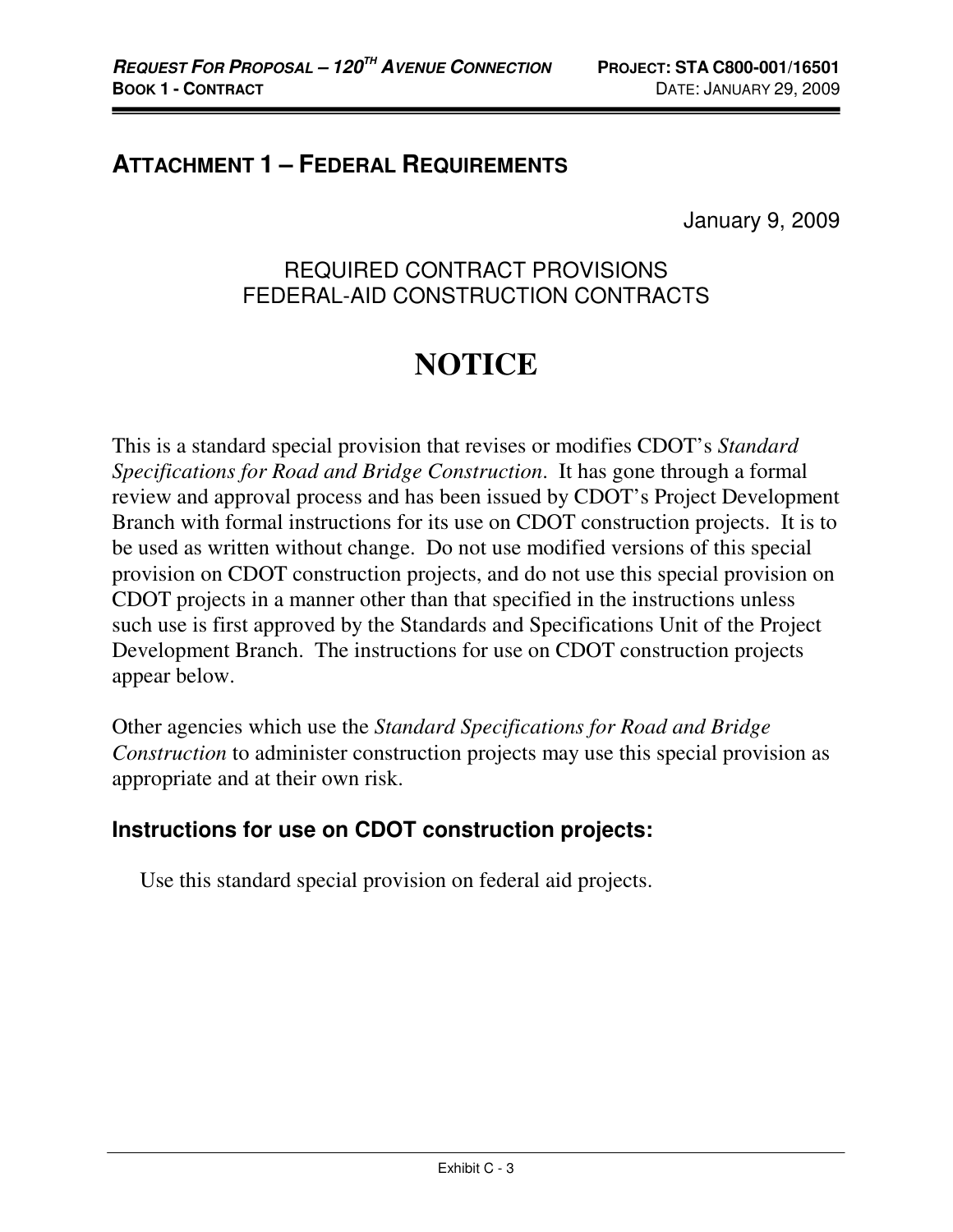## ATTACHMENT 1 – FEDERAL REQUIREMENTS

January 9, 2009

REQUIRED CONTRACT PROVISIONS
FEDERAL-AID CONSTRUCTION CONTRACTS

# NOTICE

This is a standard special provision that revises or modifies CDOT's *Standard Specifications for Road and Bridge Construction*. It has gone through a formal review and approval process and has been issued by CDOT's Project Development Branch with formal instructions for its use on CDOT construction projects. It is to be used as written without change. Do not use modified versions of this special provision on CDOT construction projects, and do not use this special provision on CDOT projects in a manner other than that specified in the instructions unless such use is first approved by the Standards and Specifications Unit of the Project Development Branch. The instructions for use on CDOT construction projects appear below.

Other agencies which use the *Standard Specifications for Road and Bridge Construction* to administer construction projects may use this special provision as appropriate and at their own risk.

### Instructions for use on CDOT construction projects:

Use this standard special provision on federal aid projects.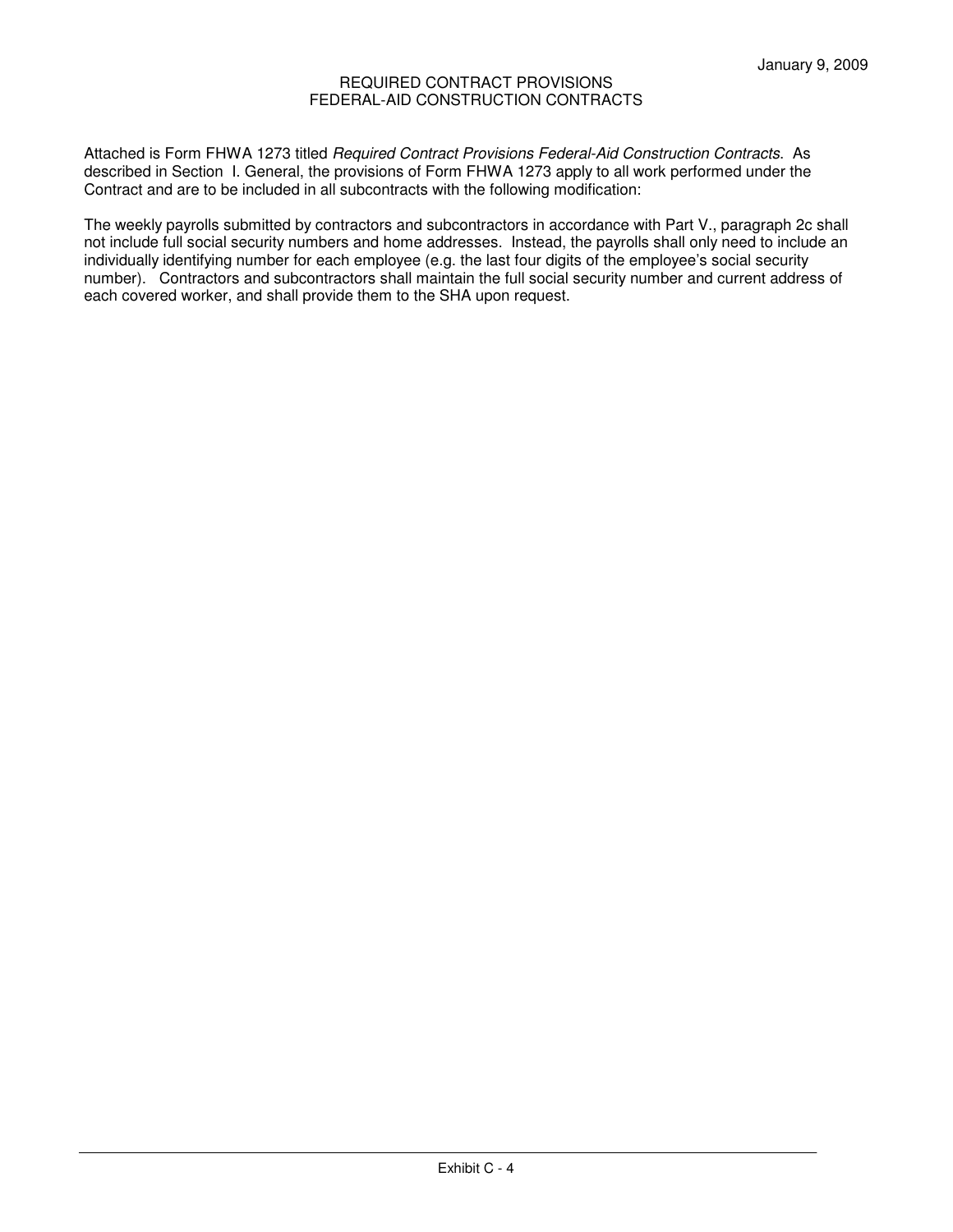January 9, 2009

# REQUIRED CONTRACT PROVISIONS
# FEDERAL-AID CONSTRUCTION CONTRACTS

Attached is Form FHWA 1273 titled *Required Contract Provisions Federal-Aid Construction Contracts*. As described in Section I. General, the provisions of Form FHWA 1273 apply to all work performed under the Contract and are to be included in all subcontracts with the following modification:

The weekly payrolls submitted by contractors and subcontractors in accordance with Part V., paragraph 2c shall not include full social security numbers and home addresses. Instead, the payrolls shall only need to include an individually identifying number for each employee (e.g. the last four digits of the employee's social security number). Contractors and subcontractors shall maintain the full social security number and current address of each covered worker, and shall provide them to the SHA upon request.

Exhibit C - 4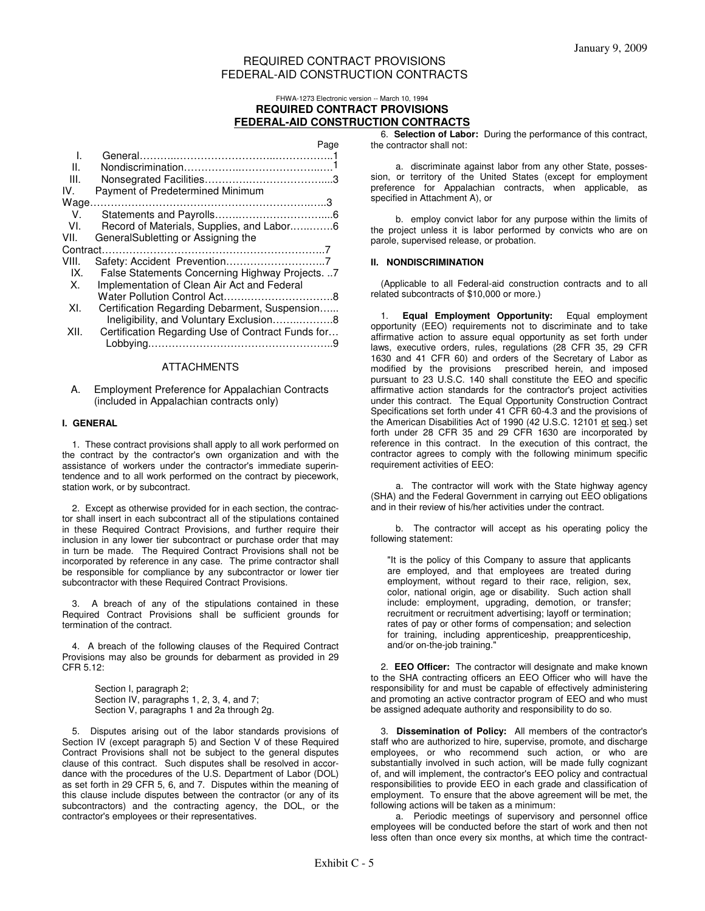# REQUIRED CONTRACT PROVISIONS
# FEDERAL-AID CONSTRUCTION CONTRACTS

FHWA-1273 Electronic version -- March 10, 1994

## REQUIRED CONTRACT PROVISIONS
## FEDERAL-AID CONSTRUCTION CONTRACTS

| | | Page |
|---|---|---|
| I. | General | 1 |
| II. | Nondiscrimination | 1 |
| III. | Nonsegrated Facilities | 3 |
| IV. | Payment of Predetermined Minimum Wage | 3 |
| V. | Statements and Payrolls | 6 |
| VI. | Record of Materials, Supplies, and Labor | 6 |
| VII. | GeneralSubletting or Assigning the Contract | 7 |
| VIII. | Safety: Accident Prevention | 7 |
| IX. | False Statements Concerning Highway Projects. | 7 |
| X. | Implementation of Clean Air Act and Federal Water Pollution Control Act | 8 |
| XI. | Certification Regarding Debarment, Suspension Ineligibility, and Voluntary Exclusion | 8 |
| XII. | Certification Regarding Use of Contract Funds for Lobbying | 9 |

ATTACHMENTS

A. Employment Preference for Appalachian Contracts (included in Appalachian contracts only)

**I. GENERAL**

1. These contract provisions shall apply to all work performed on the contract by the contractor's own organization and with the assistance of workers under the contractor's immediate superintendence and to all work performed on the contract by piecework, station work, or by subcontract.

2. Except as otherwise provided for in each section, the contractor shall insert in each subcontract all of the stipulations contained in these Required Contract Provisions, and further require their inclusion in any lower tier subcontract or purchase order that may in turn be made. The Required Contract Provisions shall not be incorporated by reference in any case. The prime contractor shall be responsible for compliance by any subcontractor or lower tier subcontractor with these Required Contract Provisions.

3. A breach of any of the stipulations contained in these Required Contract Provisions shall be sufficient grounds for termination of the contract.

4. A breach of the following clauses of the Required Contract Provisions may also be grounds for debarment as provided in 29 CFR 5.12:

Section I, paragraph 2;
Section IV, paragraphs 1, 2, 3, 4, and 7;
Section V, paragraphs 1 and 2a through 2g.

5. Disputes arising out of the labor standards provisions of Section IV (except paragraph 5) and Section V of these Required Contract Provisions shall not be subject to the general disputes clause of this contract. Such disputes shall be resolved in accordance with the procedures of the U.S. Department of Labor (DOL) as set forth in 29 CFR 5, 6, and 7. Disputes within the meaning of this clause include disputes between the contractor (or any of its subcontractors) and the contracting agency, the DOL, or the contractor's employees or their representatives.

6. **Selection of Labor:** During the performance of this contract, the contractor shall not:

a. discriminate against labor from any other State, possession, or territory of the United States (except for employment preference for Appalachian contracts, when applicable, as specified in Attachment A), or

b. employ convict labor for any purpose within the limits of the project unless it is labor performed by convicts who are on parole, supervised release, or probation.

**II. NONDISCRIMINATION**

(Applicable to all Federal-aid construction contracts and to all related subcontracts of $10,000 or more.)

1. **Equal Employment Opportunity:** Equal employment opportunity (EEO) requirements not to discriminate and to take affirmative action to assure equal opportunity as set forth under laws, executive orders, rules, regulations (28 CFR 35, 29 CFR 1630 and 41 CFR 60) and orders of the Secretary of Labor as modified by the provisions prescribed herein, and imposed pursuant to 23 U.S.C. 140 shall constitute the EEO and specific affirmative action standards for the contractor's project activities under this contract. The Equal Opportunity Construction Contract Specifications set forth under 41 CFR 60-4.3 and the provisions of the American Disabilities Act of 1990 (42 U.S.C. 12101 et seq.) set forth under 28 CFR 35 and 29 CFR 1630 are incorporated by reference in this contract. In the execution of this contract, the contractor agrees to comply with the following minimum specific requirement activities of EEO:

a. The contractor will work with the State highway agency (SHA) and the Federal Government in carrying out EEO obligations and in their review of his/her activities under the contract.

b. The contractor will accept as his operating policy the following statement:

> "It is the policy of this Company to assure that applicants are employed, and that employees are treated during employment, without regard to their race, religion, sex, color, national origin, age or disability. Such action shall include: employment, upgrading, demotion, or transfer; recruitment or recruitment advertising; layoff or termination; rates of pay or other forms of compensation; and selection for training, including apprenticeship, preapprenticeship, and/or on-the-job training."

2. **EEO Officer:** The contractor will designate and make known to the SHA contracting officers an EEO Officer who will have the responsibility for and must be capable of effectively administering and promoting an active contractor program of EEO and who must be assigned adequate authority and responsibility to do so.

3. **Dissemination of Policy:** All members of the contractor's staff who are authorized to hire, supervise, promote, and discharge employees, or who recommend such action, or who are substantially involved in such action, will be made fully cognizant of, and will implement, the contractor's EEO policy and contractual responsibilities to provide EEO in each grade and classification of employment. To ensure that the above agreement will be met, the following actions will be taken as a minimum:

a. Periodic meetings of supervisory and personnel office employees will be conducted before the start of work and then not less often than once every six months, at which time the contract-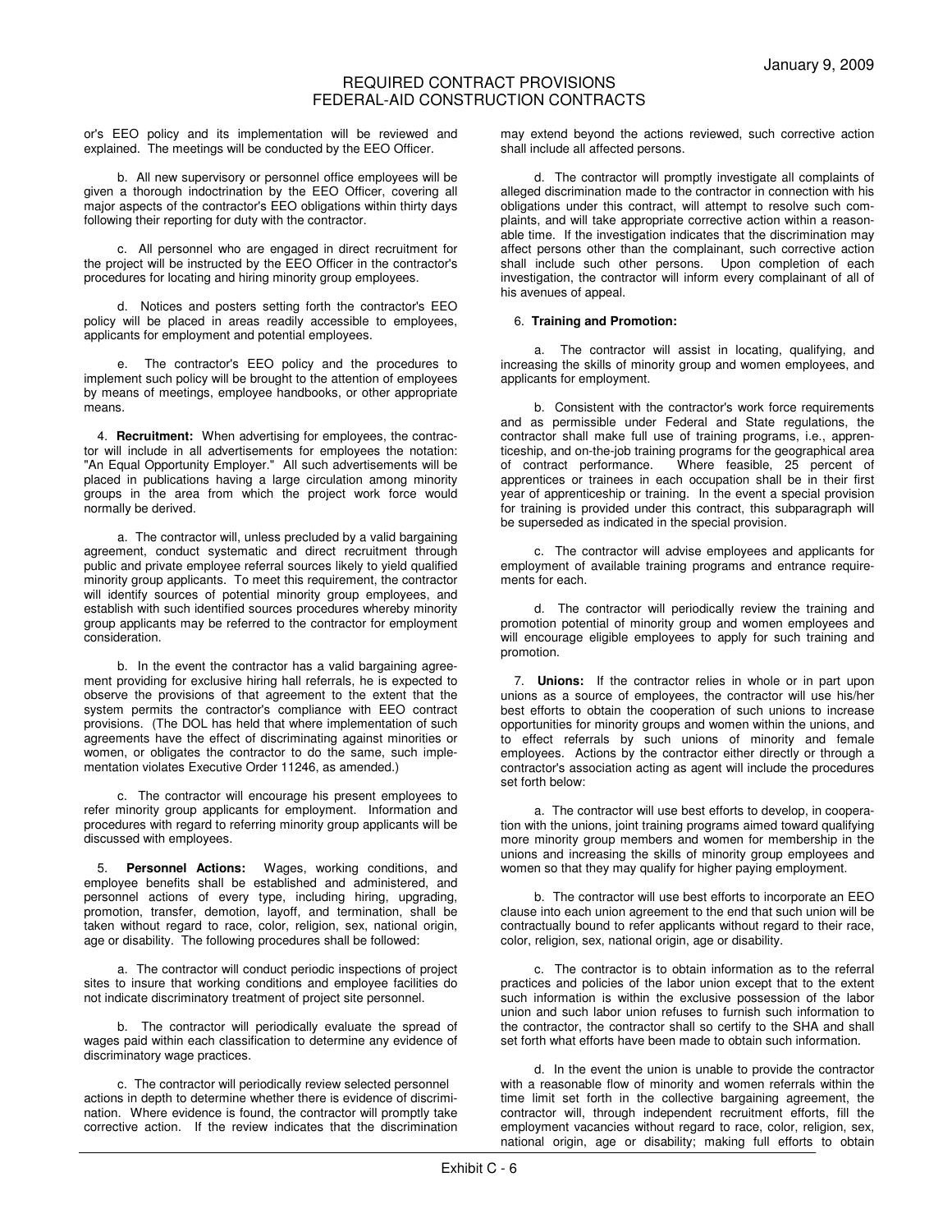or's EEO policy and its implementation will be reviewed and explained. The meetings will be conducted by the EEO Officer.

b. All new supervisory or personnel office employees will be given a thorough indoctrination by the EEO Officer, covering all major aspects of the contractor's EEO obligations within thirty days following their reporting for duty with the contractor.

c. All personnel who are engaged in direct recruitment for the project will be instructed by the EEO Officer in the contractor's procedures for locating and hiring minority group employees.

d. Notices and posters setting forth the contractor's EEO policy will be placed in areas readily accessible to employees, applicants for employment and potential employees.

e. The contractor's EEO policy and the procedures to implement such policy will be brought to the attention of employees by means of meetings, employee handbooks, or other appropriate means.

4. **Recruitment:** When advertising for employees, the contractor will include in all advertisements for employees the notation: "An Equal Opportunity Employer." All such advertisements will be placed in publications having a large circulation among minority groups in the area from which the project work force would normally be derived.

a. The contractor will, unless precluded by a valid bargaining agreement, conduct systematic and direct recruitment through public and private employee referral sources likely to yield qualified minority group applicants. To meet this requirement, the contractor will identify sources of potential minority group employees, and establish with such identified sources procedures whereby minority group applicants may be referred to the contractor for employment consideration.

b. In the event the contractor has a valid bargaining agreement providing for exclusive hiring hall referrals, he is expected to observe the provisions of that agreement to the extent that the system permits the contractor's compliance with EEO contract provisions. (The DOL has held that where implementation of such agreements have the effect of discriminating against minorities or women, or obligates the contractor to do the same, such implementation violates Executive Order 11246, as amended.)

c. The contractor will encourage his present employees to refer minority group applicants for employment. Information and procedures with regard to referring minority group applicants will be discussed with employees.

5. **Personnel Actions:** Wages, working conditions, and employee benefits shall be established and administered, and personnel actions of every type, including hiring, upgrading, promotion, transfer, demotion, layoff, and termination, shall be taken without regard to race, color, religion, sex, national origin, age or disability. The following procedures shall be followed:

a. The contractor will conduct periodic inspections of project sites to insure that working conditions and employee facilities do not indicate discriminatory treatment of project site personnel.

b. The contractor will periodically evaluate the spread of wages paid within each classification to determine any evidence of discriminatory wage practices.

c. The contractor will periodically review selected personnel actions in depth to determine whether there is evidence of discrimination. Where evidence is found, the contractor will promptly take corrective action. If the review indicates that the discrimination may extend beyond the actions reviewed, such corrective action shall include all affected persons.

d. The contractor will promptly investigate all complaints of alleged discrimination made to the contractor in connection with his obligations under this contract, will attempt to resolve such complaints, and will take appropriate corrective action within a reasonable time. If the investigation indicates that the discrimination may affect persons other than the complainant, such corrective action shall include such other persons. Upon completion of each investigation, the contractor will inform every complainant of all of his avenues of appeal.

6. **Training and Promotion:**

a. The contractor will assist in locating, qualifying, and increasing the skills of minority group and women employees, and applicants for employment.

b. Consistent with the contractor's work force requirements and as permissible under Federal and State regulations, the contractor shall make full use of training programs, i.e., apprenticeship, and on-the-job training programs for the geographical area of contract performance. Where feasible, 25 percent of apprentices or trainees in each occupation shall be in their first year of apprenticeship or training. In the event a special provision for training is provided under this contract, this subparagraph will be superseded as indicated in the special provision.

c. The contractor will advise employees and applicants for employment of available training programs and entrance requirements for each.

d. The contractor will periodically review the training and promotion potential of minority group and women employees and will encourage eligible employees to apply for such training and promotion.

7. **Unions:** If the contractor relies in whole or in part upon unions as a source of employees, the contractor will use his/her best efforts to obtain the cooperation of such unions to increase opportunities for minority groups and women within the unions, and to effect referrals by such unions of minority and female employees. Actions by the contractor either directly or through a contractor's association acting as agent will include the procedures set forth below:

a. The contractor will use best efforts to develop, in cooperation with the unions, joint training programs aimed toward qualifying more minority group members and women for membership in the unions and increasing the skills of minority group employees and women so that they may qualify for higher paying employment.

b. The contractor will use best efforts to incorporate an EEO clause into each union agreement to the end that such union will be contractually bound to refer applicants without regard to their race, color, religion, sex, national origin, age or disability.

c. The contractor is to obtain information as to the referral practices and policies of the labor union except that to the extent such information is within the exclusive possession of the labor union and such labor union refuses to furnish such information to the contractor, the contractor shall so certify to the SHA and shall set forth what efforts have been made to obtain such information.

d. In the event the union is unable to provide the contractor with a reasonable flow of minority and women referrals within the time limit set forth in the collective bargaining agreement, the contractor will, through independent recruitment efforts, fill the employment vacancies without regard to race, color, religion, sex, national origin, age or disability; making full efforts to obtain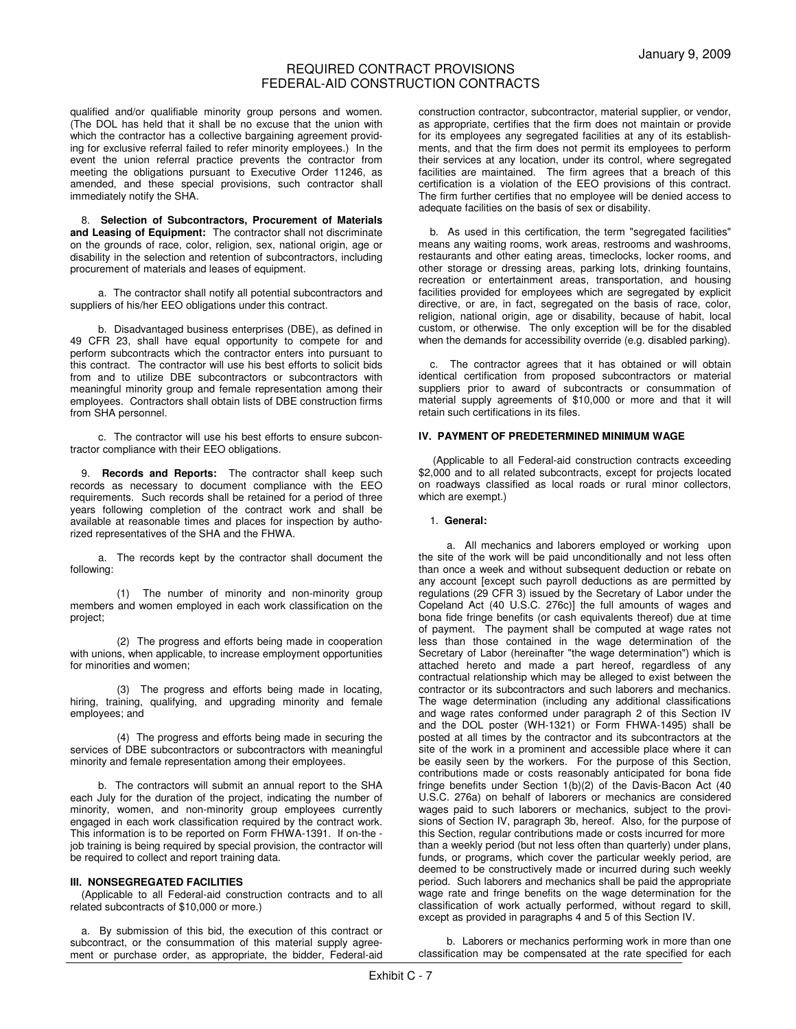qualified and/or qualifiable minority group persons and women. (The DOL has held that it shall be no excuse that the union with which the contractor has a collective bargaining agreement providing for exclusive referral failed to refer minority employees.) In the event the union referral practice prevents the contractor from meeting the obligations pursuant to Executive Order 11246, as amended, and these special provisions, such contractor shall immediately notify the SHA.

8. **Selection of Subcontractors, Procurement of Materials and Leasing of Equipment:** The contractor shall not discriminate on the grounds of race, color, religion, sex, national origin, age or disability in the selection and retention of subcontractors, including procurement of materials and leases of equipment.

a. The contractor shall notify all potential subcontractors and suppliers of his/her EEO obligations under this contract.

b. Disadvantaged business enterprises (DBE), as defined in 49 CFR 23, shall have equal opportunity to compete for and perform subcontracts which the contractor enters into pursuant to this contract. The contractor will use his best efforts to solicit bids from and to utilize DBE subcontractors or subcontractors with meaningful minority group and female representation among their employees. Contractors shall obtain lists of DBE construction firms from SHA personnel.

c. The contractor will use his best efforts to ensure subcontractor compliance with their EEO obligations.

9. **Records and Reports:** The contractor shall keep such records as necessary to document compliance with the EEO requirements. Such records shall be retained for a period of three years following completion of the contract work and shall be available at reasonable times and places for inspection by authorized representatives of the SHA and the FHWA.

a. The records kept by the contractor shall document the following:

(1) The number of minority and non-minority group members and women employed in each work classification on the project;

(2) The progress and efforts being made in cooperation with unions, when applicable, to increase employment opportunities for minorities and women;

(3) The progress and efforts being made in locating, hiring, training, qualifying, and upgrading minority and female employees; and

(4) The progress and efforts being made in securing the services of DBE subcontractors or subcontractors with meaningful minority and female representation among their employees.

b. The contractors will submit an annual report to the SHA each July for the duration of the project, indicating the number of minority, women, and non-minority group employees currently engaged in each work classification required by the contract work. This information is to be reported on Form FHWA-1391. If on-the-job training is being required by special provision, the contractor will be required to collect and report training data.

### III. NONSEGREGATED FACILITIES

(Applicable to all Federal-aid construction contracts and to all related subcontracts of $10,000 or more.)

a. By submission of this bid, the execution of this contract or subcontract, or the consummation of this material supply agreement or purchase order, as appropriate, the bidder, Federal-aid construction contractor, subcontractor, material supplier, or vendor, as appropriate, certifies that the firm does not maintain or provide for its employees any segregated facilities at any of its establishments, and that the firm does not permit its employees to perform their services at any location, under its control, where segregated facilities are maintained. The firm agrees that a breach of this certification is a violation of the EEO provisions of this contract. The firm further certifies that no employee will be denied access to adequate facilities on the basis of sex or disability.

b. As used in this certification, the term "segregated facilities" means any waiting rooms, work areas, restrooms and washrooms, restaurants and other eating areas, timeclocks, locker rooms, and other storage or dressing areas, parking lots, drinking fountains, recreation or entertainment areas, transportation, and housing facilities provided for employees which are segregated by explicit directive, or are, in fact, segregated on the basis of race, color, religion, national origin, age or disability, because of habit, local custom, or otherwise. The only exception will be for the disabled when the demands for accessibility override (e.g. disabled parking).

c. The contractor agrees that it has obtained or will obtain identical certification from proposed subcontractors or material suppliers prior to award of subcontracts or consummation of material supply agreements of $10,000 or more and that it will retain such certifications in its files.

### IV. PAYMENT OF PREDETERMINED MINIMUM WAGE

(Applicable to all Federal-aid construction contracts exceeding $2,000 and to all related subcontracts, except for projects located on roadways classified as local roads or rural minor collectors, which are exempt.)

1. **General:**

a. All mechanics and laborers employed or working upon the site of the work will be paid unconditionally and not less often than once a week and without subsequent deduction or rebate on any account [except such payroll deductions as are permitted by regulations (29 CFR 3) issued by the Secretary of Labor under the Copeland Act (40 U.S.C. 276c)] the full amounts of wages and bona fide fringe benefits (or cash equivalents thereof) due at time of payment. The payment shall be computed at wage rates not less than those contained in the wage determination of the Secretary of Labor (hereinafter "the wage determination") which is attached hereto and made a part hereof, regardless of any contractual relationship which may be alleged to exist between the contractor or its subcontractors and such laborers and mechanics. The wage determination (including any additional classifications and wage rates conformed under paragraph 2 of this Section IV and the DOL poster (WH-1321) or Form FHWA-1495) shall be posted at all times by the contractor and its subcontractors at the site of the work in a prominent and accessible place where it can be easily seen by the workers. For the purpose of this Section, contributions made or costs reasonably anticipated for bona fide fringe benefits under Section 1(b)(2) of the Davis-Bacon Act (40 U.S.C. 276a) on behalf of laborers or mechanics are considered wages paid to such laborers or mechanics, subject to the provisions of Section IV, paragraph 3b, hereof. Also, for the purpose of this Section, regular contributions made or costs incurred for more than a weekly period (but not less often than quarterly) under plans, funds, or programs, which cover the particular weekly period, are deemed to be constructively made or incurred during such weekly period. Such laborers and mechanics shall be paid the appropriate wage rate and fringe benefits on the wage determination for the classification of work actually performed, without regard to skill, except as provided in paragraphs 4 and 5 of this Section IV.

b. Laborers or mechanics performing work in more than one classification may be compensated at the rate specified for each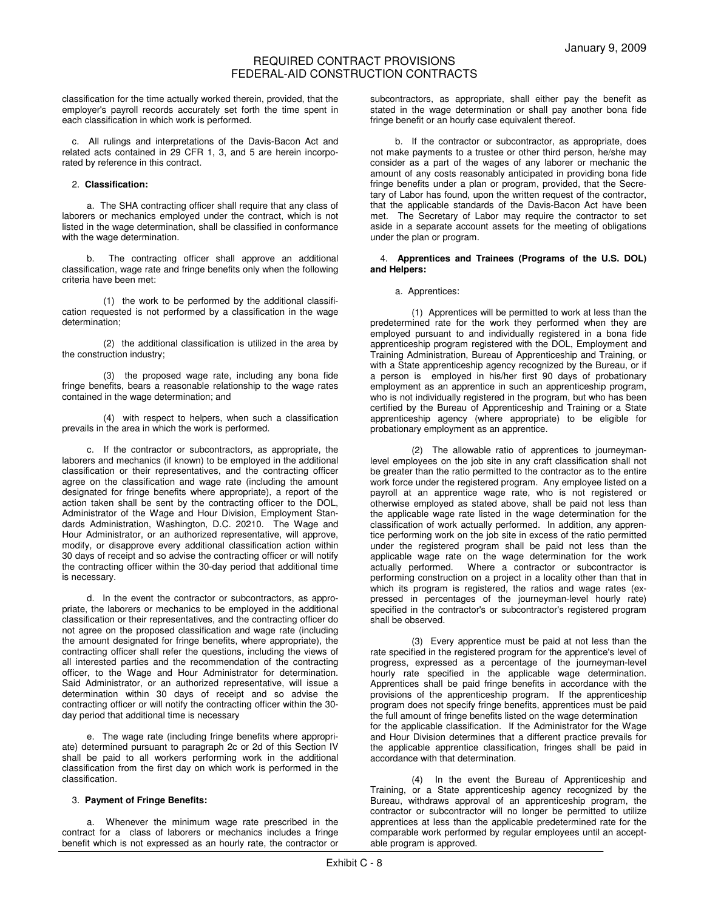classification for the time actually worked therein, provided, that the employer's payroll records accurately set forth the time spent in each classification in which work is performed.

c. All rulings and interpretations of the Davis-Bacon Act and related acts contained in 29 CFR 1, 3, and 5 are herein incorporated by reference in this contract.

2. **Classification:**

a. The SHA contracting officer shall require that any class of laborers or mechanics employed under the contract, which is not listed in the wage determination, shall be classified in conformance with the wage determination.

b. The contracting officer shall approve an additional classification, wage rate and fringe benefits only when the following criteria have been met:

(1) the work to be performed by the additional classification requested is not performed by a classification in the wage determination;

(2) the additional classification is utilized in the area by the construction industry;

(3) the proposed wage rate, including any bona fide fringe benefits, bears a reasonable relationship to the wage rates contained in the wage determination; and

(4) with respect to helpers, when such a classification prevails in the area in which the work is performed.

c. If the contractor or subcontractors, as appropriate, the laborers and mechanics (if known) to be employed in the additional classification or their representatives, and the contracting officer agree on the classification and wage rate (including the amount designated for fringe benefits where appropriate), a report of the action taken shall be sent by the contracting officer to the DOL, Administrator of the Wage and Hour Division, Employment Standards Administration, Washington, D.C. 20210. The Wage and Hour Administrator, or an authorized representative, will approve, modify, or disapprove every additional classification action within 30 days of receipt and so advise the contracting officer or will notify the contracting officer within the 30-day period that additional time is necessary.

d. In the event the contractor or subcontractors, as appropriate, the laborers or mechanics to be employed in the additional classification or their representatives, and the contracting officer do not agree on the proposed classification and wage rate (including the amount designated for fringe benefits, where appropriate), the contracting officer shall refer the questions, including the views of all interested parties and the recommendation of the contracting officer, to the Wage and Hour Administrator for determination. Said Administrator, or an authorized representative, will issue a determination within 30 days of receipt and so advise the contracting officer or will notify the contracting officer within the 30-day period that additional time is necessary

e. The wage rate (including fringe benefits where appropriate) determined pursuant to paragraph 2c or 2d of this Section IV shall be paid to all workers performing work in the additional classification from the first day on which work is performed in the classification.

3. **Payment of Fringe Benefits:**

a. Whenever the minimum wage rate prescribed in the contract for a class of laborers or mechanics includes a fringe benefit which is not expressed as an hourly rate, the contractor or subcontractors, as appropriate, shall either pay the benefit as stated in the wage determination or shall pay another bona fide fringe benefit or an hourly case equivalent thereof.

b. If the contractor or subcontractor, as appropriate, does not make payments to a trustee or other third person, he/she may consider as a part of the wages of any laborer or mechanic the amount of any costs reasonably anticipated in providing bona fide fringe benefits under a plan or program, provided, that the Secretary of Labor has found, upon the written request of the contractor, that the applicable standards of the Davis-Bacon Act have been met. The Secretary of Labor may require the contractor to set aside in a separate account assets for the meeting of obligations under the plan or program.

4. **Apprentices and Trainees (Programs of the U.S. DOL) and Helpers:**

a. Apprentices:

(1) Apprentices will be permitted to work at less than the predetermined rate for the work they performed when they are employed pursuant to and individually registered in a bona fide apprenticeship program registered with the DOL, Employment and Training Administration, Bureau of Apprenticeship and Training, or with a State apprenticeship agency recognized by the Bureau, or if a person is employed in his/her first 90 days of probationary employment as an apprentice in such an apprenticeship program, who is not individually registered in the program, but who has been certified by the Bureau of Apprenticeship and Training or a State apprenticeship agency (where appropriate) to be eligible for probationary employment as an apprentice.

(2) The allowable ratio of apprentices to journeyman-level employees on the job site in any craft classification shall not be greater than the ratio permitted to the contractor as to the entire work force under the registered program. Any employee listed on a payroll at an apprentice wage rate, who is not registered or otherwise employed as stated above, shall be paid not less than the applicable wage rate listed in the wage determination for the classification of work actually performed. In addition, any apprentice performing work on the job site in excess of the ratio permitted under the registered program shall be paid not less than the applicable wage rate on the wage determination for the work actually performed. Where a contractor or subcontractor is performing construction on a project in a locality other than that in which its program is registered, the ratios and wage rates (expressed in percentages of the journeyman-level hourly rate) specified in the contractor's or subcontractor's registered program shall be observed.

(3) Every apprentice must be paid at not less than the rate specified in the registered program for the apprentice's level of progress, expressed as a percentage of the journeyman-level hourly rate specified in the applicable wage determination. Apprentices shall be paid fringe benefits in accordance with the provisions of the apprenticeship program. If the apprenticeship program does not specify fringe benefits, apprentices must be paid the full amount of fringe benefits listed on the wage determination for the applicable classification. If the Administrator for the Wage and Hour Division determines that a different practice prevails for the applicable apprentice classification, fringes shall be paid in accordance with that determination.

(4) In the event the Bureau of Apprenticeship and Training, or a State apprenticeship agency recognized by the Bureau, withdraws approval of an apprenticeship program, the contractor or subcontractor will no longer be permitted to utilize apprentices at less than the applicable predetermined rate for the comparable work performed by regular employees until an acceptable program is approved.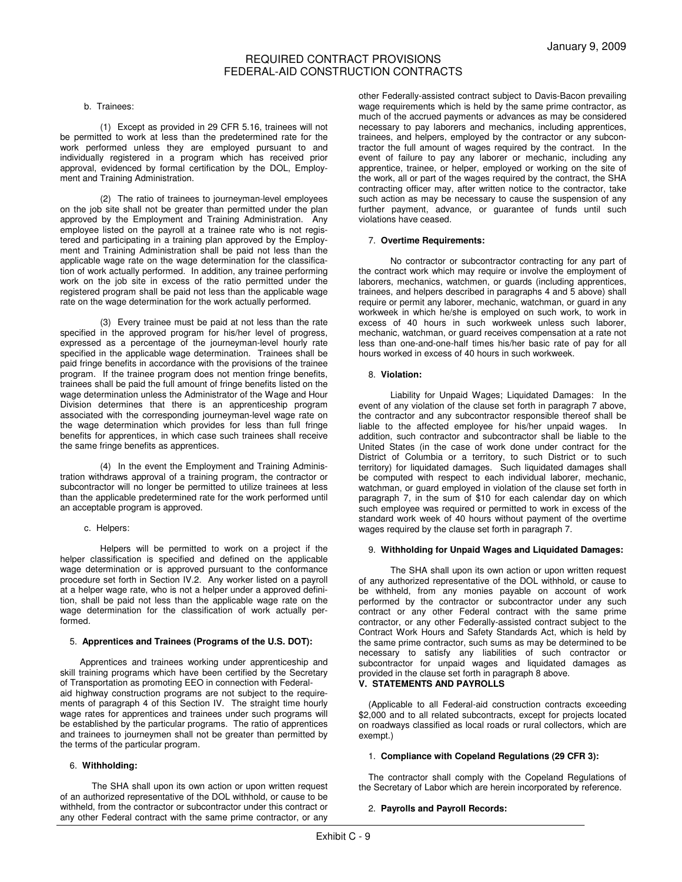b. Trainees:

(1) Except as provided in 29 CFR 5.16, trainees will not be permitted to work at less than the predetermined rate for the work performed unless they are employed pursuant to and individually registered in a program which has received prior approval, evidenced by formal certification by the DOL, Employment and Training Administration.

(2) The ratio of trainees to journeyman-level employees on the job site shall not be greater than permitted under the plan approved by the Employment and Training Administration. Any employee listed on the payroll at a trainee rate who is not registered and participating in a training plan approved by the Employment and Training Administration shall be paid not less than the applicable wage rate on the wage determination for the classification of work actually performed. In addition, any trainee performing work on the job site in excess of the ratio permitted under the registered program shall be paid not less than the applicable wage rate on the wage determination for the work actually performed.

(3) Every trainee must be paid at not less than the rate specified in the approved program for his/her level of progress, expressed as a percentage of the journeyman-level hourly rate specified in the applicable wage determination. Trainees shall be paid fringe benefits in accordance with the provisions of the trainee program. If the trainee program does not mention fringe benefits, trainees shall be paid the full amount of fringe benefits listed on the wage determination unless the Administrator of the Wage and Hour Division determines that there is an apprenticeship program associated with the corresponding journeyman-level wage rate on the wage determination which provides for less than full fringe benefits for apprentices, in which case such trainees shall receive the same fringe benefits as apprentices.

(4) In the event the Employment and Training Administration withdraws approval of a training program, the contractor or subcontractor will no longer be permitted to utilize trainees at less than the applicable predetermined rate for the work performed until an acceptable program is approved.

c. Helpers:

Helpers will be permitted to work on a project if the helper classification is specified and defined on the applicable wage determination or is approved pursuant to the conformance procedure set forth in Section IV.2. Any worker listed on a payroll at a helper wage rate, who is not a helper under a approved definition, shall be paid not less than the applicable wage rate on the wage determination for the classification of work actually performed.

5. **Apprentices and Trainees (Programs of the U.S. DOT):**

Apprentices and trainees working under apprenticeship and skill training programs which have been certified by the Secretary of Transportation as promoting EEO in connection with Federal-aid highway construction programs are not subject to the requirements of paragraph 4 of this Section IV. The straight time hourly wage rates for apprentices and trainees under such programs will be established by the particular programs. The ratio of apprentices and trainees to journeymen shall not be greater than permitted by the terms of the particular program.

6. **Withholding:**

The SHA shall upon its own action or upon written request of an authorized representative of the DOL withhold, or cause to be withheld, from the contractor or subcontractor under this contract or any other Federal contract with the same prime contractor, or any other Federally-assisted contract subject to Davis-Bacon prevailing wage requirements which is held by the same prime contractor, as much of the accrued payments or advances as may be considered necessary to pay laborers and mechanics, including apprentices, trainees, and helpers, employed by the contractor or any subcontractor the full amount of wages required by the contract. In the event of failure to pay any laborer or mechanic, including any apprentice, trainee, or helper, employed or working on the site of the work, all or part of the wages required by the contract, the SHA contracting officer may, after written notice to the contractor, take such action as may be necessary to cause the suspension of any further payment, advance, or guarantee of funds until such violations have ceased.

7. **Overtime Requirements:**

No contractor or subcontractor contracting for any part of the contract work which may require or involve the employment of laborers, mechanics, watchmen, or guards (including apprentices, trainees, and helpers described in paragraphs 4 and 5 above) shall require or permit any laborer, mechanic, watchman, or guard in any workweek in which he/she is employed on such work, to work in excess of 40 hours in such workweek unless such laborer, mechanic, watchman, or guard receives compensation at a rate not less than one-and-one-half times his/her basic rate of pay for all hours worked in excess of 40 hours in such workweek.

8. **Violation:**

Liability for Unpaid Wages; Liquidated Damages: In the event of any violation of the clause set forth in paragraph 7 above, the contractor and any subcontractor responsible thereof shall be liable to the affected employee for his/her unpaid wages. In addition, such contractor and subcontractor shall be liable to the United States (in the case of work done under contract for the District of Columbia or a territory, to such District or to such territory) for liquidated damages. Such liquidated damages shall be computed with respect to each individual laborer, mechanic, watchman, or guard employed in violation of the clause set forth in paragraph 7, in the sum of $10 for each calendar day on which such employee was required or permitted to work in excess of the standard work week of 40 hours without payment of the overtime wages required by the clause set forth in paragraph 7.

9. **Withholding for Unpaid Wages and Liquidated Damages:**

The SHA shall upon its own action or upon written request of any authorized representative of the DOL withhold, or cause to be withheld, from any monies payable on account of work performed by the contractor or subcontractor under any such contract or any other Federal contract with the same prime contractor, or any other Federally-assisted contract subject to the Contract Work Hours and Safety Standards Act, which is held by the same prime contractor, such sums as may be determined to be necessary to satisfy any liabilities of such contractor or subcontractor for unpaid wages and liquidated damages as provided in the clause set forth in paragraph 8 above.

## V. STATEMENTS AND PAYROLLS

(Applicable to all Federal-aid construction contracts exceeding $2,000 and to all related subcontracts, except for projects located on roadways classified as local roads or rural collectors, which are exempt.)

1. **Compliance with Copeland Regulations (29 CFR 3):**

The contractor shall comply with the Copeland Regulations of the Secretary of Labor which are herein incorporated by reference.

2. **Payrolls and Payroll Records:**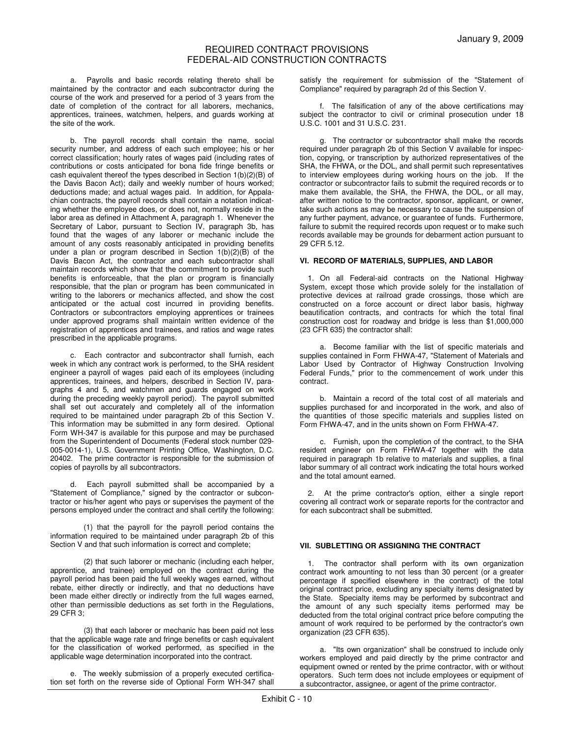a. Payrolls and basic records relating thereto shall be maintained by the contractor and each subcontractor during the course of the work and preserved for a period of 3 years from the date of completion of the contract for all laborers, mechanics, apprentices, trainees, watchmen, helpers, and guards working at the site of the work.

b. The payroll records shall contain the name, social security number, and address of each such employee; his or her correct classification; hourly rates of wages paid (including rates of contributions or costs anticipated for bona fide fringe benefits or cash equivalent thereof the types described in Section 1(b)(2)(B) of the Davis Bacon Act); daily and weekly number of hours worked; deductions made; and actual wages paid. In addition, for Appalachian contracts, the payroll records shall contain a notation indicating whether the employee does, or does not, normally reside in the labor area as defined in Attachment A, paragraph 1. Whenever the Secretary of Labor, pursuant to Section IV, paragraph 3b, has found that the wages of any laborer or mechanic include the amount of any costs reasonably anticipated in providing benefits under a plan or program described in Section 1(b)(2)(B) of the Davis Bacon Act, the contractor and each subcontractor shall maintain records which show that the commitment to provide such benefits is enforceable, that the plan or program is financially responsible, that the plan or program has been communicated in writing to the laborers or mechanics affected, and show the cost anticipated or the actual cost incurred in providing benefits. Contractors or subcontractors employing apprentices or trainees under approved programs shall maintain written evidence of the registration of apprentices and trainees, and ratios and wage rates prescribed in the applicable programs.

c. Each contractor and subcontractor shall furnish, each week in which any contract work is performed, to the SHA resident engineer a payroll of wages paid each of its employees (including apprentices, trainees, and helpers, described in Section IV, paragraphs 4 and 5, and watchmen and guards engaged on work during the preceding weekly payroll period). The payroll submitted shall set out accurately and completely all of the information required to be maintained under paragraph 2b of this Section V. This information may be submitted in any form desired. Optional Form WH-347 is available for this purpose and may be purchased from the Superintendent of Documents (Federal stock number 029-005-0014-1), U.S. Government Printing Office, Washington, D.C. 20402. The prime contractor is responsible for the submission of copies of payrolls by all subcontractors.

d. Each payroll submitted shall be accompanied by a "Statement of Compliance," signed by the contractor or subcontractor or his/her agent who pays or supervises the payment of the persons employed under the contract and shall certify the following:

(1) that the payroll for the payroll period contains the information required to be maintained under paragraph 2b of this Section V and that such information is correct and complete;

(2) that such laborer or mechanic (including each helper, apprentice, and trainee) employed on the contract during the payroll period has been paid the full weekly wages earned, without rebate, either directly or indirectly, and that no deductions have been made either directly or indirectly from the full wages earned, other than permissible deductions as set forth in the Regulations, 29 CFR 3;

(3) that each laborer or mechanic has been paid not less that the applicable wage rate and fringe benefits or cash equivalent for the classification of worked performed, as specified in the applicable wage determination incorporated into the contract.

e. The weekly submission of a properly executed certification set forth on the reverse side of Optional Form WH-347 shall satisfy the requirement for submission of the "Statement of Compliance" required by paragraph 2d of this Section V.

f. The falsification of any of the above certifications may subject the contractor to civil or criminal prosecution under 18 U.S.C. 1001 and 31 U.S.C. 231.

g. The contractor or subcontractor shall make the records required under paragraph 2b of this Section V available for inspection, copying, or transcription by authorized representatives of the SHA, the FHWA, or the DOL, and shall permit such representatives to interview employees during working hours on the job. If the contractor or subcontractor fails to submit the required records or to make them available, the SHA, the FHWA, the DOL, or all may, after written notice to the contractor, sponsor, applicant, or owner, take such actions as may be necessary to cause the suspension of any further payment, advance, or guarantee of funds. Furthermore, failure to submit the required records upon request or to make such records available may be grounds for debarment action pursuant to 29 CFR 5.12.

### VI. RECORD OF MATERIALS, SUPPLIES, AND LABOR

1. On all Federal-aid contracts on the National Highway System, except those which provide solely for the installation of protective devices at railroad grade crossings, those which are constructed on a force account or direct labor basis, highway beautification contracts, and contracts for which the total final construction cost for roadway and bridge is less than $1,000,000 (23 CFR 635) the contractor shall:

a. Become familiar with the list of specific materials and supplies contained in Form FHWA-47, "Statement of Materials and Labor Used by Contractor of Highway Construction Involving Federal Funds," prior to the commencement of work under this contract.

b. Maintain a record of the total cost of all materials and supplies purchased for and incorporated in the work, and also of the quantities of those specific materials and supplies listed on Form FHWA-47, and in the units shown on Form FHWA-47.

c. Furnish, upon the completion of the contract, to the SHA resident engineer on Form FHWA-47 together with the data required in paragraph 1b relative to materials and supplies, a final labor summary of all contract work indicating the total hours worked and the total amount earned.

2. At the prime contractor's option, either a single report covering all contract work or separate reports for the contractor and for each subcontract shall be submitted.

### VII. SUBLETTING OR ASSIGNING THE CONTRACT

1. The contractor shall perform with its own organization contract work amounting to not less than 30 percent (or a greater percentage if specified elsewhere in the contract) of the total original contract price, excluding any specialty items designated by the State. Specialty items may be performed by subcontract and the amount of any such specialty items performed may be deducted from the total original contract price before computing the amount of work required to be performed by the contractor's own organization (23 CFR 635).

a. "Its own organization" shall be construed to include only workers employed and paid directly by the prime contractor and equipment owned or rented by the prime contractor, with or without operators. Such term does not include employees or equipment of a subcontractor, assignee, or agent of the prime contractor.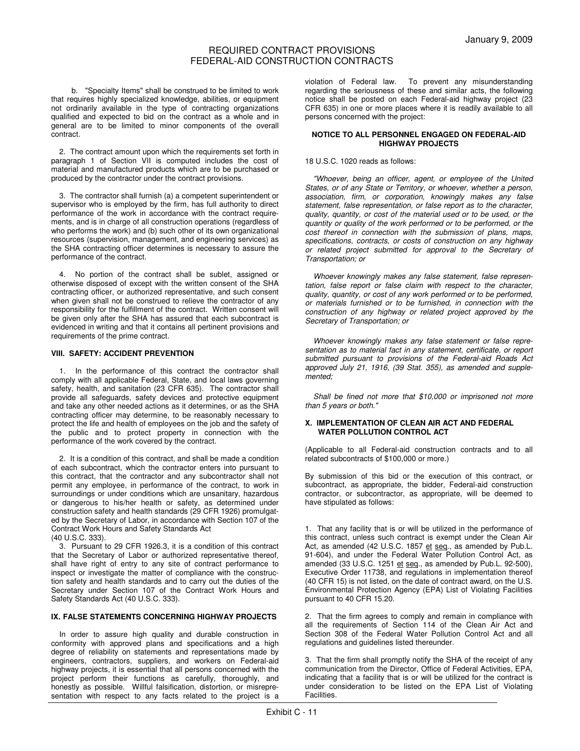b. "Specialty Items" shall be construed to be limited to work that requires highly specialized knowledge, abilities, or equipment not ordinarily available in the type of contracting organizations qualified and expected to bid on the contract as a whole and in general are to be limited to minor components of the overall contract.

2. The contract amount upon which the requirements set forth in paragraph 1 of Section VII is computed includes the cost of material and manufactured products which are to be purchased or produced by the contractor under the contract provisions.

3. The contractor shall furnish (a) a competent superintendent or supervisor who is employed by the firm, has full authority to direct performance of the work in accordance with the contract requirements, and is in charge of all construction operations (regardless of who performs the work) and (b) such other of its own organizational resources (supervision, management, and engineering services) as the SHA contracting officer determines is necessary to assure the performance of the contract.

4. No portion of the contract shall be sublet, assigned or otherwise disposed of except with the written consent of the SHA contracting officer, or authorized representative, and such consent when given shall not be construed to relieve the contractor of any responsibility for the fulfillment of the contract. Written consent will be given only after the SHA has assured that each subcontract is evidenced in writing and that it contains all pertinent provisions and requirements of the prime contract.

## VIII. SAFETY: ACCIDENT PREVENTION

1. In the performance of this contract the contractor shall comply with all applicable Federal, State, and local laws governing safety, health, and sanitation (23 CFR 635). The contractor shall provide all safeguards, safety devices and protective equipment and take any other needed actions as it determines, or as the SHA contracting officer may determine, to be reasonably necessary to protect the life and health of employees on the job and the safety of the public and to protect property in connection with the performance of the work covered by the contract.

2. It is a condition of this contract, and shall be made a condition of each subcontract, which the contractor enters into pursuant to this contract, that the contractor and any subcontractor shall not permit any employee, in performance of the contract, to work in surroundings or under conditions which are unsanitary, hazardous or dangerous to his/her health or safety, as determined under construction safety and health standards (29 CFR 1926) promulgated by the Secretary of Labor, in accordance with Section 107 of the Contract Work Hours and Safety Standards Act (40 U.S.C. 333).

3. Pursuant to 29 CFR 1926.3, it is a condition of this contract that the Secretary of Labor or authorized representative thereof, shall have right of entry to any site of contract performance to inspect or investigate the matter of compliance with the construction safety and health standards and to carry out the duties of the Secretary under Section 107 of the Contract Work Hours and Safety Standards Act (40 U.S.C. 333).

## IX. FALSE STATEMENTS CONCERNING HIGHWAY PROJECTS

In order to assure high quality and durable construction in conformity with approved plans and specifications and a high degree of reliability on statements and representations made by engineers, contractors, suppliers, and workers on Federal-aid highway projects, it is essential that all persons concerned with the project perform their functions as carefully, thoroughly, and honestly as possible. Willful falsification, distortion, or misrepresentation with respect to any facts related to the project is a violation of Federal law. To prevent any misunderstanding regarding the seriousness of these and similar acts, the following notice shall be posted on each Federal-aid highway project (23 CFR 635) in one or more places where it is readily available to all persons concerned with the project:

**NOTICE TO ALL PERSONNEL ENGAGED ON FEDERAL-AID HIGHWAY PROJECTS**

18 U.S.C. 1020 reads as follows:

*"Whoever, being an officer, agent, or employee of the United States, or of any State or Territory, or whoever, whether a person, association, firm, or corporation, knowingly makes any false statement, false representation, or false report as to the character, quality, quantity, or cost of the material used or to be used, or the quantity or quality of the work performed or to be performed, or the cost thereof in connection with the submission of plans, maps, specifications, contracts, or costs of construction on any highway or related project submitted for approval to the Secretary of Transportation; or*

*Whoever knowingly makes any false statement, false representation, false report or false claim with respect to the character, quality, quantity, or cost of any work performed or to be performed, or materials furnished or to be furnished, in connection with the construction of any highway or related project approved by the Secretary of Transportation; or*

*Whoever knowingly makes any false statement or false representation as to material fact in any statement, certificate, or report submitted pursuant to provisions of the Federal-aid Roads Act approved July 21, 1916, (39 Stat. 355), as amended and supplemented;*

*Shall be fined not more that $10,000 or imprisoned not more than 5 years or both."*

## X. IMPLEMENTATION OF CLEAN AIR ACT AND FEDERAL WATER POLLUTION CONTROL ACT

(Applicable to all Federal-aid construction contracts and to all related subcontracts of $100,000 or more.)

By submission of this bid or the execution of this contract, or subcontract, as appropriate, the bidder, Federal-aid construction contractor, or subcontractor, as appropriate, will be deemed to have stipulated as follows:

1. That any facility that is or will be utilized in the performance of this contract, unless such contract is exempt under the Clean Air Act, as amended (42 U.S.C. 1857 et seq., as amended by Pub.L. 91-604), and under the Federal Water Pollution Control Act, as amended (33 U.S.C. 1251 et seq., as amended by Pub.L. 92-500), Executive Order 11738, and regulations in implementation thereof (40 CFR 15) is not listed, on the date of contract award, on the U.S. Environmental Protection Agency (EPA) List of Violating Facilities pursuant to 40 CFR 15.20.

2. That the firm agrees to comply and remain in compliance with all the requirements of Section 114 of the Clean Air Act and Section 308 of the Federal Water Pollution Control Act and all regulations and guidelines listed thereunder.

3. That the firm shall promptly notify the SHA of the receipt of any communication from the Director, Office of Federal Activities, EPA, indicating that a facility that is or will be utilized for the contract is under consideration to be listed on the EPA List of Violating Facilities.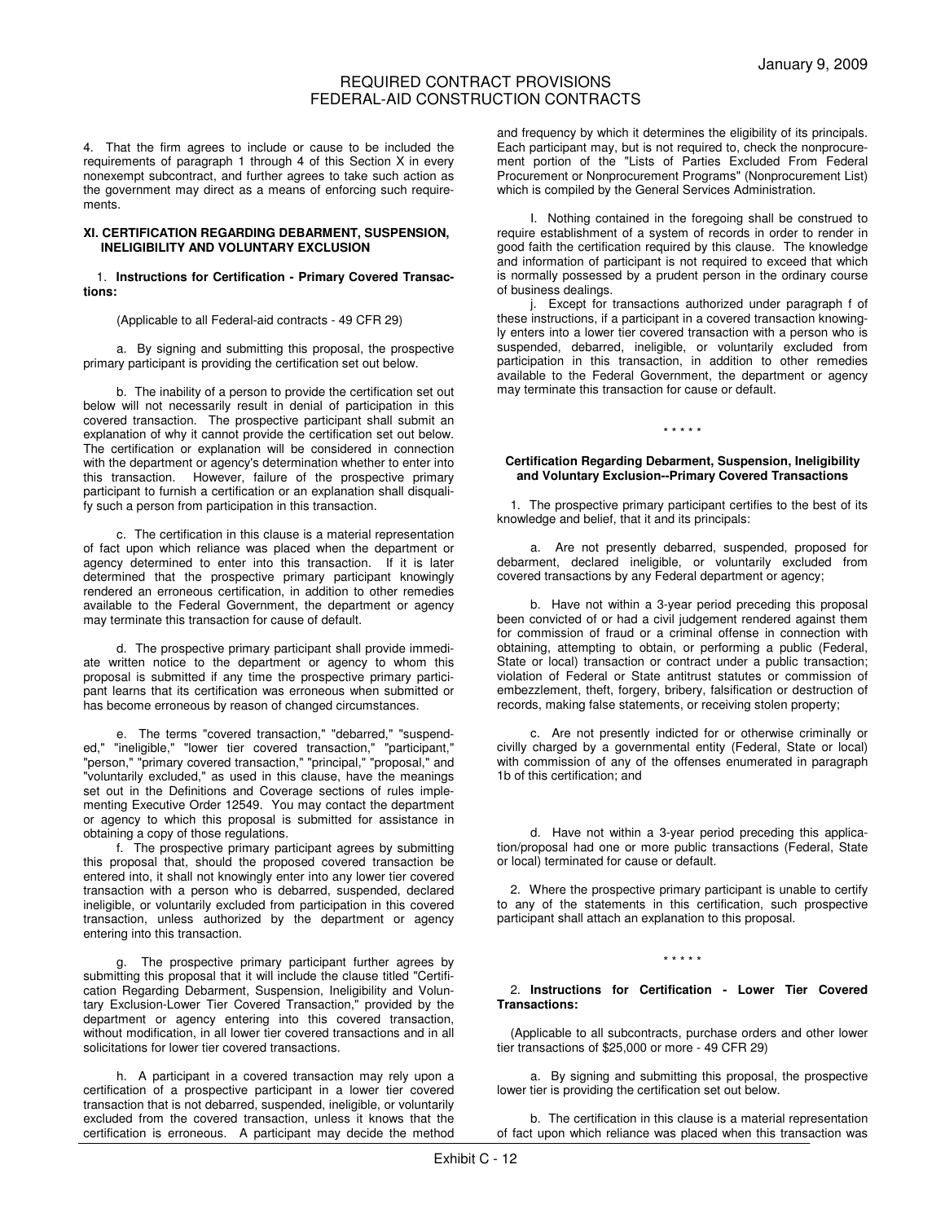4. That the firm agrees to include or cause to be included the requirements of paragraph 1 through 4 of this Section X in every nonexempt subcontract, and further agrees to take such action as the government may direct as a means of enforcing such requirements.

### XI. CERTIFICATION REGARDING DEBARMENT, SUSPENSION, INELIGIBILITY AND VOLUNTARY EXCLUSION

1. **Instructions for Certification - Primary Covered Transactions:**

(Applicable to all Federal-aid contracts - 49 CFR 29)

a. By signing and submitting this proposal, the prospective primary participant is providing the certification set out below.

b. The inability of a person to provide the certification set out below will not necessarily result in denial of participation in this covered transaction. The prospective participant shall submit an explanation of why it cannot provide the certification set out below. The certification or explanation will be considered in connection with the department or agency's determination whether to enter into this transaction. However, failure of the prospective primary participant to furnish a certification or an explanation shall disqualify such a person from participation in this transaction.

c. The certification in this clause is a material representation of fact upon which reliance was placed when the department or agency determined to enter into this transaction. If it is later determined that the prospective primary participant knowingly rendered an erroneous certification, in addition to other remedies available to the Federal Government, the department or agency may terminate this transaction for cause of default.

d. The prospective primary participant shall provide immediate written notice to the department or agency to whom this proposal is submitted if any time the prospective primary participant learns that its certification was erroneous when submitted or has become erroneous by reason of changed circumstances.

e. The terms "covered transaction," "debarred," "suspended," "ineligible," "lower tier covered transaction," "participant," "person," "primary covered transaction," "principal," "proposal," and "voluntarily excluded," as used in this clause, have the meanings set out in the Definitions and Coverage sections of rules implementing Executive Order 12549. You may contact the department or agency to which this proposal is submitted for assistance in obtaining a copy of those regulations.

f. The prospective primary participant agrees by submitting this proposal that, should the proposed covered transaction be entered into, it shall not knowingly enter into any lower tier covered transaction with a person who is debarred, suspended, declared ineligible, or voluntarily excluded from participation in this covered transaction, unless authorized by the department or agency entering into this transaction.

g. The prospective primary participant further agrees by submitting this proposal that it will include the clause titled "Certification Regarding Debarment, Suspension, Ineligibility and Voluntary Exclusion-Lower Tier Covered Transaction," provided by the department or agency entering into this covered transaction, without modification, in all lower tier covered transactions and in all solicitations for lower tier covered transactions.

h. A participant in a covered transaction may rely upon a certification of a prospective participant in a lower tier covered transaction that is not debarred, suspended, ineligible, or voluntarily excluded from the covered transaction, unless it knows that the certification is erroneous. A participant may decide the method and frequency by which it determines the eligibility of its principals. Each participant may, but is not required to, check the nonprocurement portion of the "Lists of Parties Excluded From Federal Procurement or Nonprocurement Programs" (Nonprocurement List) which is compiled by the General Services Administration.

I. Nothing contained in the foregoing shall be construed to require establishment of a system of records in order to render in good faith the certification required by this clause. The knowledge and information of participant is not required to exceed that which is normally possessed by a prudent person in the ordinary course of business dealings.

j. Except for transactions authorized under paragraph f of these instructions, if a participant in a covered transaction knowingly enters into a lower tier covered transaction with a person who is suspended, debarred, ineligible, or voluntarily excluded from participation in this transaction, in addition to other remedies available to the Federal Government, the department or agency may terminate this transaction for cause or default.

\* \* \* \* \*

**Certification Regarding Debarment, Suspension, Ineligibility and Voluntary Exclusion--Primary Covered Transactions**

1. The prospective primary participant certifies to the best of its knowledge and belief, that it and its principals:

a. Are not presently debarred, suspended, proposed for debarment, declared ineligible, or voluntarily excluded from covered transactions by any Federal department or agency;

b. Have not within a 3-year period preceding this proposal been convicted of or had a civil judgement rendered against them for commission of fraud or a criminal offense in connection with obtaining, attempting to obtain, or performing a public (Federal, State or local) transaction or contract under a public transaction; violation of Federal or State antitrust statutes or commission of embezzlement, theft, forgery, bribery, falsification or destruction of records, making false statements, or receiving stolen property;

c. Are not presently indicted for or otherwise criminally or civilly charged by a governmental entity (Federal, State or local) with commission of any of the offenses enumerated in paragraph 1b of this certification; and

d. Have not within a 3-year period preceding this application/proposal had one or more public transactions (Federal, State or local) terminated for cause or default.

2. Where the prospective primary participant is unable to certify to any of the statements in this certification, such prospective participant shall attach an explanation to this proposal.

\* \* \* \* \*

2. **Instructions for Certification - Lower Tier Covered Transactions:**

(Applicable to all subcontracts, purchase orders and other lower tier transactions of $25,000 or more - 49 CFR 29)

a. By signing and submitting this proposal, the prospective lower tier is providing the certification set out below.

b. The certification in this clause is a material representation of fact upon which reliance was placed when this transaction was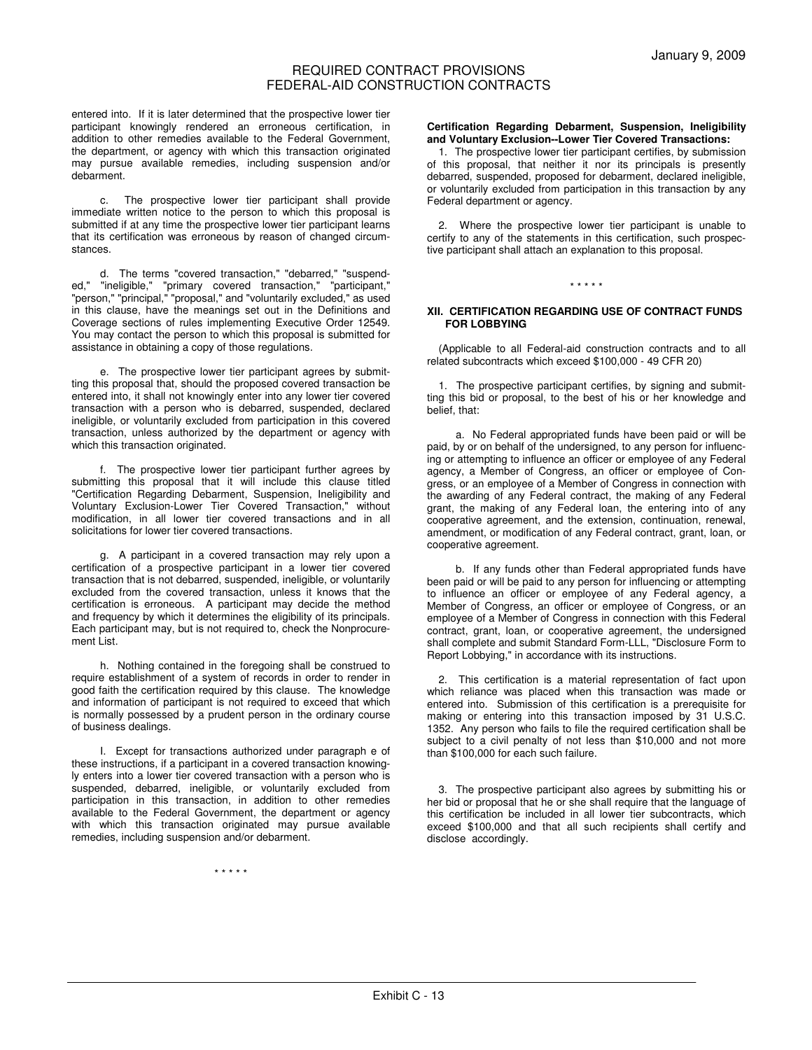entered into. If it is later determined that the prospective lower tier participant knowingly rendered an erroneous certification, in addition to other remedies available to the Federal Government, the department, or agency with which this transaction originated may pursue available remedies, including suspension and/or debarment.

c. The prospective lower tier participant shall provide immediate written notice to the person to which this proposal is submitted if at any time the prospective lower tier participant learns that its certification was erroneous by reason of changed circumstances.

d. The terms "covered transaction," "debarred," "suspended," "ineligible," "primary covered transaction," "participant," "person," "principal," "proposal," and "voluntarily excluded," as used in this clause, have the meanings set out in the Definitions and Coverage sections of rules implementing Executive Order 12549. You may contact the person to which this proposal is submitted for assistance in obtaining a copy of those regulations.

e. The prospective lower tier participant agrees by submitting this proposal that, should the proposed covered transaction be entered into, it shall not knowingly enter into any lower tier covered transaction with a person who is debarred, suspended, declared ineligible, or voluntarily excluded from participation in this covered transaction, unless authorized by the department or agency with which this transaction originated.

f. The prospective lower tier participant further agrees by submitting this proposal that it will include this clause titled "Certification Regarding Debarment, Suspension, Ineligibility and Voluntary Exclusion-Lower Tier Covered Transaction," without modification, in all lower tier covered transactions and in all solicitations for lower tier covered transactions.

g. A participant in a covered transaction may rely upon a certification of a prospective participant in a lower tier covered transaction that is not debarred, suspended, ineligible, or voluntarily excluded from the covered transaction, unless it knows that the certification is erroneous. A participant may decide the method and frequency by which it determines the eligibility of its principals. Each participant may, but is not required to, check the Nonprocurement List.

h. Nothing contained in the foregoing shall be construed to require establishment of a system of records in order to render in good faith the certification required by this clause. The knowledge and information of participant is not required to exceed that which is normally possessed by a prudent person in the ordinary course of business dealings.

I. Except for transactions authorized under paragraph e of these instructions, if a participant in a covered transaction knowingly enters into a lower tier covered transaction with a person who is suspended, debarred, ineligible, or voluntarily excluded from participation in this transaction, in addition to other remedies available to the Federal Government, the department or agency with which this transaction originated may pursue available remedies, including suspension and/or debarment.

\* \* \* \* \*

**Certification Regarding Debarment, Suspension, Ineligibility and Voluntary Exclusion--Lower Tier Covered Transactions:**

1. The prospective lower tier participant certifies, by submission of this proposal, that neither it nor its principals is presently debarred, suspended, proposed for debarment, declared ineligible, or voluntarily excluded from participation in this transaction by any Federal department or agency.

2. Where the prospective lower tier participant is unable to certify to any of the statements in this certification, such prospective participant shall attach an explanation to this proposal.

\* \* \* \* \*

### XII. CERTIFICATION REGARDING USE OF CONTRACT FUNDS FOR LOBBYING

(Applicable to all Federal-aid construction contracts and to all related subcontracts which exceed $100,000 - 49 CFR 20)

1. The prospective participant certifies, by signing and submitting this bid or proposal, to the best of his or her knowledge and belief, that:

a. No Federal appropriated funds have been paid or will be paid, by or on behalf of the undersigned, to any person for influencing or attempting to influence an officer or employee of any Federal agency, a Member of Congress, an officer or employee of Congress, or an employee of a Member of Congress in connection with the awarding of any Federal contract, the making of any Federal grant, the making of any Federal loan, the entering into of any cooperative agreement, and the extension, continuation, renewal, amendment, or modification of any Federal contract, grant, loan, or cooperative agreement.

b. If any funds other than Federal appropriated funds have been paid or will be paid to any person for influencing or attempting to influence an officer or employee of any Federal agency, a Member of Congress, an officer or employee of Congress, or an employee of a Member of Congress in connection with this Federal contract, grant, loan, or cooperative agreement, the undersigned shall complete and submit Standard Form-LLL, "Disclosure Form to Report Lobbying," in accordance with its instructions.

2. This certification is a material representation of fact upon which reliance was placed when this transaction was made or entered into. Submission of this certification is a prerequisite for making or entering into this transaction imposed by 31 U.S.C. 1352. Any person who fails to file the required certification shall be subject to a civil penalty of not less than $10,000 and not more than $100,000 for each such failure.

3. The prospective participant also agrees by submitting his or her bid or proposal that he or she shall require that the language of this certification be included in all lower tier subcontracts, which exceed $100,000 and that all such recipients shall certify and disclose accordingly.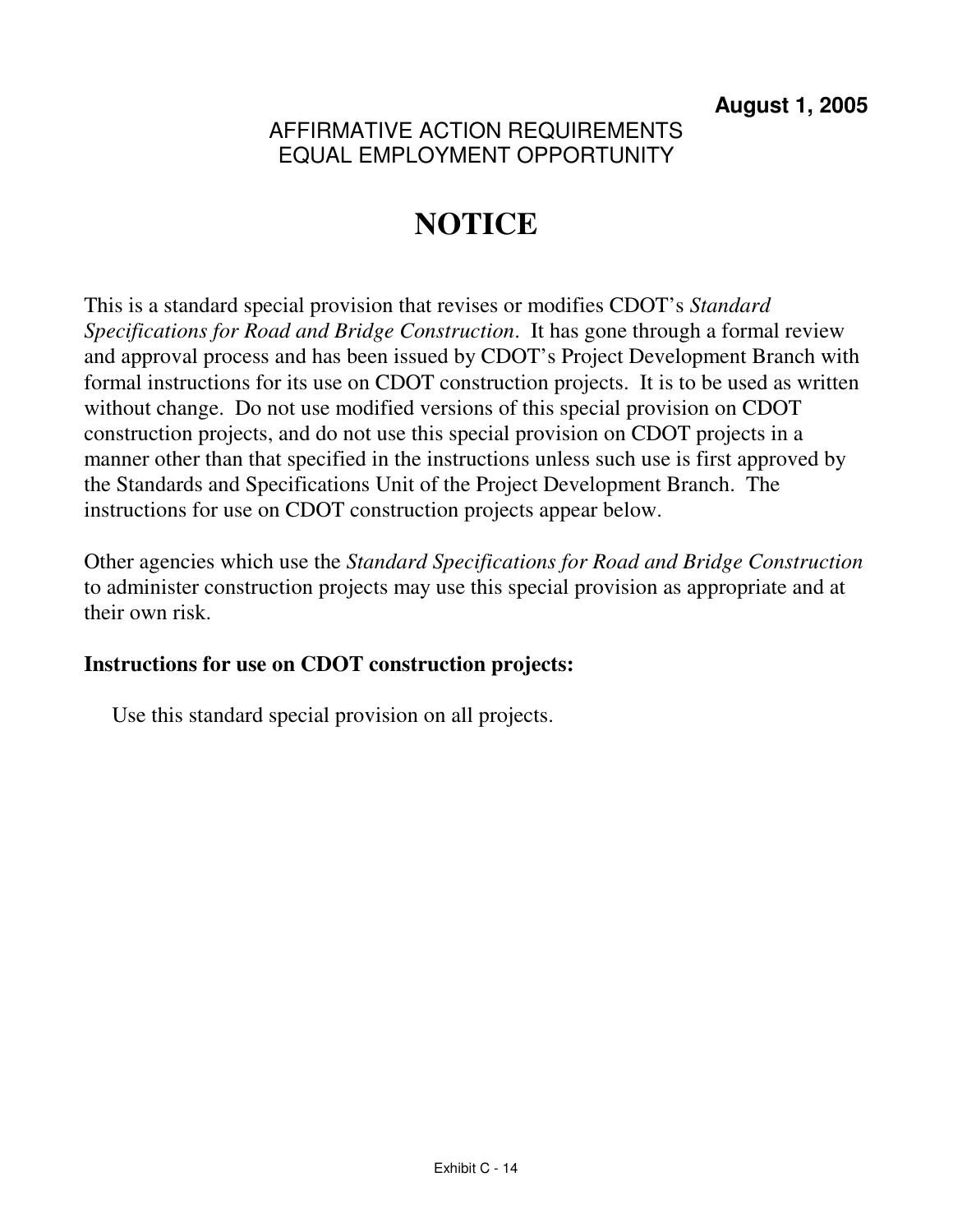**August 1, 2005**

AFFIRMATIVE ACTION REQUIREMENTS
EQUAL EMPLOYMENT OPPORTUNITY

# NOTICE

This is a standard special provision that revises or modifies CDOT's *Standard Specifications for Road and Bridge Construction*. It has gone through a formal review and approval process and has been issued by CDOT's Project Development Branch with formal instructions for its use on CDOT construction projects. It is to be used as written without change. Do not use modified versions of this special provision on CDOT construction projects, and do not use this special provision on CDOT projects in a manner other than that specified in the instructions unless such use is first approved by the Standards and Specifications Unit of the Project Development Branch. The instructions for use on CDOT construction projects appear below.

Other agencies which use the *Standard Specifications for Road and Bridge Construction* to administer construction projects may use this special provision as appropriate and at their own risk.

**Instructions for use on CDOT construction projects:**

Use this standard special provision on all projects.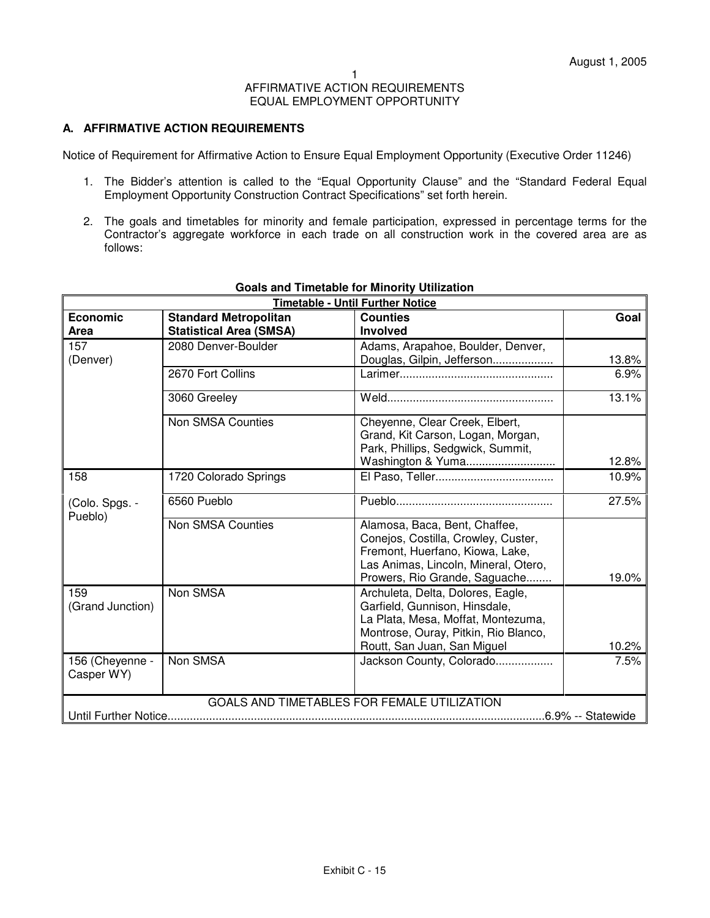August 1, 2005

1

AFFIRMATIVE ACTION REQUIREMENTS
EQUAL EMPLOYMENT OPPORTUNITY

**A. AFFIRMATIVE ACTION REQUIREMENTS**

Notice of Requirement for Affirmative Action to Ensure Equal Employment Opportunity (Executive Order 11246)

1. The Bidder's attention is called to the "Equal Opportunity Clause" and the "Standard Federal Equal Employment Opportunity Construction Contract Specifications" set forth herein.

2. The goals and timetables for minority and female participation, expressed in percentage terms for the Contractor's aggregate workforce in each trade on all construction work in the covered area are as follows:

**Goals and Timetable for Minority Utilization**

**Timetable - Until Further Notice**

| Economic Area | Standard Metropolitan Statistical Area (SMSA) | Counties Involved | Goal |
|---|---|---|---|
| 157 (Denver) | 2080 Denver-Boulder | Adams, Arapahoe, Boulder, Denver, Douglas, Gilpin, Jefferson.................. | 13.8% |
| | 2670 Fort Collins | Larimer............................................... | 6.9% |
| | 3060 Greeley | Weld................................................... | 13.1% |
| | Non SMSA Counties | Cheyenne, Clear Creek, Elbert, Grand, Kit Carson, Logan, Morgan, Park, Phillips, Sedgwick, Summit, Washington & Yuma........................... | 12.8% |
| 158 (Colo. Spgs. - Pueblo) | 1720 Colorado Springs | El Paso, Teller.................................... | 10.9% |
| | 6560 Pueblo | Pueblo................................................ | 27.5% |
| | Non SMSA Counties | Alamosa, Baca, Bent, Chaffee, Conejos, Costilla, Crowley, Custer, Fremont, Huerfano, Kiowa, Lake, Las Animas, Lincoln, Mineral, Otero, Prowers, Rio Grande, Saguache........ | 19.0% |
| 159 (Grand Junction) | Non SMSA | Archuleta, Delta, Dolores, Eagle, Garfield, Gunnison, Hinsdale, La Plata, Mesa, Moffat, Montezuma, Montrose, Ouray, Pitkin, Rio Blanco, Routt, San Juan, San Miguel | 10.2% |
| 156 (Cheyenne - Casper WY) | Non SMSA | Jackson County, Colorado................. | 7.5% |

GOALS AND TIMETABLES FOR FEMALE UTILIZATION

Until Further Notice....................................................................................................6.9% -- Statewide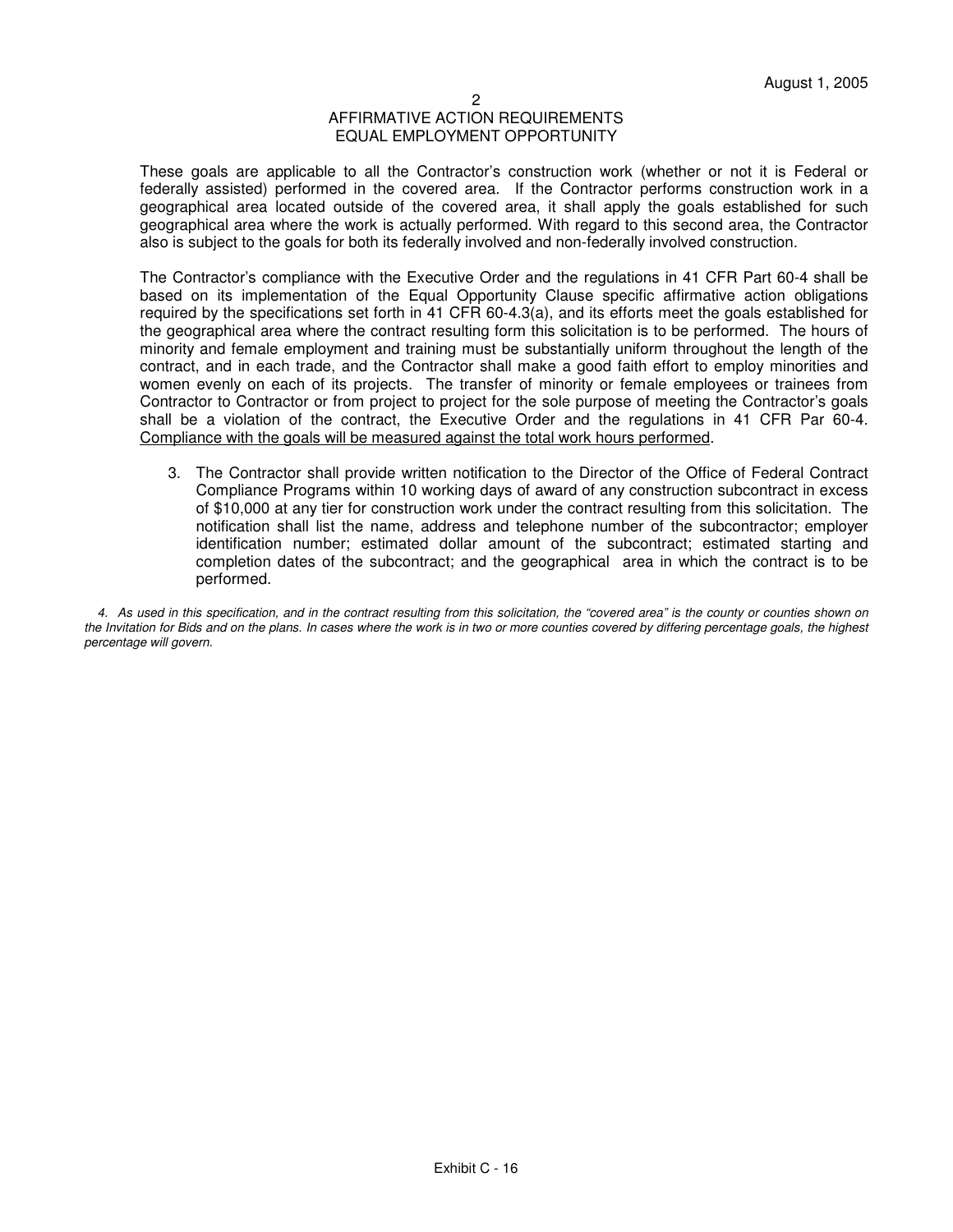## AFFIRMATIVE ACTION REQUIREMENTS
## EQUAL EMPLOYMENT OPPORTUNITY

These goals are applicable to all the Contractor's construction work (whether or not it is Federal or federally assisted) performed in the covered area. If the Contractor performs construction work in a geographical area located outside of the covered area, it shall apply the goals established for such geographical area where the work is actually performed. With regard to this second area, the Contractor also is subject to the goals for both its federally involved and non-federally involved construction.

The Contractor's compliance with the Executive Order and the regulations in 41 CFR Part 60-4 shall be based on its implementation of the Equal Opportunity Clause specific affirmative action obligations required by the specifications set forth in 41 CFR 60-4.3(a), and its efforts meet the goals established for the geographical area where the contract resulting form this solicitation is to be performed. The hours of minority and female employment and training must be substantially uniform throughout the length of the contract, and in each trade, and the Contractor shall make a good faith effort to employ minorities and women evenly on each of its projects. The transfer of minority or female employees or trainees from Contractor to Contractor or from project to project for the sole purpose of meeting the Contractor's goals shall be a violation of the contract, the Executive Order and the regulations in 41 CFR Par 60-4. <u>Compliance with the goals will be measured against the total work hours performed</u>.

3. The Contractor shall provide written notification to the Director of the Office of Federal Contract Compliance Programs within 10 working days of award of any construction subcontract in excess of $10,000 at any tier for construction work under the contract resulting from this solicitation. The notification shall list the name, address and telephone number of the subcontractor; employer identification number; estimated dollar amount of the subcontract; estimated starting and completion dates of the subcontract; and the geographical area in which the contract is to be performed.

*4. As used in this specification, and in the contract resulting from this solicitation, the "covered area" is the county or counties shown on the Invitation for Bids and on the plans. In cases where the work is in two or more counties covered by differing percentage goals, the highest percentage will govern.*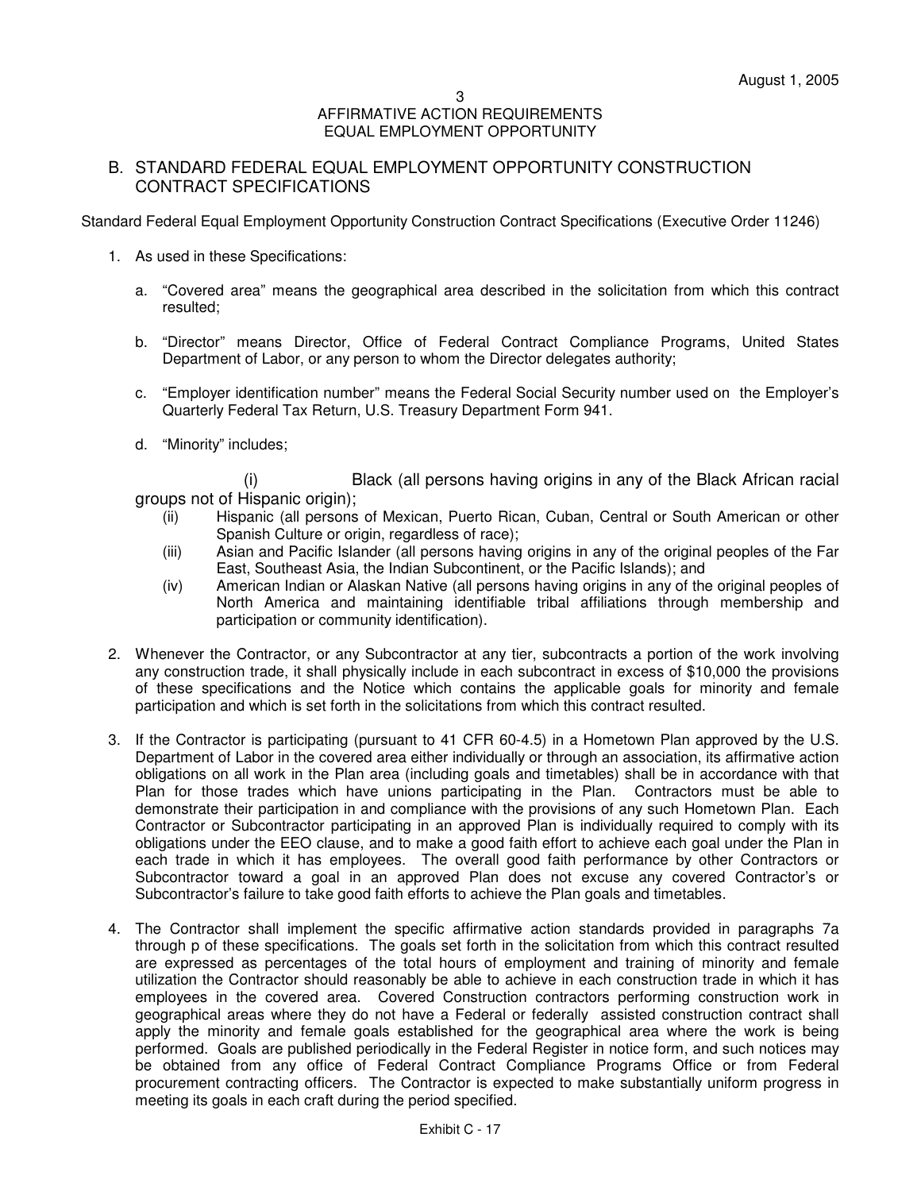## AFFIRMATIVE ACTION REQUIREMENTS
## EQUAL EMPLOYMENT OPPORTUNITY

## B. STANDARD FEDERAL EQUAL EMPLOYMENT OPPORTUNITY CONSTRUCTION CONTRACT SPECIFICATIONS

Standard Federal Equal Employment Opportunity Construction Contract Specifications (Executive Order 11246)

1. As used in these Specifications:

   a. "Covered area" means the geographical area described in the solicitation from which this contract resulted;

   b. "Director" means Director, Office of Federal Contract Compliance Programs, United States Department of Labor, or any person to whom the Director delegates authority;

   c. "Employer identification number" means the Federal Social Security number used on the Employer's Quarterly Federal Tax Return, U.S. Treasury Department Form 941.

   d. "Minority" includes;

      (i) Black (all persons having origins in any of the Black African racial groups not of Hispanic origin);

      (ii) Hispanic (all persons of Mexican, Puerto Rican, Cuban, Central or South American or other Spanish Culture or origin, regardless of race);

      (iii) Asian and Pacific Islander (all persons having origins in any of the original peoples of the Far East, Southeast Asia, the Indian Subcontinent, or the Pacific Islands); and

      (iv) American Indian or Alaskan Native (all persons having origins in any of the original peoples of North America and maintaining identifiable tribal affiliations through membership and participation or community identification).

2. Whenever the Contractor, or any Subcontractor at any tier, subcontracts a portion of the work involving any construction trade, it shall physically include in each subcontract in excess of $10,000 the provisions of these specifications and the Notice which contains the applicable goals for minority and female participation and which is set forth in the solicitations from which this contract resulted.

3. If the Contractor is participating (pursuant to 41 CFR 60-4.5) in a Hometown Plan approved by the U.S. Department of Labor in the covered area either individually or through an association, its affirmative action obligations on all work in the Plan area (including goals and timetables) shall be in accordance with that Plan for those trades which have unions participating in the Plan. Contractors must be able to demonstrate their participation in and compliance with the provisions of any such Hometown Plan. Each Contractor or Subcontractor participating in an approved Plan is individually required to comply with its obligations under the EEO clause, and to make a good faith effort to achieve each goal under the Plan in each trade in which it has employees. The overall good faith performance by other Contractors or Subcontractor toward a goal in an approved Plan does not excuse any covered Contractor's or Subcontractor's failure to take good faith efforts to achieve the Plan goals and timetables.

4. The Contractor shall implement the specific affirmative action standards provided in paragraphs 7a through p of these specifications. The goals set forth in the solicitation from which this contract resulted are expressed as percentages of the total hours of employment and training of minority and female utilization the Contractor should reasonably be able to achieve in each construction trade in which it has employees in the covered area. Covered Construction contractors performing construction work in geographical areas where they do not have a Federal or federally assisted construction contract shall apply the minority and female goals established for the geographical area where the work is being performed. Goals are published periodically in the Federal Register in notice form, and such notices may be obtained from any office of Federal Contract Compliance Programs Office or from Federal procurement contracting officers. The Contractor is expected to make substantially uniform progress in meeting its goals in each craft during the period specified.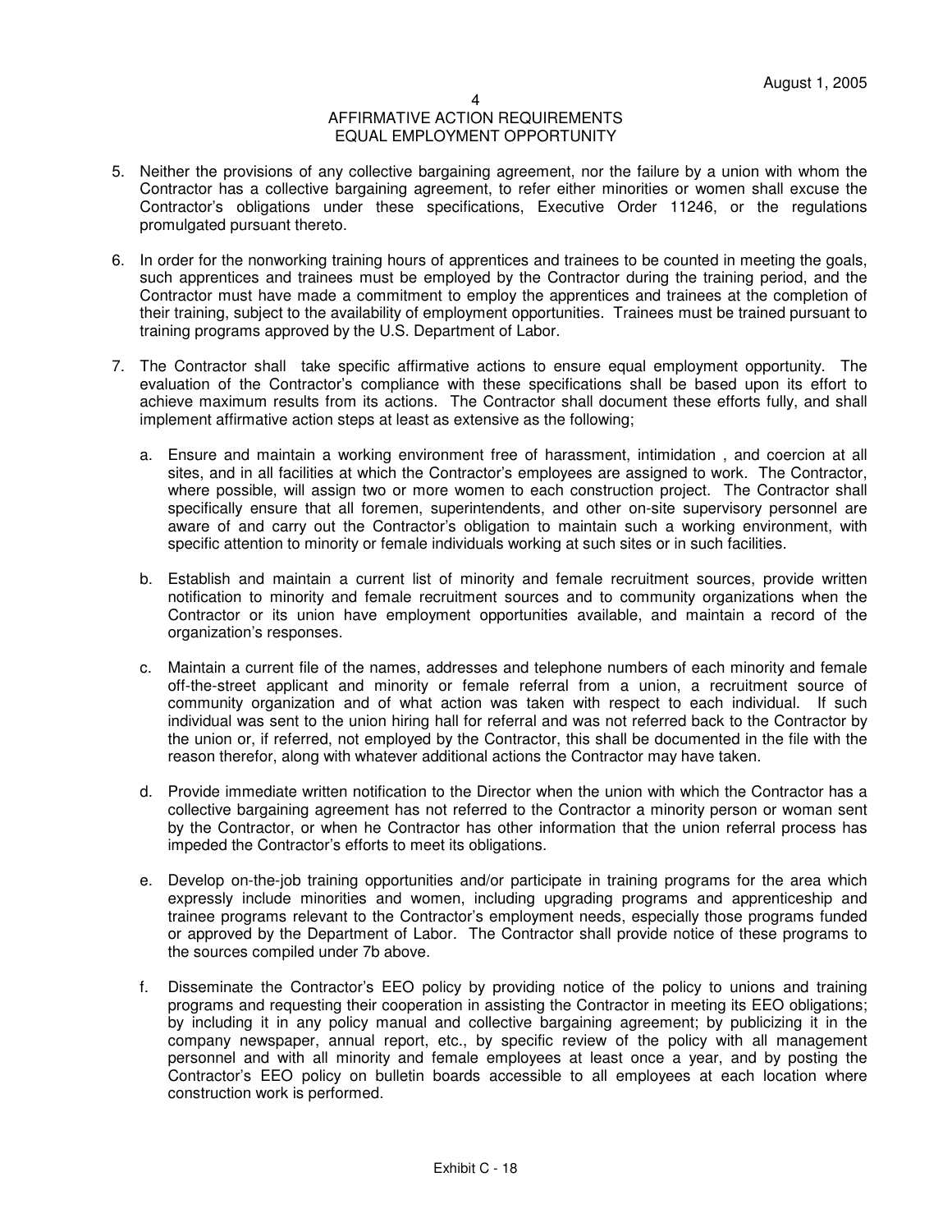## AFFIRMATIVE ACTION REQUIREMENTS
## EQUAL EMPLOYMENT OPPORTUNITY

5. Neither the provisions of any collective bargaining agreement, nor the failure by a union with whom the Contractor has a collective bargaining agreement, to refer either minorities or women shall excuse the Contractor's obligations under these specifications, Executive Order 11246, or the regulations promulgated pursuant thereto.

6. In order for the nonworking training hours of apprentices and trainees to be counted in meeting the goals, such apprentices and trainees must be employed by the Contractor during the training period, and the Contractor must have made a commitment to employ the apprentices and trainees at the completion of their training, subject to the availability of employment opportunities. Trainees must be trained pursuant to training programs approved by the U.S. Department of Labor.

7. The Contractor shall take specific affirmative actions to ensure equal employment opportunity. The evaluation of the Contractor's compliance with these specifications shall be based upon its effort to achieve maximum results from its actions. The Contractor shall document these efforts fully, and shall implement affirmative action steps at least as extensive as the following;

   a. Ensure and maintain a working environment free of harassment, intimidation , and coercion at all sites, and in all facilities at which the Contractor's employees are assigned to work. The Contractor, where possible, will assign two or more women to each construction project. The Contractor shall specifically ensure that all foremen, superintendents, and other on-site supervisory personnel are aware of and carry out the Contractor's obligation to maintain such a working environment, with specific attention to minority or female individuals working at such sites or in such facilities.

   b. Establish and maintain a current list of minority and female recruitment sources, provide written notification to minority and female recruitment sources and to community organizations when the Contractor or its union have employment opportunities available, and maintain a record of the organization's responses.

   c. Maintain a current file of the names, addresses and telephone numbers of each minority and female off-the-street applicant and minority or female referral from a union, a recruitment source of community organization and of what action was taken with respect to each individual. If such individual was sent to the union hiring hall for referral and was not referred back to the Contractor by the union or, if referred, not employed by the Contractor, this shall be documented in the file with the reason therefor, along with whatever additional actions the Contractor may have taken.

   d. Provide immediate written notification to the Director when the union with which the Contractor has a collective bargaining agreement has not referred to the Contractor a minority person or woman sent by the Contractor, or when he Contractor has other information that the union referral process has impeded the Contractor's efforts to meet its obligations.

   e. Develop on-the-job training opportunities and/or participate in training programs for the area which expressly include minorities and women, including upgrading programs and apprenticeship and trainee programs relevant to the Contractor's employment needs, especially those programs funded or approved by the Department of Labor. The Contractor shall provide notice of these programs to the sources compiled under 7b above.

   f. Disseminate the Contractor's EEO policy by providing notice of the policy to unions and training programs and requesting their cooperation in assisting the Contractor in meeting its EEO obligations; by including it in any policy manual and collective bargaining agreement; by publicizing it in the company newspaper, annual report, etc., by specific review of the policy with all management personnel and with all minority and female employees at least once a year, and by posting the Contractor's EEO policy on bulletin boards accessible to all employees at each location where construction work is performed.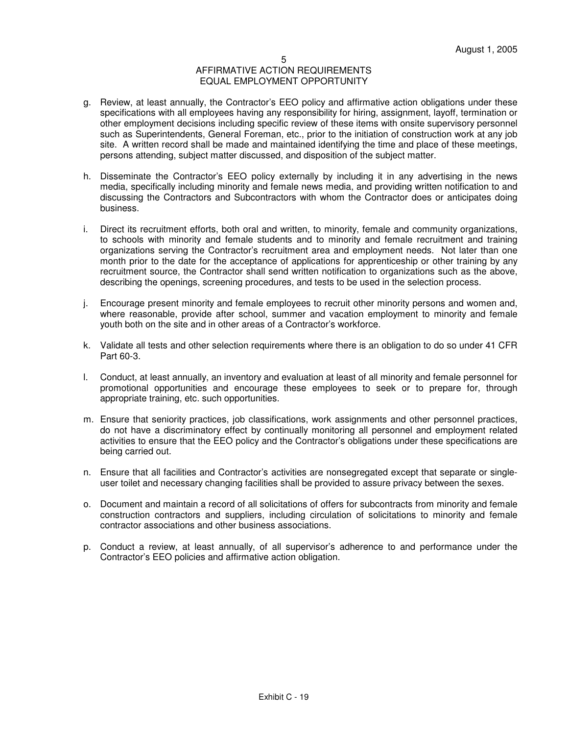## AFFIRMATIVE ACTION REQUIREMENTS
## EQUAL EMPLOYMENT OPPORTUNITY

g. Review, at least annually, the Contractor's EEO policy and affirmative action obligations under these specifications with all employees having any responsibility for hiring, assignment, layoff, termination or other employment decisions including specific review of these items with onsite supervisory personnel such as Superintendents, General Foreman, etc., prior to the initiation of construction work at any job site. A written record shall be made and maintained identifying the time and place of these meetings, persons attending, subject matter discussed, and disposition of the subject matter.

h. Disseminate the Contractor's EEO policy externally by including it in any advertising in the news media, specifically including minority and female news media, and providing written notification to and discussing the Contractors and Subcontractors with whom the Contractor does or anticipates doing business.

i. Direct its recruitment efforts, both oral and written, to minority, female and community organizations, to schools with minority and female students and to minority and female recruitment and training organizations serving the Contractor's recruitment area and employment needs. Not later than one month prior to the date for the acceptance of applications for apprenticeship or other training by any recruitment source, the Contractor shall send written notification to organizations such as the above, describing the openings, screening procedures, and tests to be used in the selection process.

j. Encourage present minority and female employees to recruit other minority persons and women and, where reasonable, provide after school, summer and vacation employment to minority and female youth both on the site and in other areas of a Contractor's workforce.

k. Validate all tests and other selection requirements where there is an obligation to do so under 41 CFR Part 60-3.

l. Conduct, at least annually, an inventory and evaluation at least of all minority and female personnel for promotional opportunities and encourage these employees to seek or to prepare for, through appropriate training, etc. such opportunities.

m. Ensure that seniority practices, job classifications, work assignments and other personnel practices, do not have a discriminatory effect by continually monitoring all personnel and employment related activities to ensure that the EEO policy and the Contractor's obligations under these specifications are being carried out.

n. Ensure that all facilities and Contractor's activities are nonsegregated except that separate or single-user toilet and necessary changing facilities shall be provided to assure privacy between the sexes.

o. Document and maintain a record of all solicitations of offers for subcontracts from minority and female construction contractors and suppliers, including circulation of solicitations to minority and female contractor associations and other business associations.

p. Conduct a review, at least annually, of all supervisor's adherence to and performance under the Contractor's EEO policies and affirmative action obligation.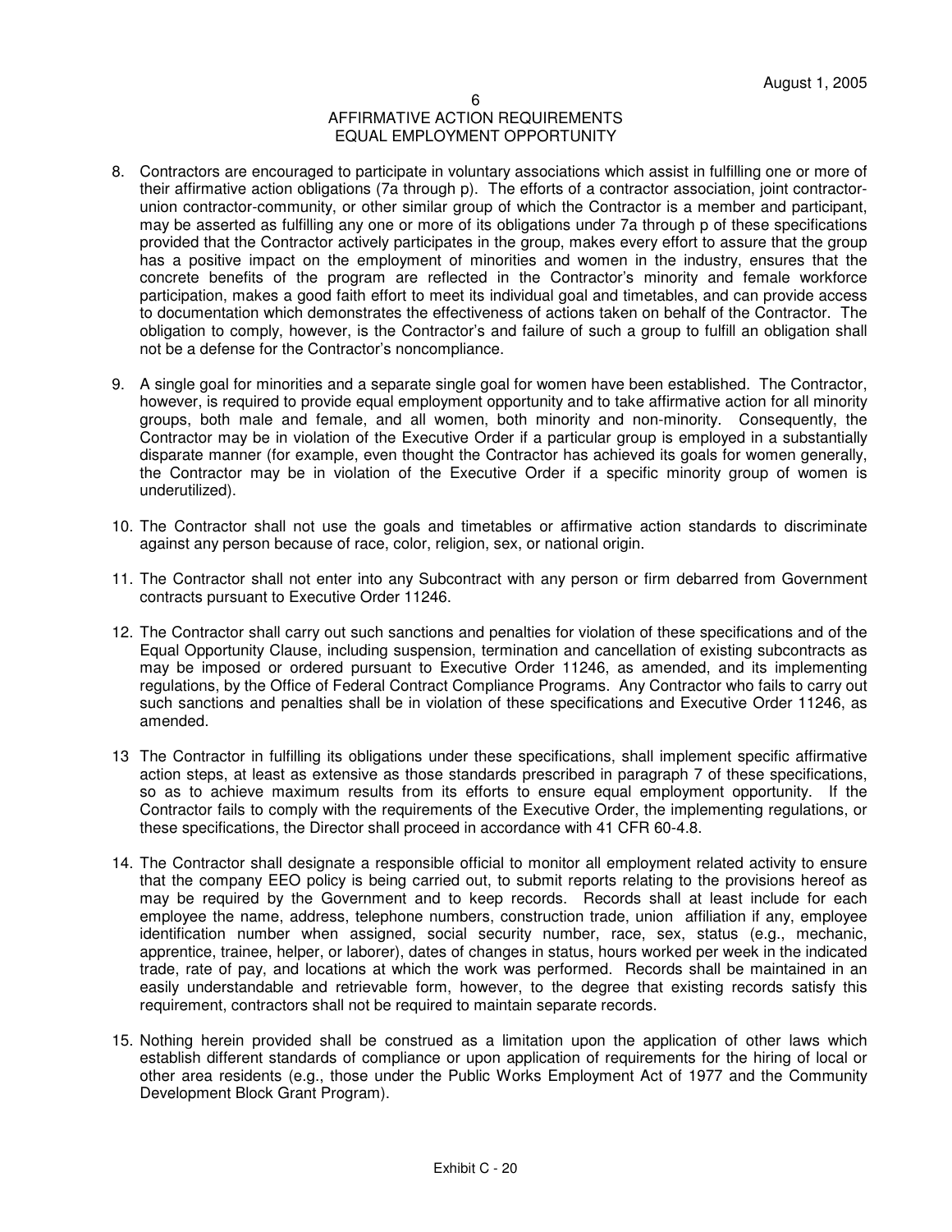## AFFIRMATIVE ACTION REQUIREMENTS
## EQUAL EMPLOYMENT OPPORTUNITY

8. Contractors are encouraged to participate in voluntary associations which assist in fulfilling one or more of their affirmative action obligations (7a through p). The efforts of a contractor association, joint contractor-union contractor-community, or other similar group of which the Contractor is a member and participant, may be asserted as fulfilling any one or more of its obligations under 7a through p of these specifications provided that the Contractor actively participates in the group, makes every effort to assure that the group has a positive impact on the employment of minorities and women in the industry, ensures that the concrete benefits of the program are reflected in the Contractor's minority and female workforce participation, makes a good faith effort to meet its individual goal and timetables, and can provide access to documentation which demonstrates the effectiveness of actions taken on behalf of the Contractor. The obligation to comply, however, is the Contractor's and failure of such a group to fulfill an obligation shall not be a defense for the Contractor's noncompliance.

9. A single goal for minorities and a separate single goal for women have been established. The Contractor, however, is required to provide equal employment opportunity and to take affirmative action for all minority groups, both male and female, and all women, both minority and non-minority. Consequently, the Contractor may be in violation of the Executive Order if a particular group is employed in a substantially disparate manner (for example, even thought the Contractor has achieved its goals for women generally, the Contractor may be in violation of the Executive Order if a specific minority group of women is underutilized).

10. The Contractor shall not use the goals and timetables or affirmative action standards to discriminate against any person because of race, color, religion, sex, or national origin.

11. The Contractor shall not enter into any Subcontract with any person or firm debarred from Government contracts pursuant to Executive Order 11246.

12. The Contractor shall carry out such sanctions and penalties for violation of these specifications and of the Equal Opportunity Clause, including suspension, termination and cancellation of existing subcontracts as may be imposed or ordered pursuant to Executive Order 11246, as amended, and its implementing regulations, by the Office of Federal Contract Compliance Programs. Any Contractor who fails to carry out such sanctions and penalties shall be in violation of these specifications and Executive Order 11246, as amended.

13 The Contractor in fulfilling its obligations under these specifications, shall implement specific affirmative action steps, at least as extensive as those standards prescribed in paragraph 7 of these specifications, so as to achieve maximum results from its efforts to ensure equal employment opportunity. If the Contractor fails to comply with the requirements of the Executive Order, the implementing regulations, or these specifications, the Director shall proceed in accordance with 41 CFR 60-4.8.

14. The Contractor shall designate a responsible official to monitor all employment related activity to ensure that the company EEO policy is being carried out, to submit reports relating to the provisions hereof as may be required by the Government and to keep records. Records shall at least include for each employee the name, address, telephone numbers, construction trade, union affiliation if any, employee identification number when assigned, social security number, race, sex, status (e.g., mechanic, apprentice, trainee, helper, or laborer), dates of changes in status, hours worked per week in the indicated trade, rate of pay, and locations at which the work was performed. Records shall be maintained in an easily understandable and retrievable form, however, to the degree that existing records satisfy this requirement, contractors shall not be required to maintain separate records.

15. Nothing herein provided shall be construed as a limitation upon the application of other laws which establish different standards of compliance or upon application of requirements for the hiring of local or other area residents (e.g., those under the Public Works Employment Act of 1977 and the Community Development Block Grant Program).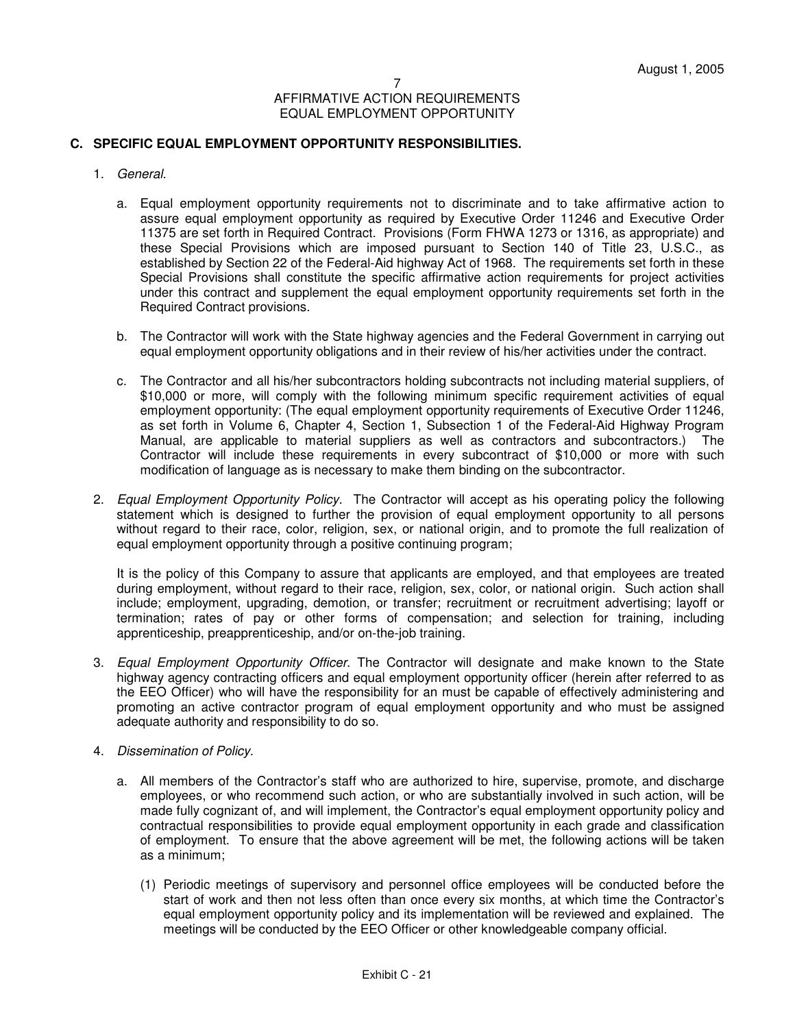## 7
## AFFIRMATIVE ACTION REQUIREMENTS
## EQUAL EMPLOYMENT OPPORTUNITY

### C. SPECIFIC EQUAL EMPLOYMENT OPPORTUNITY RESPONSIBILITIES.

1. *General.*

   a. Equal employment opportunity requirements not to discriminate and to take affirmative action to assure equal employment opportunity as required by Executive Order 11246 and Executive Order 11375 are set forth in Required Contract. Provisions (Form FHWA 1273 or 1316, as appropriate) and these Special Provisions which are imposed pursuant to Section 140 of Title 23, U.S.C., as established by Section 22 of the Federal-Aid highway Act of 1968. The requirements set forth in these Special Provisions shall constitute the specific affirmative action requirements for project activities under this contract and supplement the equal employment opportunity requirements set forth in the Required Contract provisions.

   b. The Contractor will work with the State highway agencies and the Federal Government in carrying out equal employment opportunity obligations and in their review of his/her activities under the contract.

   c. The Contractor and all his/her subcontractors holding subcontracts not including material suppliers, of $10,000 or more, will comply with the following minimum specific requirement activities of equal employment opportunity: (The equal employment opportunity requirements of Executive Order 11246, as set forth in Volume 6, Chapter 4, Section 1, Subsection 1 of the Federal-Aid Highway Program Manual, are applicable to material suppliers as well as contractors and subcontractors.) The Contractor will include these requirements in every subcontract of $10,000 or more with such modification of language as is necessary to make them binding on the subcontractor.

2. *Equal Employment Opportunity Policy*. The Contractor will accept as his operating policy the following statement which is designed to further the provision of equal employment opportunity to all persons without regard to their race, color, religion, sex, or national origin, and to promote the full realization of equal employment opportunity through a positive continuing program;

   It is the policy of this Company to assure that applicants are employed, and that employees are treated during employment, without regard to their race, religion, sex, color, or national origin. Such action shall include; employment, upgrading, demotion, or transfer; recruitment or recruitment advertising; layoff or termination; rates of pay or other forms of compensation; and selection for training, including apprenticeship, preapprenticeship, and/or on-the-job training.

3. *Equal Employment Opportunity Officer*. The Contractor will designate and make known to the State highway agency contracting officers and equal employment opportunity officer (herein after referred to as the EEO Officer) who will have the responsibility for an must be capable of effectively administering and promoting an active contractor program of equal employment opportunity and who must be assigned adequate authority and responsibility to do so.

4. *Dissemination of Policy*.

   a. All members of the Contractor's staff who are authorized to hire, supervise, promote, and discharge employees, or who recommend such action, or who are substantially involved in such action, will be made fully cognizant of, and will implement, the Contractor's equal employment opportunity policy and contractual responsibilities to provide equal employment opportunity in each grade and classification of employment. To ensure that the above agreement will be met, the following actions will be taken as a minimum;

      (1) Periodic meetings of supervisory and personnel office employees will be conducted before the start of work and then not less often than once every six months, at which time the Contractor's equal employment opportunity policy and its implementation will be reviewed and explained. The meetings will be conducted by the EEO Officer or other knowledgeable company official.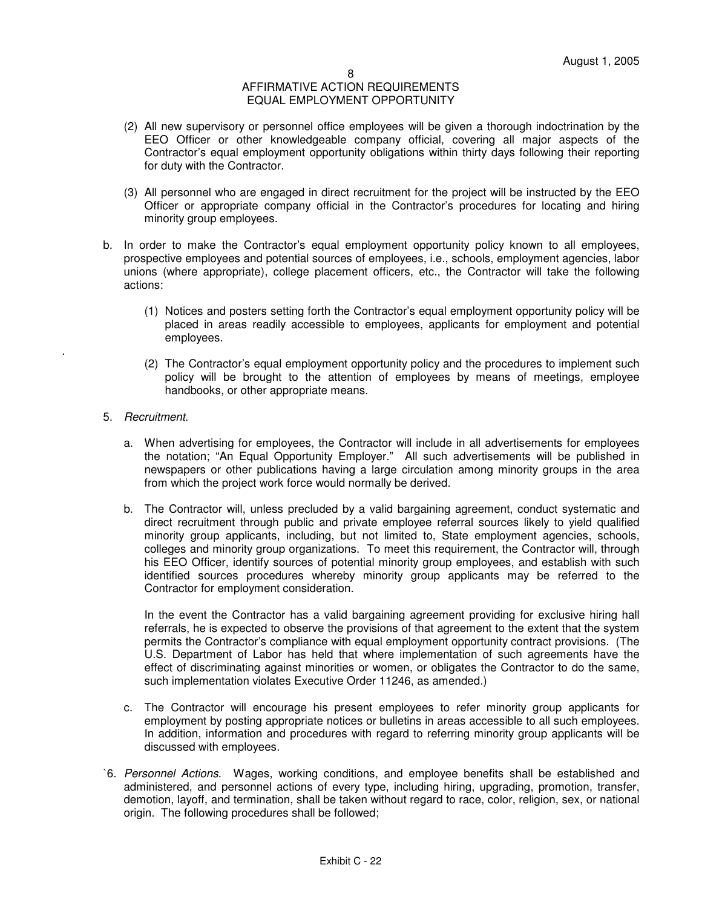(2) All new supervisory or personnel office employees will be given a thorough indoctrination by the EEO Officer or other knowledgeable company official, covering all major aspects of the Contractor's equal employment opportunity obligations within thirty days following their reporting for duty with the Contractor.

(3) All personnel who are engaged in direct recruitment for the project will be instructed by the EEO Officer or appropriate company official in the Contractor's procedures for locating and hiring minority group employees.

b. In order to make the Contractor's equal employment opportunity policy known to all employees, prospective employees and potential sources of employees, i.e., schools, employment agencies, labor unions (where appropriate), college placement officers, etc., the Contractor will take the following actions:

(1) Notices and posters setting forth the Contractor's equal employment opportunity policy will be placed in areas readily accessible to employees, applicants for employment and potential employees.

(2) The Contractor's equal employment opportunity policy and the procedures to implement such policy will be brought to the attention of employees by means of meetings, employee handbooks, or other appropriate means.

5. *Recruitment*.

a. When advertising for employees, the Contractor will include in all advertisements for employees the notation; "An Equal Opportunity Employer." All such advertisements will be published in newspapers or other publications having a large circulation among minority groups in the area from which the project work force would normally be derived.

b. The Contractor will, unless precluded by a valid bargaining agreement, conduct systematic and direct recruitment through public and private employee referral sources likely to yield qualified minority group applicants, including, but not limited to, State employment agencies, schools, colleges and minority group organizations. To meet this requirement, the Contractor will, through his EEO Officer, identify sources of potential minority group employees, and establish with such identified sources procedures whereby minority group applicants may be referred to the Contractor for employment consideration.

In the event the Contractor has a valid bargaining agreement providing for exclusive hiring hall referrals, he is expected to observe the provisions of that agreement to the extent that the system permits the Contractor's compliance with equal employment opportunity contract provisions. (The U.S. Department of Labor has held that where implementation of such agreements have the effect of discriminating against minorities or women, or obligates the Contractor to do the same, such implementation violates Executive Order 11246, as amended.)

c. The Contractor will encourage his present employees to refer minority group applicants for employment by posting appropriate notices or bulletins in areas accessible to all such employees. In addition, information and procedures with regard to referring minority group applicants will be discussed with employees.

`6. *Personnel Actions*. Wages, working conditions, and employee benefits shall be established and administered, and personnel actions of every type, including hiring, upgrading, promotion, transfer, demotion, layoff, and termination, shall be taken without regard to race, color, religion, sex, or national origin. The following procedures shall be followed;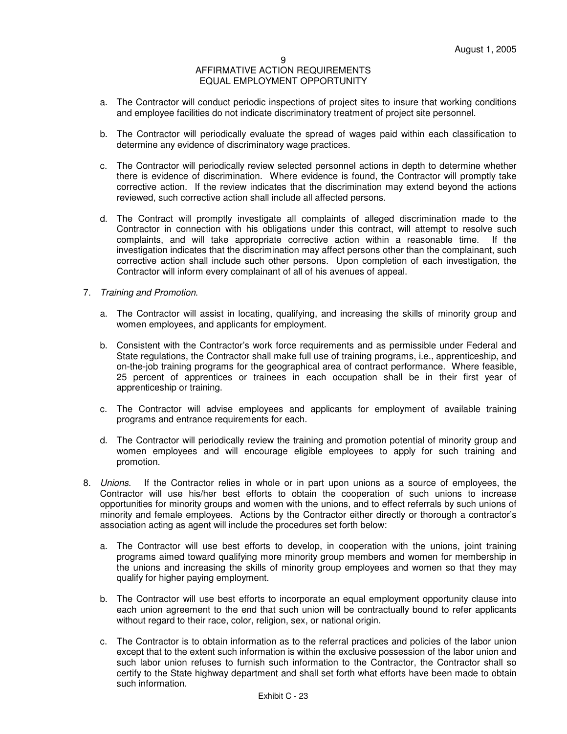a. The Contractor will conduct periodic inspections of project sites to insure that working conditions and employee facilities do not indicate discriminatory treatment of project site personnel.

b. The Contractor will periodically evaluate the spread of wages paid within each classification to determine any evidence of discriminatory wage practices.

c. The Contractor will periodically review selected personnel actions in depth to determine whether there is evidence of discrimination. Where evidence is found, the Contractor will promptly take corrective action. If the review indicates that the discrimination may extend beyond the actions reviewed, such corrective action shall include all affected persons.

d. The Contract will promptly investigate all complaints of alleged discrimination made to the Contractor in connection with his obligations under this contract, will attempt to resolve such complaints, and will take appropriate corrective action within a reasonable time. If the investigation indicates that the discrimination may affect persons other than the complainant, such corrective action shall include such other persons. Upon completion of each investigation, the Contractor will inform every complainant of all of his avenues of appeal.

7. *Training and Promotion*.

   a. The Contractor will assist in locating, qualifying, and increasing the skills of minority group and women employees, and applicants for employment.

   b. Consistent with the Contractor's work force requirements and as permissible under Federal and State regulations, the Contractor shall make full use of training programs, i.e., apprenticeship, and on-the-job training programs for the geographical area of contract performance. Where feasible, 25 percent of apprentices or trainees in each occupation shall be in their first year of apprenticeship or training.

   c. The Contractor will advise employees and applicants for employment of available training programs and entrance requirements for each.

   d. The Contractor will periodically review the training and promotion potential of minority group and women employees and will encourage eligible employees to apply for such training and promotion.

8. *Unions*. If the Contractor relies in whole or in part upon unions as a source of employees, the Contractor will use his/her best efforts to obtain the cooperation of such unions to increase opportunities for minority groups and women with the unions, and to effect referrals by such unions of minority and female employees. Actions by the Contractor either directly or thorough a contractor's association acting as agent will include the procedures set forth below:

   a. The Contractor will use best efforts to develop, in cooperation with the unions, joint training programs aimed toward qualifying more minority group members and women for membership in the unions and increasing the skills of minority group employees and women so that they may qualify for higher paying employment.

   b. The Contractor will use best efforts to incorporate an equal employment opportunity clause into each union agreement to the end that such union will be contractually bound to refer applicants without regard to their race, color, religion, sex, or national origin.

   c. The Contractor is to obtain information as to the referral practices and policies of the labor union except that to the extent such information is within the exclusive possession of the labor union and such labor union refuses to furnish such information to the Contractor, the Contractor shall so certify to the State highway department and shall set forth what efforts have been made to obtain such information.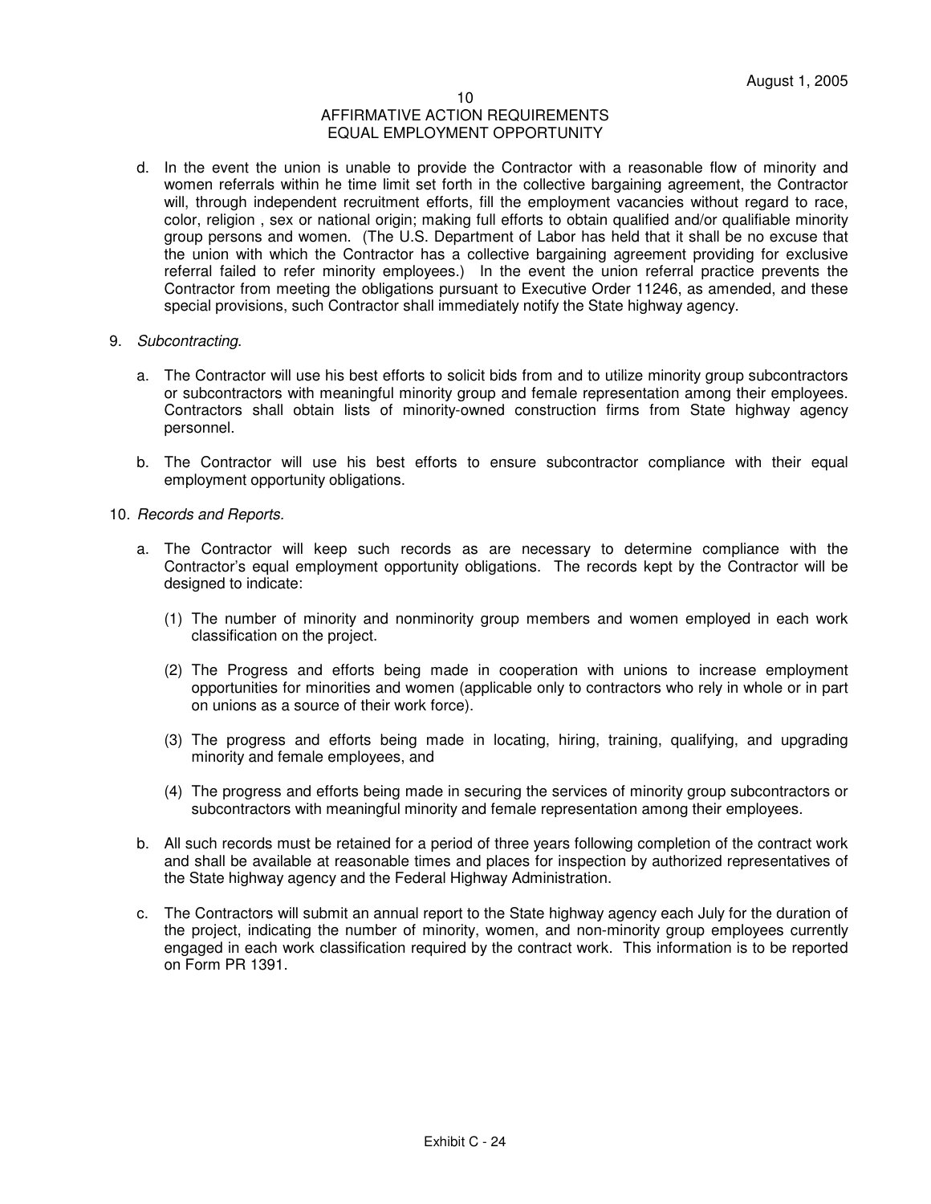AFFIRMATIVE ACTION REQUIREMENTS
EQUAL EMPLOYMENT OPPORTUNITY

d. In the event the union is unable to provide the Contractor with a reasonable flow of minority and women referrals within he time limit set forth in the collective bargaining agreement, the Contractor will, through independent recruitment efforts, fill the employment vacancies without regard to race, color, religion , sex or national origin; making full efforts to obtain qualified and/or qualifiable minority group persons and women. (The U.S. Department of Labor has held that it shall be no excuse that the union with which the Contractor has a collective bargaining agreement providing for exclusive referral failed to refer minority employees.) In the event the union referral practice prevents the Contractor from meeting the obligations pursuant to Executive Order 11246, as amended, and these special provisions, such Contractor shall immediately notify the State highway agency.

9. *Subcontracting*.

   a. The Contractor will use his best efforts to solicit bids from and to utilize minority group subcontractors or subcontractors with meaningful minority group and female representation among their employees. Contractors shall obtain lists of minority-owned construction firms from State highway agency personnel.

   b. The Contractor will use his best efforts to ensure subcontractor compliance with their equal employment opportunity obligations.

10. *Records and Reports.*

    a. The Contractor will keep such records as are necessary to determine compliance with the Contractor's equal employment opportunity obligations. The records kept by the Contractor will be designed to indicate:

       (1) The number of minority and nonminority group members and women employed in each work classification on the project.

       (2) The Progress and efforts being made in cooperation with unions to increase employment opportunities for minorities and women (applicable only to contractors who rely in whole or in part on unions as a source of their work force).

       (3) The progress and efforts being made in locating, hiring, training, qualifying, and upgrading minority and female employees, and

       (4) The progress and efforts being made in securing the services of minority group subcontractors or subcontractors with meaningful minority and female representation among their employees.

    b. All such records must be retained for a period of three years following completion of the contract work and shall be available at reasonable times and places for inspection by authorized representatives of the State highway agency and the Federal Highway Administration.

    c. The Contractors will submit an annual report to the State highway agency each July for the duration of the project, indicating the number of minority, women, and non-minority group employees currently engaged in each work classification required by the contract work. This information is to be reported on Form PR 1391.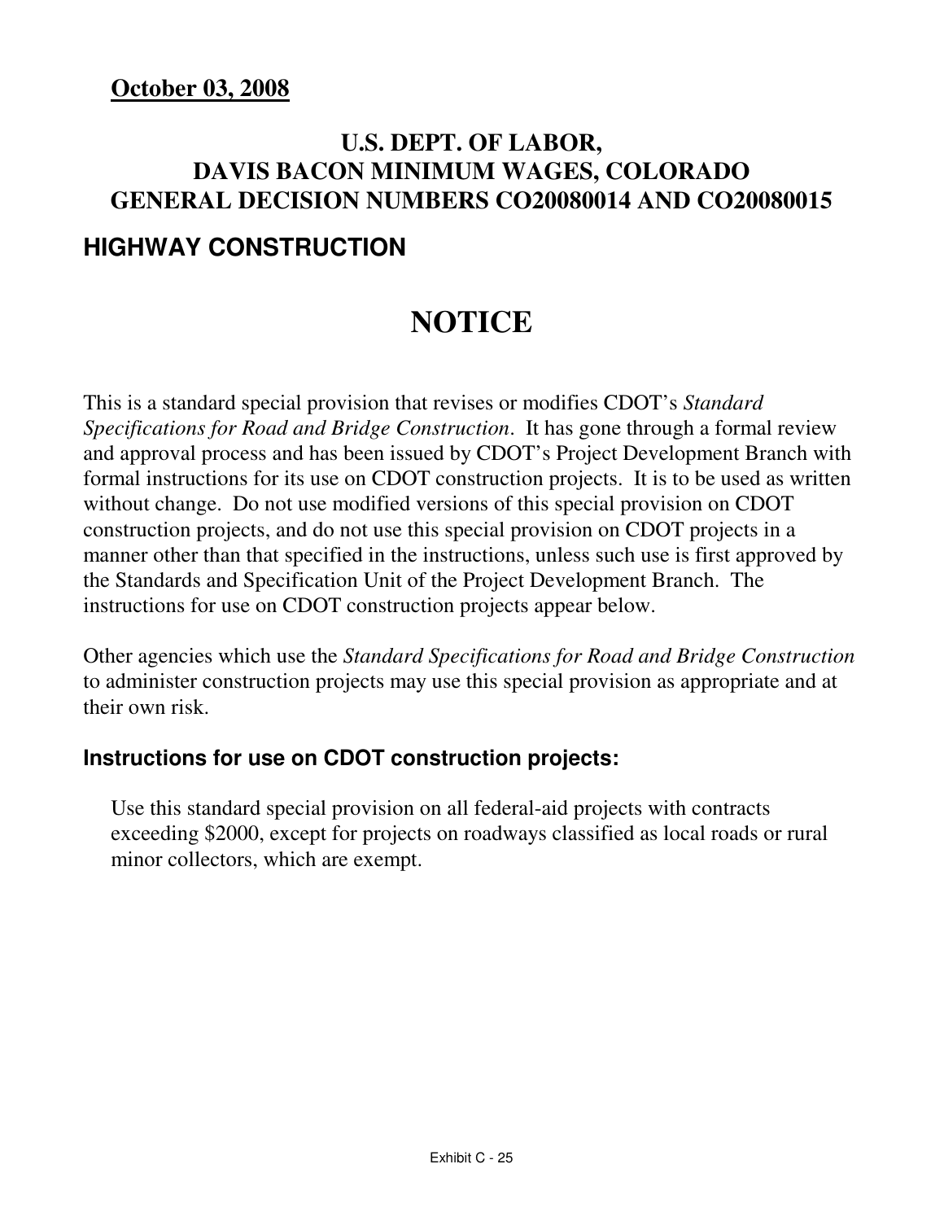**October 03, 2008**

## U.S. DEPT. OF LABOR,
## DAVIS BACON MINIMUM WAGES, COLORADO
## GENERAL DECISION NUMBERS CO20080014 AND CO20080015

### HIGHWAY CONSTRUCTION

# NOTICE

This is a standard special provision that revises or modifies CDOT's *Standard Specifications for Road and Bridge Construction*. It has gone through a formal review and approval process and has been issued by CDOT's Project Development Branch with formal instructions for its use on CDOT construction projects. It is to be used as written without change. Do not use modified versions of this special provision on CDOT construction projects, and do not use this special provision on CDOT projects in a manner other than that specified in the instructions, unless such use is first approved by the Standards and Specification Unit of the Project Development Branch. The instructions for use on CDOT construction projects appear below.

Other agencies which use the *Standard Specifications for Road and Bridge Construction* to administer construction projects may use this special provision as appropriate and at their own risk.

### Instructions for use on CDOT construction projects:

Use this standard special provision on all federal-aid projects with contracts exceeding $2000, except for projects on roadways classified as local roads or rural minor collectors, which are exempt.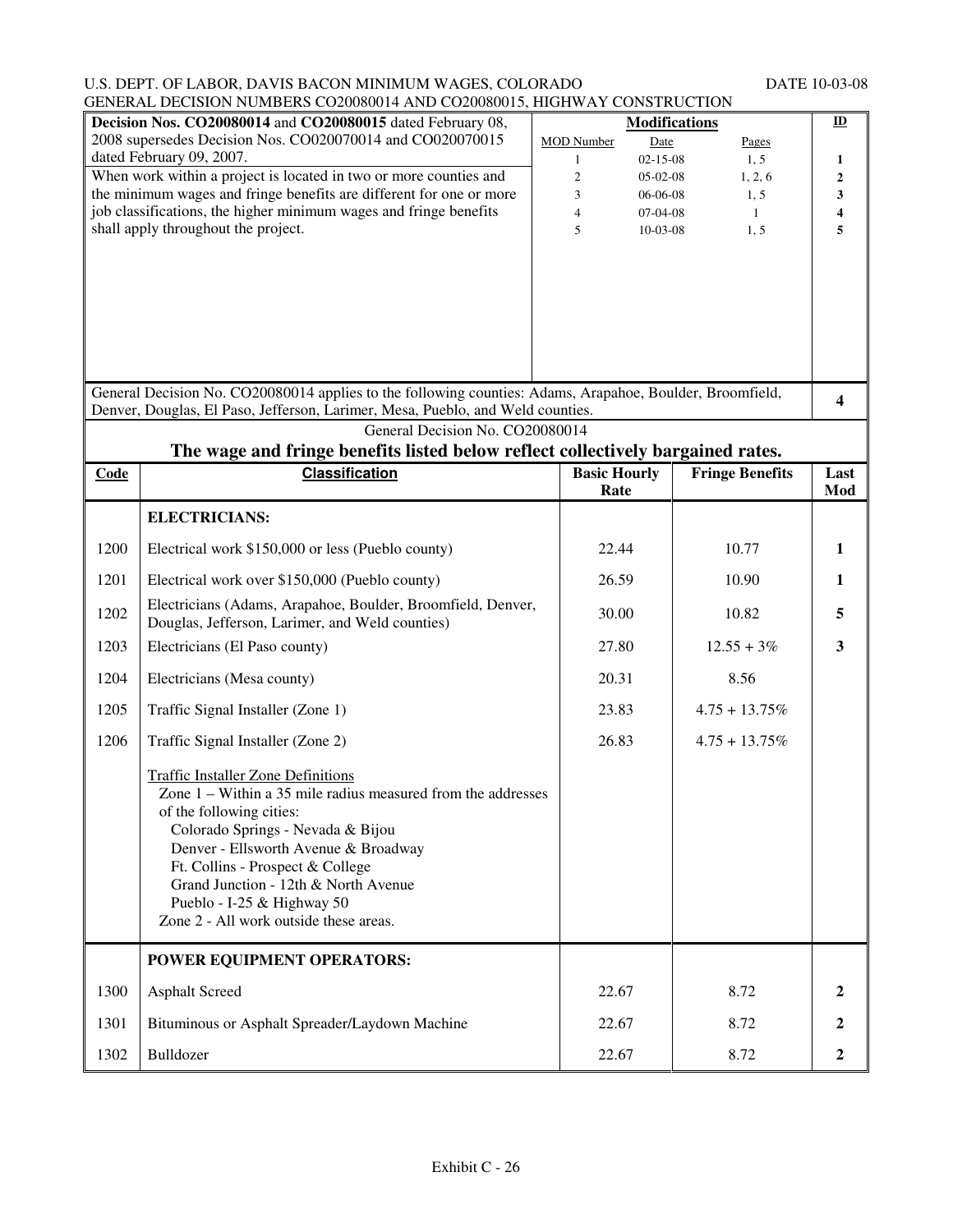U.S. DEPT. OF LABOR, DAVIS BACON MINIMUM WAGES, COLORADO DATE 10-03-08
GENERAL DECISION NUMBERS CO20080014 AND CO20080015, HIGHWAY CONSTRUCTION

**Decision Nos. CO20080014** and **CO20080015** dated February 08, 2008 supersedes Decision Nos. CO020070014 and CO020070015 dated February 09, 2007.

When work within a project is located in two or more counties and the minimum wages and fringe benefits are different for one or more job classifications, the higher minimum wages and fringe benefits shall apply throughout the project.

| MOD Number | Date | Pages | ID |
|---|---|---|---|
| 1 | 02-15-08 | 1, 5 | 1 |
| 2 | 05-02-08 | 1, 2, 6 | 2 |
| 3 | 06-06-08 | 1, 5 | 3 |
| 4 | 07-04-08 | 1 | 4 |
| 5 | 10-03-08 | 1, 5 | 5 |

General Decision No. CO20080014 applies to the following counties: Adams, Arapahoe, Boulder, Broomfield, Denver, Douglas, El Paso, Jefferson, Larimer, Mesa, Pueblo, and Weld counties. **4**

General Decision No. CO20080014

## The wage and fringe benefits listed below reflect collectively bargained rates.

| Code | Classification | Basic Hourly Rate | Fringe Benefits | Last Mod |
|---|---|---|---|---|
| | **ELECTRICIANS:** | | | |
| 1200 | Electrical work $150,000 or less (Pueblo county) | 22.44 | 10.77 | 1 |
| 1201 | Electrical work over $150,000 (Pueblo county) | 26.59 | 10.90 | 1 |
| 1202 | Electricians (Adams, Arapahoe, Boulder, Broomfield, Denver, Douglas, Jefferson, Larimer, and Weld counties) | 30.00 | 10.82 | 5 |
| 1203 | Electricians (El Paso county) | 27.80 | 12.55 + 3% | 3 |
| 1204 | Electricians (Mesa county) | 20.31 | 8.56 | |
| 1205 | Traffic Signal Installer (Zone 1) | 23.83 | 4.75 + 13.75% | |
| 1206 | Traffic Signal Installer (Zone 2) | 26.83 | 4.75 + 13.75% | |
| | Traffic Installer Zone Definitions<br>Zone 1 – Within a 35 mile radius measured from the addresses of the following cities:<br>Colorado Springs - Nevada & Bijou<br>Denver - Ellsworth Avenue & Broadway<br>Ft. Collins - Prospect & College<br>Grand Junction - 12th & North Avenue<br>Pueblo - I-25 & Highway 50<br>Zone 2 - All work outside these areas. | | | |
| | **POWER EQUIPMENT OPERATORS:** | | | |
| 1300 | Asphalt Screed | 22.67 | 8.72 | 2 |
| 1301 | Bituminous or Asphalt Spreader/Laydown Machine | 22.67 | 8.72 | 2 |
| 1302 | Bulldozer | 22.67 | 8.72 | 2 |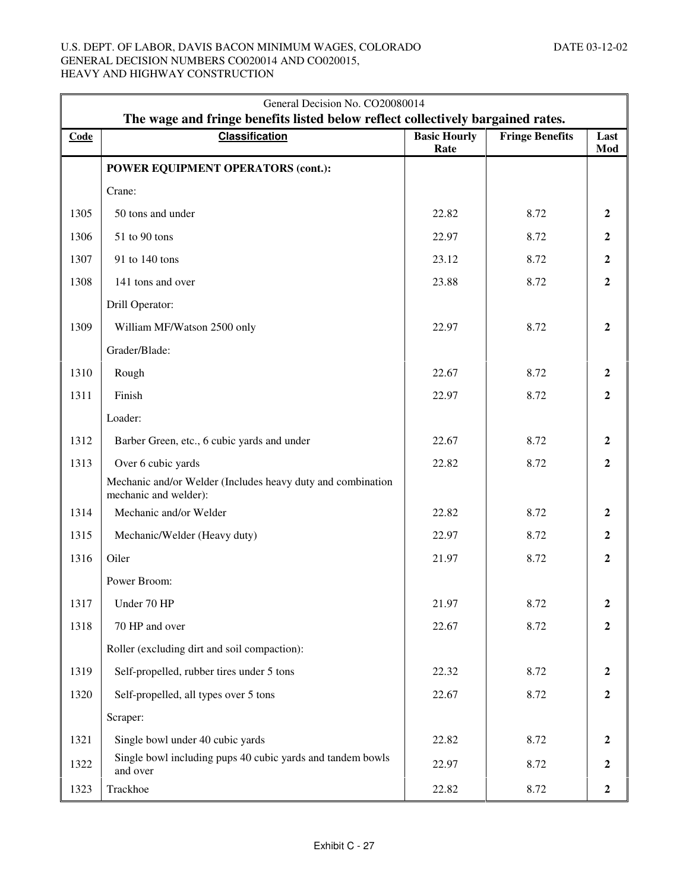| General Decision No. CO20080014 | | | | |
|---|---|---|---|---|
| **The wage and fringe benefits listed below reflect collectively bargained rates.** | | | | |
| **Code** | **Classification** | **Basic Hourly Rate** | **Fringe Benefits** | **Last Mod** |
| | **POWER EQUIPMENT OPERATORS (cont.):** | | | |
| | Crane: | | | |
| 1305 | 50 tons and under | 22.82 | 8.72 | **2** |
| 1306 | 51 to 90 tons | 22.97 | 8.72 | **2** |
| 1307 | 91 to 140 tons | 23.12 | 8.72 | **2** |
| 1308 | 141 tons and over | 23.88 | 8.72 | **2** |
| | Drill Operator: | | | |
| 1309 | William MF/Watson 2500 only | 22.97 | 8.72 | **2** |
| | Grader/Blade: | | | |
| 1310 | Rough | 22.67 | 8.72 | **2** |
| 1311 | Finish | 22.97 | 8.72 | **2** |
| | Loader: | | | |
| 1312 | Barber Green, etc., 6 cubic yards and under | 22.67 | 8.72 | **2** |
| 1313 | Over 6 cubic yards | 22.82 | 8.72 | **2** |
| | Mechanic and/or Welder (Includes heavy duty and combination mechanic and welder): | | | |
| 1314 | Mechanic and/or Welder | 22.82 | 8.72 | **2** |
| 1315 | Mechanic/Welder (Heavy duty) | 22.97 | 8.72 | **2** |
| 1316 | Oiler | 21.97 | 8.72 | **2** |
| | Power Broom: | | | |
| 1317 | Under 70 HP | 21.97 | 8.72 | **2** |
| 1318 | 70 HP and over | 22.67 | 8.72 | **2** |
| | Roller (excluding dirt and soil compaction): | | | |
| 1319 | Self-propelled, rubber tires under 5 tons | 22.32 | 8.72 | **2** |
| 1320 | Self-propelled, all types over 5 tons | 22.67 | 8.72 | **2** |
| | Scraper: | | | |
| 1321 | Single bowl under 40 cubic yards | 22.82 | 8.72 | **2** |
| 1322 | Single bowl including pups 40 cubic yards and tandem bowls and over | 22.97 | 8.72 | **2** |
| 1323 | Trackhoe | 22.82 | 8.72 | **2** |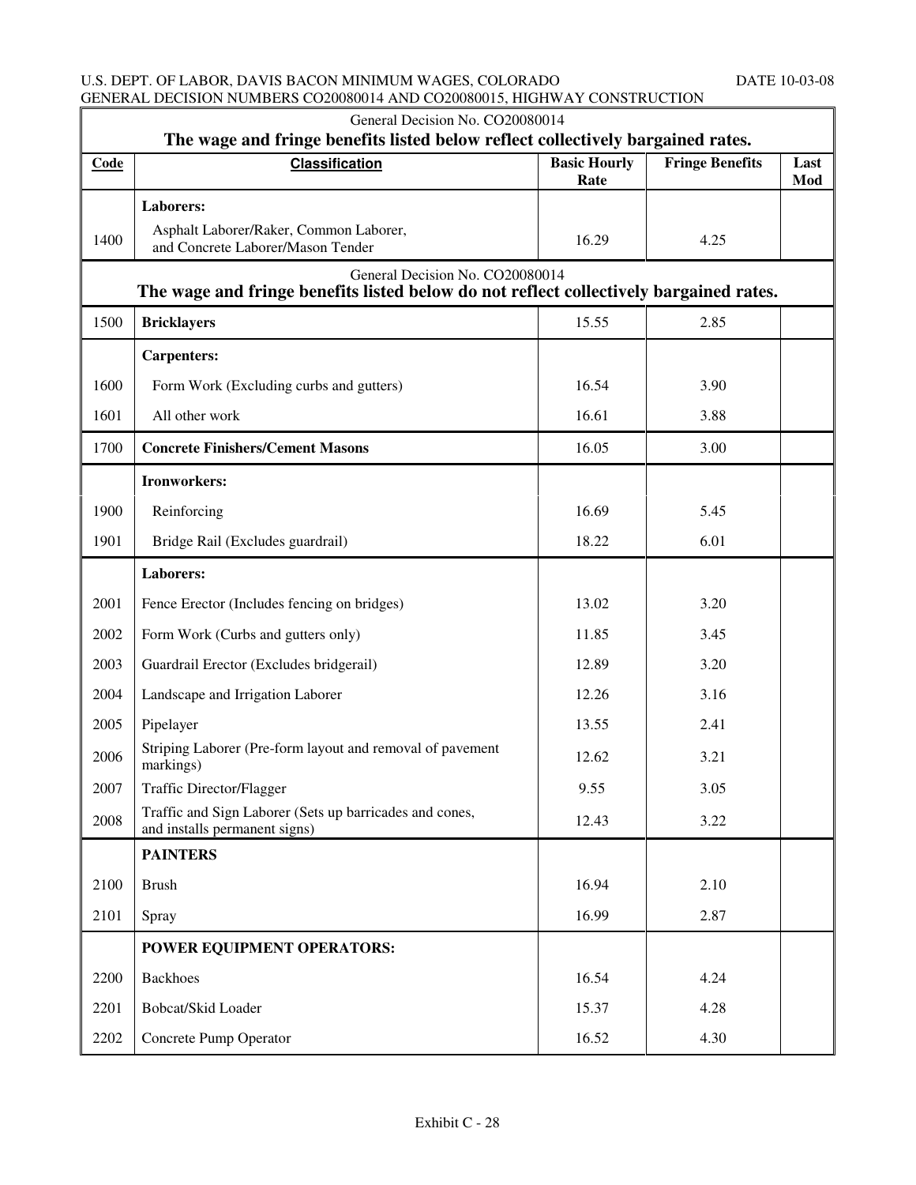U.S. DEPT. OF LABOR, DAVIS BACON MINIMUM WAGES, COLORADO DATE 10-03-08
GENERAL DECISION NUMBERS CO20080014 AND CO20080015, HIGHWAY CONSTRUCTION

| General Decision No. CO20080014<br>**The wage and fringe benefits listed below reflect collectively bargained rates.** | | | | |
|---|---|---|---|---|
| **Code** | **Classification** | **Basic Hourly Rate** | **Fringe Benefits** | **Last Mod** |
| | **Laborers:** | | | |
| 1400 | Asphalt Laborer/Raker, Common Laborer, and Concrete Laborer/Mason Tender | 16.29 | 4.25 | |
| General Decision No. CO20080014<br>**The wage and fringe benefits listed below do not reflect collectively bargained rates.** | | | | |
| 1500 | **Bricklayers** | 15.55 | 2.85 | |
| | **Carpenters:** | | | |
| 1600 | Form Work (Excluding curbs and gutters) | 16.54 | 3.90 | |
| 1601 | All other work | 16.61 | 3.88 | |
| 1700 | **Concrete Finishers/Cement Masons** | 16.05 | 3.00 | |
| | **Ironworkers:** | | | |
| 1900 | Reinforcing | 16.69 | 5.45 | |
| 1901 | Bridge Rail (Excludes guardrail) | 18.22 | 6.01 | |
| | **Laborers:** | | | |
| 2001 | Fence Erector (Includes fencing on bridges) | 13.02 | 3.20 | |
| 2002 | Form Work (Curbs and gutters only) | 11.85 | 3.45 | |
| 2003 | Guardrail Erector (Excludes bridgerail) | 12.89 | 3.20 | |
| 2004 | Landscape and Irrigation Laborer | 12.26 | 3.16 | |
| 2005 | Pipelayer | 13.55 | 2.41 | |
| 2006 | Striping Laborer (Pre-form layout and removal of pavement markings) | 12.62 | 3.21 | |
| 2007 | Traffic Director/Flagger | 9.55 | 3.05 | |
| 2008 | Traffic and Sign Laborer (Sets up barricades and cones, and installs permanent signs) | 12.43 | 3.22 | |
| | **PAINTERS** | | | |
| 2100 | Brush | 16.94 | 2.10 | |
| 2101 | Spray | 16.99 | 2.87 | |
| | **POWER EQUIPMENT OPERATORS:** | | | |
| 2200 | Backhoes | 16.54 | 4.24 | |
| 2201 | Bobcat/Skid Loader | 15.37 | 4.28 | |
| 2202 | Concrete Pump Operator | 16.52 | 4.30 | |

Exhibit C - 28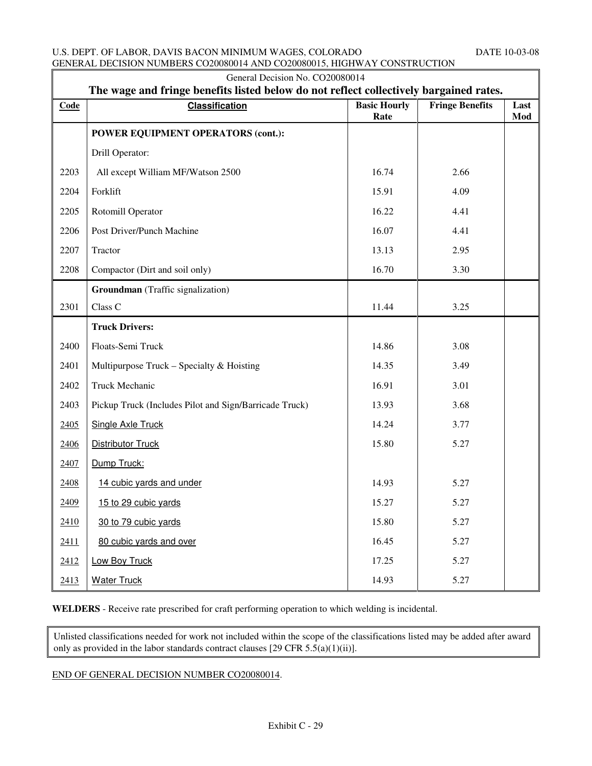General Decision No. CO20080014

**The wage and fringe benefits listed below do not reflect collectively bargained rates.**

| Code | Classification | Basic Hourly Rate | Fringe Benefits | Last Mod |
|---|---|---|---|---|
| | **POWER EQUIPMENT OPERATORS (cont.):** | | | |
| | Drill Operator: | | | |
| 2203 | All except William MF/Watson 2500 | 16.74 | 2.66 | |
| 2204 | Forklift | 15.91 | 4.09 | |
| 2205 | Rotomill Operator | 16.22 | 4.41 | |
| 2206 | Post Driver/Punch Machine | 16.07 | 4.41 | |
| 2207 | Tractor | 13.13 | 2.95 | |
| 2208 | Compactor (Dirt and soil only) | 16.70 | 3.30 | |
| | **Groundman** (Traffic signalization) | | | |
| 2301 | Class C | 11.44 | 3.25 | |
| | **Truck Drivers:** | | | |
| 2400 | Floats-Semi Truck | 14.86 | 3.08 | |
| 2401 | Multipurpose Truck – Specialty & Hoisting | 14.35 | 3.49 | |
| 2402 | Truck Mechanic | 16.91 | 3.01 | |
| 2403 | Pickup Truck (Includes Pilot and Sign/Barricade Truck) | 13.93 | 3.68 | |
| 2405 | Single Axle Truck | 14.24 | 3.77 | |
| 2406 | Distributor Truck | 15.80 | 5.27 | |
| 2407 | Dump Truck: | | | |
| 2408 | 14 cubic yards and under | 14.93 | 5.27 | |
| 2409 | 15 to 29 cubic yards | 15.27 | 5.27 | |
| 2410 | 30 to 79 cubic yards | 15.80 | 5.27 | |
| 2411 | 80 cubic yards and over | 16.45 | 5.27 | |
| 2412 | Low Boy Truck | 17.25 | 5.27 | |
| 2413 | Water Truck | 14.93 | 5.27 | |

**WELDERS** - Receive rate prescribed for craft performing operation to which welding is incidental.

Unlisted classifications needed for work not included within the scope of the classifications listed may be added after award only as provided in the labor standards contract clauses [29 CFR 5.5(a)(1)(ii)].

END OF GENERAL DECISION NUMBER CO20080014.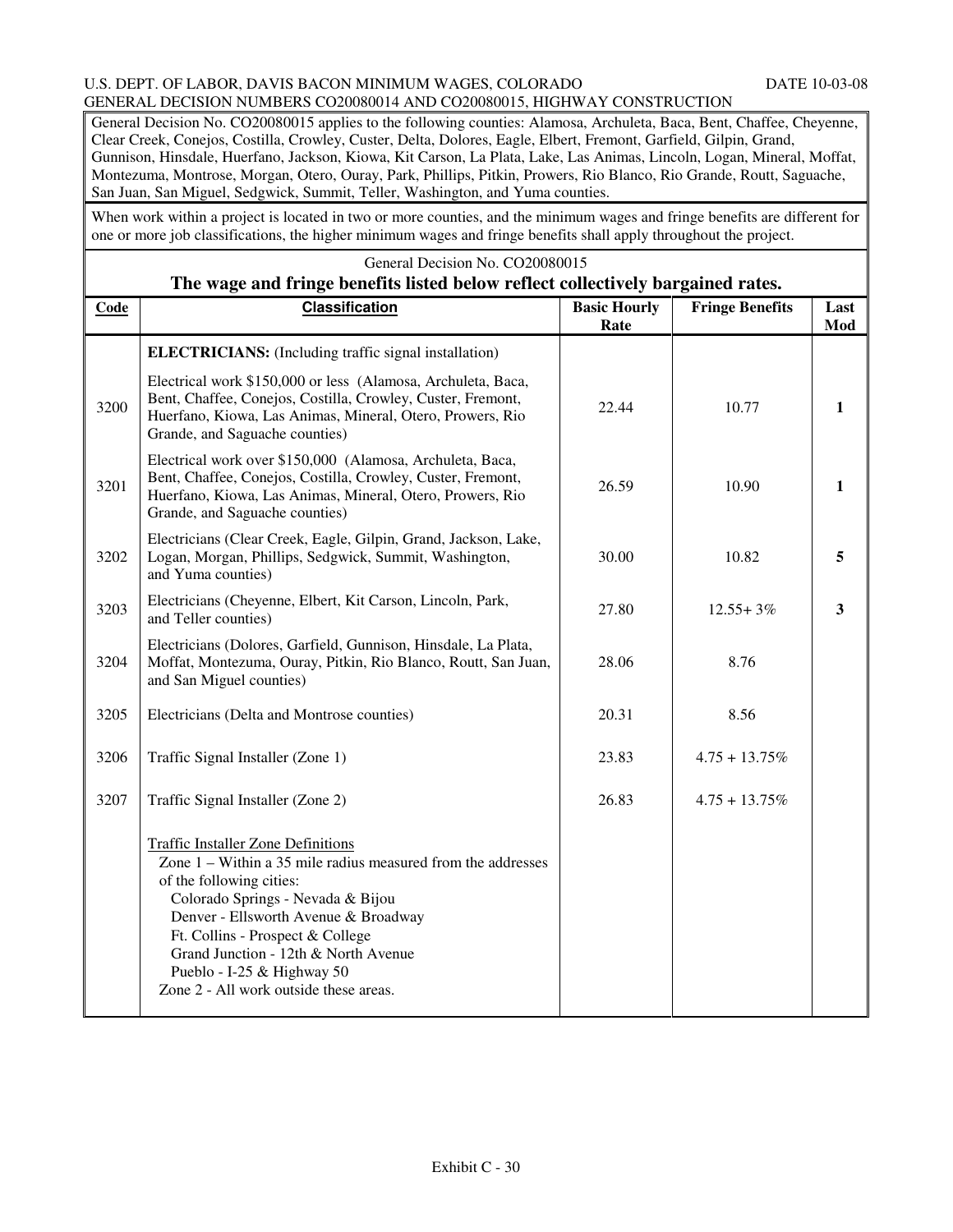U.S. DEPT. OF LABOR, DAVIS BACON MINIMUM WAGES, COLORADO — DATE 10-03-08

GENERAL DECISION NUMBERS CO20080014 AND CO20080015, HIGHWAY CONSTRUCTION

General Decision No. CO20080015 applies to the following counties: Alamosa, Archuleta, Baca, Bent, Chaffee, Cheyenne, Clear Creek, Conejos, Costilla, Crowley, Custer, Delta, Dolores, Eagle, Elbert, Fremont, Garfield, Gilpin, Grand, Gunnison, Hinsdale, Huerfano, Jackson, Kiowa, Kit Carson, La Plata, Lake, Las Animas, Lincoln, Logan, Mineral, Moffat, Montezuma, Montrose, Morgan, Otero, Ouray, Park, Phillips, Pitkin, Prowers, Rio Blanco, Rio Grande, Routt, Saguache, San Juan, San Miguel, Sedgwick, Summit, Teller, Washington, and Yuma counties.

When work within a project is located in two or more counties, and the minimum wages and fringe benefits are different for one or more job classifications, the higher minimum wages and fringe benefits shall apply throughout the project.

General Decision No. CO20080015

**The wage and fringe benefits listed below reflect collectively bargained rates.**

| Code | Classification | Basic Hourly Rate | Fringe Benefits | Last Mod |
|---|---|---|---|---|
| | **ELECTRICIANS:** (Including traffic signal installation) | | | |
| 3200 | Electrical work $150,000 or less (Alamosa, Archuleta, Baca, Bent, Chaffee, Conejos, Costilla, Crowley, Custer, Fremont, Huerfano, Kiowa, Las Animas, Mineral, Otero, Prowers, Rio Grande, and Saguache counties) | 22.44 | 10.77 | **1** |
| 3201 | Electrical work over $150,000 (Alamosa, Archuleta, Baca, Bent, Chaffee, Conejos, Costilla, Crowley, Custer, Fremont, Huerfano, Kiowa, Las Animas, Mineral, Otero, Prowers, Rio Grande, and Saguache counties) | 26.59 | 10.90 | **1** |
| 3202 | Electricians (Clear Creek, Eagle, Gilpin, Grand, Jackson, Lake, Logan, Morgan, Phillips, Sedgwick, Summit, Washington, and Yuma counties) | 30.00 | 10.82 | **5** |
| 3203 | Electricians (Cheyenne, Elbert, Kit Carson, Lincoln, Park, and Teller counties) | 27.80 | 12.55+ 3% | **3** |
| 3204 | Electricians (Dolores, Garfield, Gunnison, Hinsdale, La Plata, Moffat, Montezuma, Ouray, Pitkin, Rio Blanco, Routt, San Juan, and San Miguel counties) | 28.06 | 8.76 | |
| 3205 | Electricians (Delta and Montrose counties) | 20.31 | 8.56 | |
| 3206 | Traffic Signal Installer (Zone 1) | 23.83 | 4.75 + 13.75% | |
| 3207 | Traffic Signal Installer (Zone 2) | 26.83 | 4.75 + 13.75% | |
| | Traffic Installer Zone Definitions<br>Zone 1 – Within a 35 mile radius measured from the addresses of the following cities:<br>Colorado Springs - Nevada & Bijou<br>Denver - Ellsworth Avenue & Broadway<br>Ft. Collins - Prospect & College<br>Grand Junction - 12th & North Avenue<br>Pueblo - I-25 & Highway 50<br>Zone 2 - All work outside these areas. | | | |

Exhibit C - 30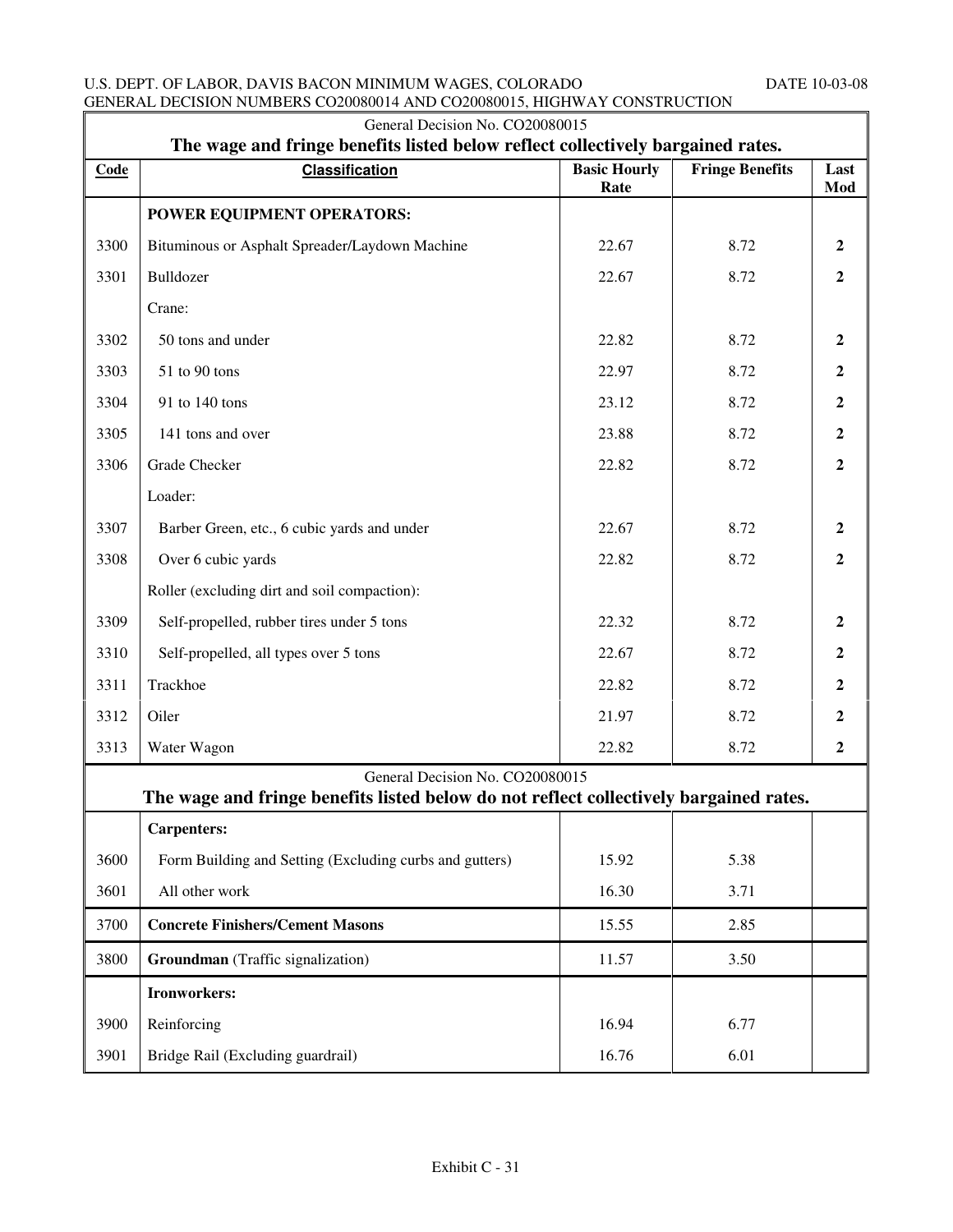| General Decision No. CO20080015 | | | | |
|---|---|---|---|---|
| **The wage and fringe benefits listed below reflect collectively bargained rates.** | | | | |
| **Code** | **Classification** | **Basic Hourly Rate** | **Fringe Benefits** | **Last Mod** |
| | **POWER EQUIPMENT OPERATORS:** | | | |
| 3300 | Bituminous or Asphalt Spreader/Laydown Machine | 22.67 | 8.72 | **2** |
| 3301 | Bulldozer | 22.67 | 8.72 | **2** |
| | Crane: | | | |
| 3302 | 50 tons and under | 22.82 | 8.72 | **2** |
| 3303 | 51 to 90 tons | 22.97 | 8.72 | **2** |
| 3304 | 91 to 140 tons | 23.12 | 8.72 | **2** |
| 3305 | 141 tons and over | 23.88 | 8.72 | **2** |
| 3306 | Grade Checker | 22.82 | 8.72 | **2** |
| | Loader: | | | |
| 3307 | Barber Green, etc., 6 cubic yards and under | 22.67 | 8.72 | **2** |
| 3308 | Over 6 cubic yards | 22.82 | 8.72 | **2** |
| | Roller (excluding dirt and soil compaction): | | | |
| 3309 | Self-propelled, rubber tires under 5 tons | 22.32 | 8.72 | **2** |
| 3310 | Self-propelled, all types over 5 tons | 22.67 | 8.72 | **2** |
| 3311 | Trackhoe | 22.82 | 8.72 | **2** |
| 3312 | Oiler | 21.97 | 8.72 | **2** |
| 3313 | Water Wagon | 22.82 | 8.72 | **2** |
| General Decision No. CO20080015 | | | | |
| **The wage and fringe benefits listed below do not reflect collectively bargained rates.** | | | | |
| | **Carpenters:** | | | |
| 3600 | Form Building and Setting (Excluding curbs and gutters) | 15.92 | 5.38 | |
| 3601 | All other work | 16.30 | 3.71 | |
| 3700 | **Concrete Finishers/Cement Masons** | 15.55 | 2.85 | |
| 3800 | **Groundman** (Traffic signalization) | 11.57 | 3.50 | |
| | **Ironworkers:** | | | |
| 3900 | Reinforcing | 16.94 | 6.77 | |
| 3901 | Bridge Rail (Excluding guardrail) | 16.76 | 6.01 | |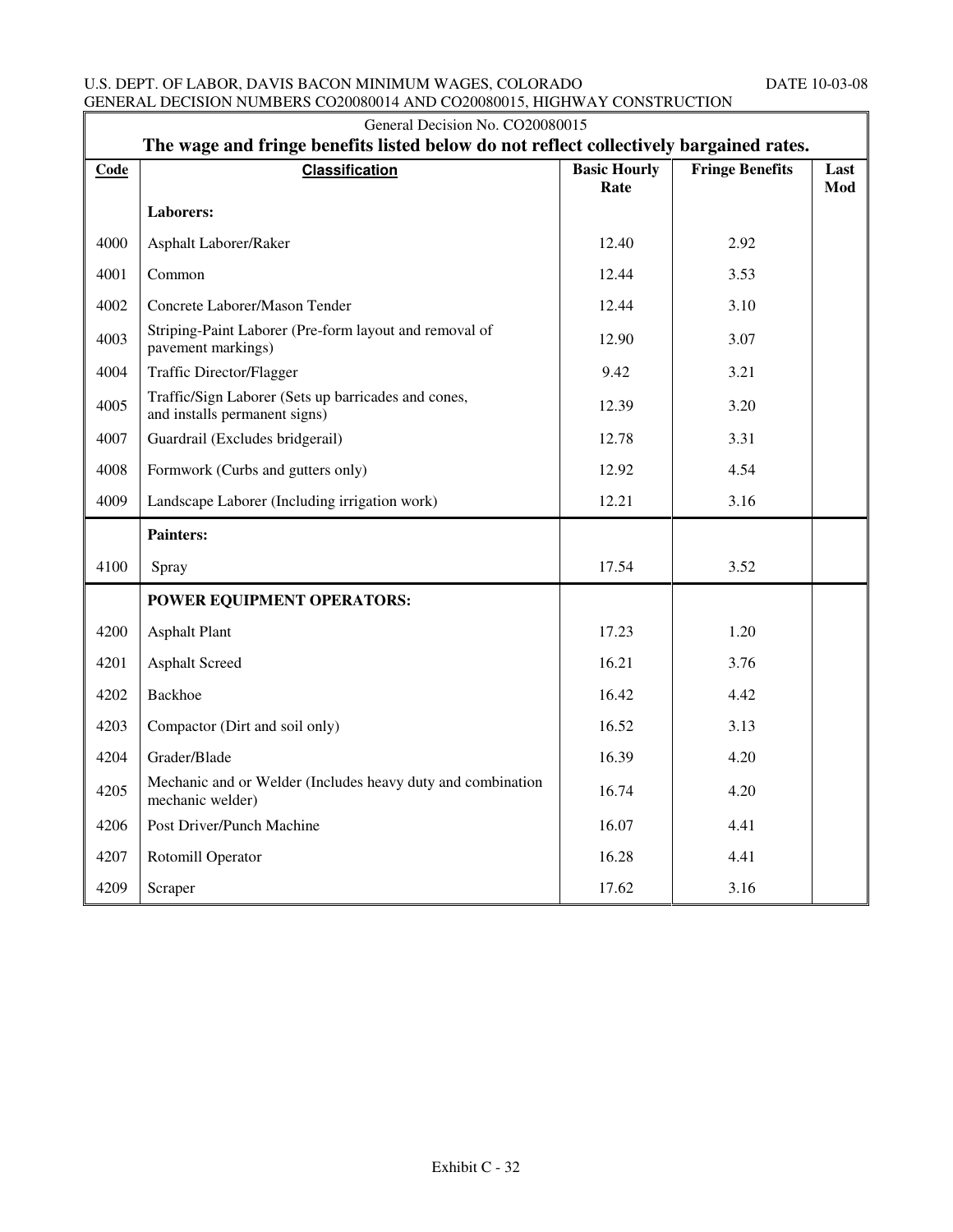General Decision No. CO20080015

**The wage and fringe benefits listed below do not reflect collectively bargained rates.**

| Code | Classification | Basic Hourly Rate | Fringe Benefits | Last Mod |
|---|---|---|---|---|
| | **Laborers:** | | | |
| 4000 | Asphalt Laborer/Raker | 12.40 | 2.92 | |
| 4001 | Common | 12.44 | 3.53 | |
| 4002 | Concrete Laborer/Mason Tender | 12.44 | 3.10 | |
| 4003 | Striping-Paint Laborer (Pre-form layout and removal of pavement markings) | 12.90 | 3.07 | |
| 4004 | Traffic Director/Flagger | 9.42 | 3.21 | |
| 4005 | Traffic/Sign Laborer (Sets up barricades and cones, and installs permanent signs) | 12.39 | 3.20 | |
| 4007 | Guardrail (Excludes bridgerail) | 12.78 | 3.31 | |
| 4008 | Formwork (Curbs and gutters only) | 12.92 | 4.54 | |
| 4009 | Landscape Laborer (Including irrigation work) | 12.21 | 3.16 | |
| | **Painters:** | | | |
| 4100 | Spray | 17.54 | 3.52 | |
| | **POWER EQUIPMENT OPERATORS:** | | | |
| 4200 | Asphalt Plant | 17.23 | 1.20 | |
| 4201 | Asphalt Screed | 16.21 | 3.76 | |
| 4202 | Backhoe | 16.42 | 4.42 | |
| 4203 | Compactor (Dirt and soil only) | 16.52 | 3.13 | |
| 4204 | Grader/Blade | 16.39 | 4.20 | |
| 4205 | Mechanic and or Welder (Includes heavy duty and combination mechanic welder) | 16.74 | 4.20 | |
| 4206 | Post Driver/Punch Machine | 16.07 | 4.41 | |
| 4207 | Rotomill Operator | 16.28 | 4.41 | |
| 4209 | Scraper | 17.62 | 3.16 | |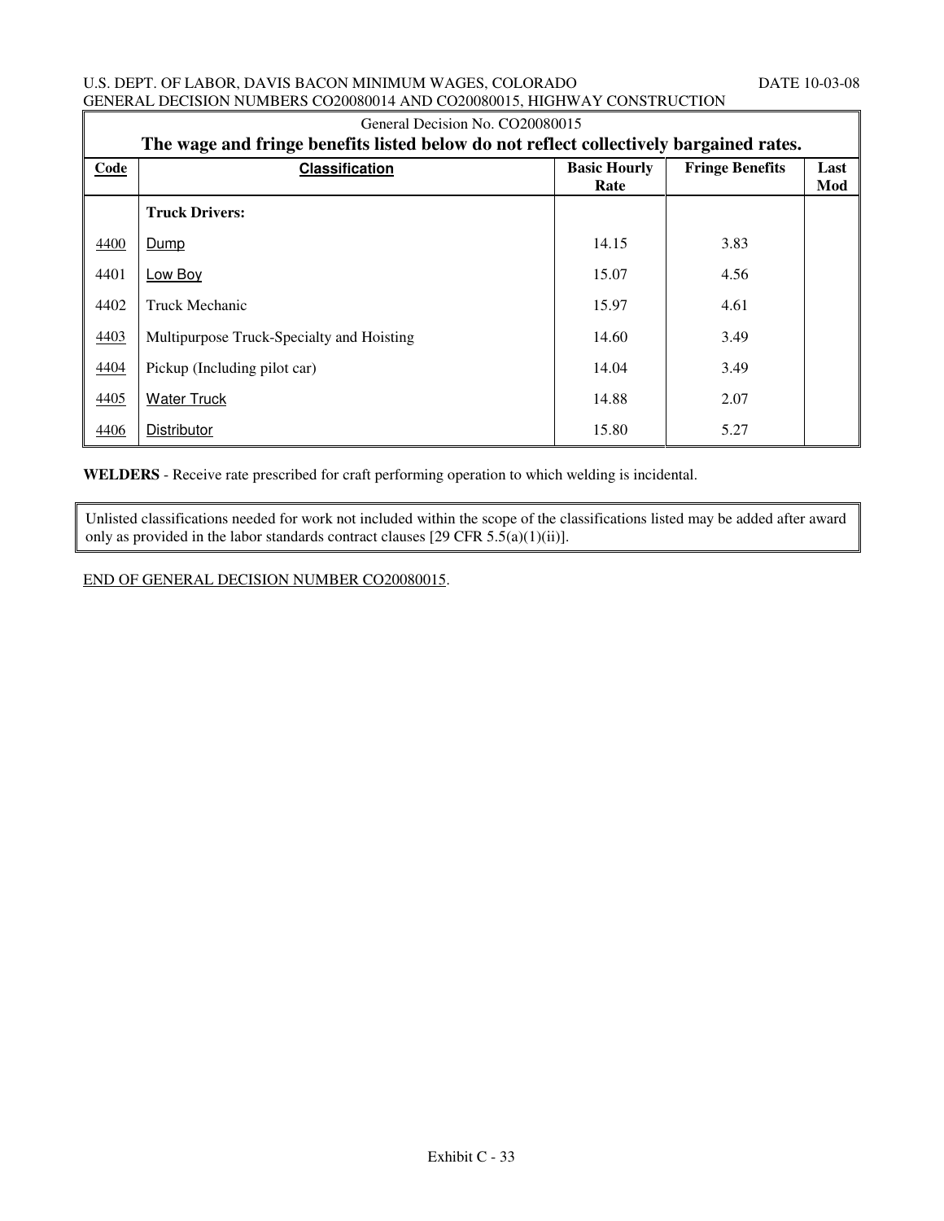U.S. DEPT. OF LABOR, DAVIS BACON MINIMUM WAGES, COLORADO DATE 10-03-08
GENERAL DECISION NUMBERS CO20080014 AND CO20080015, HIGHWAY CONSTRUCTION

General Decision No. CO20080015

**The wage and fringe benefits listed below do not reflect collectively bargained rates.**

| Code | Classification | Basic Hourly Rate | Fringe Benefits | Last Mod |
|---|---|---|---|---|
| | **Truck Drivers:** | | | |
| 4400 | Dump | 14.15 | 3.83 | |
| 4401 | Low Boy | 15.07 | 4.56 | |
| 4402 | Truck Mechanic | 15.97 | 4.61 | |
| 4403 | Multipurpose Truck-Specialty and Hoisting | 14.60 | 3.49 | |
| 4404 | Pickup (Including pilot car) | 14.04 | 3.49 | |
| 4405 | Water Truck | 14.88 | 2.07 | |
| 4406 | Distributor | 15.80 | 5.27 | |

**WELDERS** - Receive rate prescribed for craft performing operation to which welding is incidental.

Unlisted classifications needed for work not included within the scope of the classifications listed may be added after award only as provided in the labor standards contract clauses [29 CFR 5.5(a)(1)(ii)].

END OF GENERAL DECISION NUMBER CO20080015.

Exhibit C - 33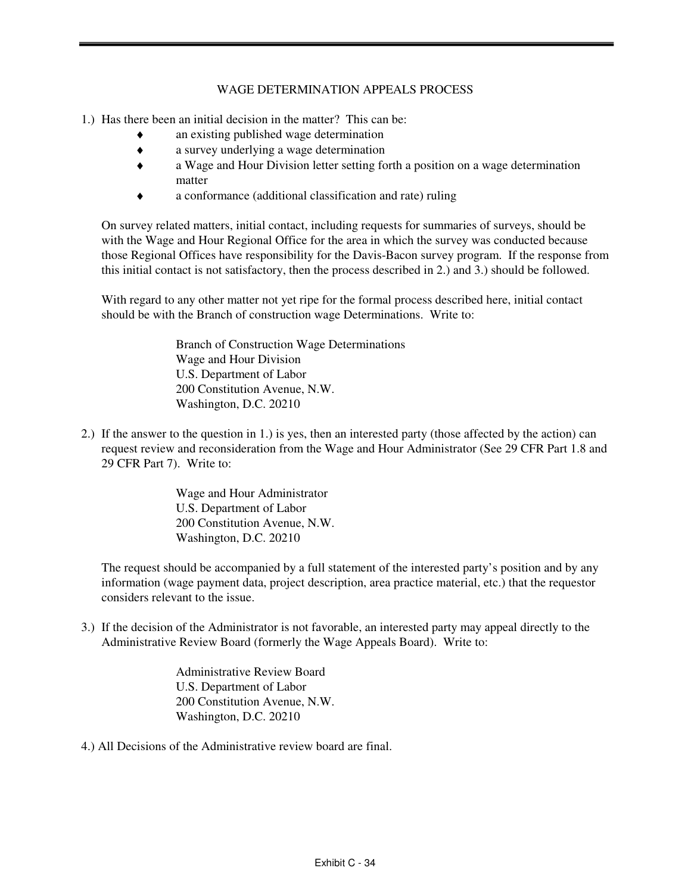# WAGE DETERMINATION APPEALS PROCESS

1.) Has there been an initial decision in the matter? This can be:

- an existing published wage determination
- a survey underlying a wage determination
- a Wage and Hour Division letter setting forth a position on a wage determination matter
- a conformance (additional classification and rate) ruling

On survey related matters, initial contact, including requests for summaries of surveys, should be with the Wage and Hour Regional Office for the area in which the survey was conducted because those Regional Offices have responsibility for the Davis-Bacon survey program. If the response from this initial contact is not satisfactory, then the process described in 2.) and 3.) should be followed.

With regard to any other matter not yet ripe for the formal process described here, initial contact should be with the Branch of construction wage Determinations. Write to:

> Branch of Construction Wage Determinations
> Wage and Hour Division
> U.S. Department of Labor
> 200 Constitution Avenue, N.W.
> Washington, D.C. 20210

2.) If the answer to the question in 1.) is yes, then an interested party (those affected by the action) can request review and reconsideration from the Wage and Hour Administrator (See 29 CFR Part 1.8 and 29 CFR Part 7). Write to:

> Wage and Hour Administrator
> U.S. Department of Labor
> 200 Constitution Avenue, N.W.
> Washington, D.C. 20210

The request should be accompanied by a full statement of the interested party's position and by any information (wage payment data, project description, area practice material, etc.) that the requestor considers relevant to the issue.

3.) If the decision of the Administrator is not favorable, an interested party may appeal directly to the Administrative Review Board (formerly the Wage Appeals Board). Write to:

> Administrative Review Board
> U.S. Department of Labor
> 200 Constitution Avenue, N.W.
> Washington, D.C. 20210

4.) All Decisions of the Administrative review board are final.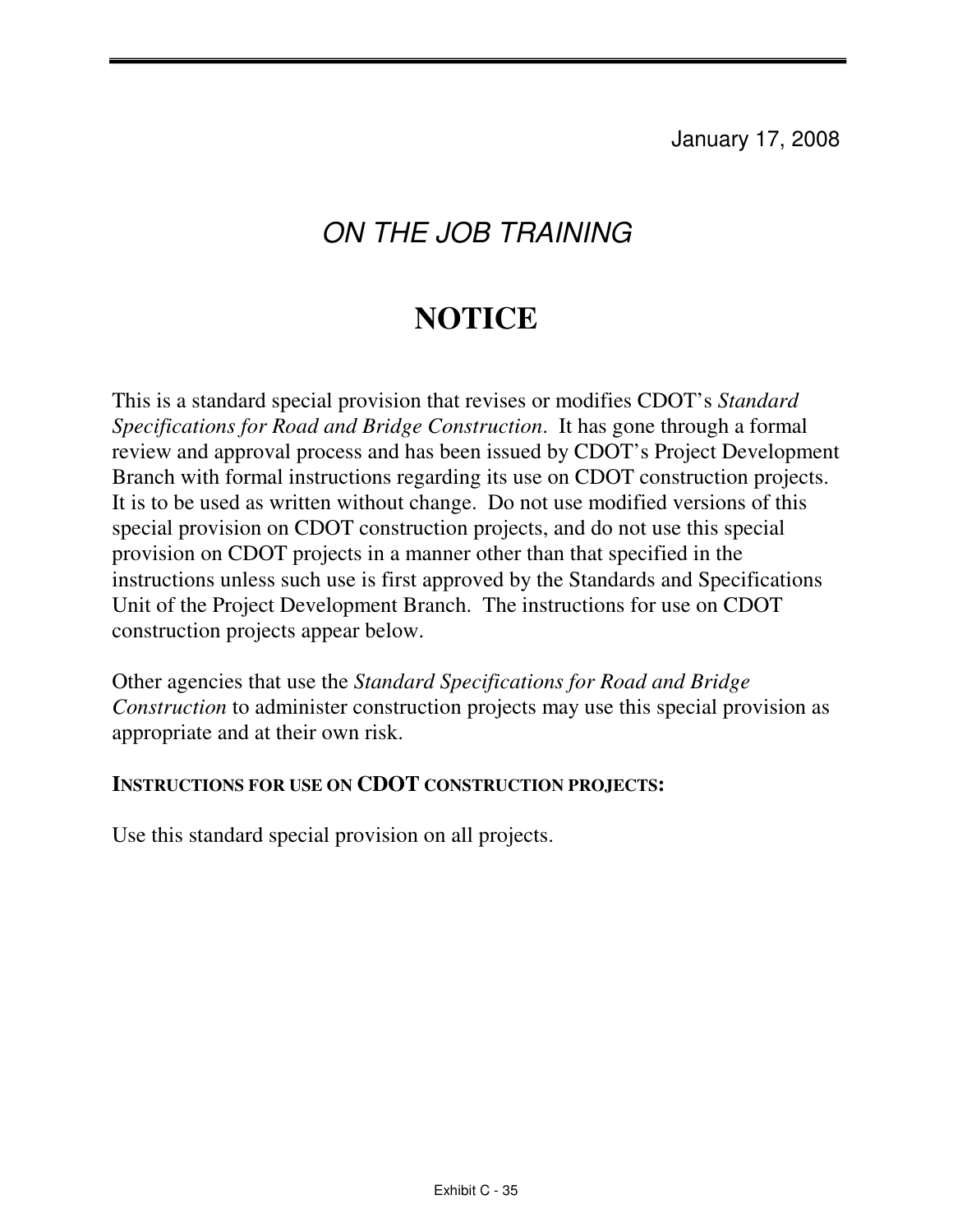January 17, 2008

## *ON THE JOB TRAINING*

# NOTICE

This is a standard special provision that revises or modifies CDOT's *Standard Specifications for Road and Bridge Construction*. It has gone through a formal review and approval process and has been issued by CDOT's Project Development Branch with formal instructions regarding its use on CDOT construction projects. It is to be used as written without change. Do not use modified versions of this special provision on CDOT construction projects, and do not use this special provision on CDOT projects in a manner other than that specified in the instructions unless such use is first approved by the Standards and Specifications Unit of the Project Development Branch. The instructions for use on CDOT construction projects appear below.

Other agencies that use the *Standard Specifications for Road and Bridge Construction* to administer construction projects may use this special provision as appropriate and at their own risk.

**INSTRUCTIONS FOR USE ON CDOT CONSTRUCTION PROJECTS:**

Use this standard special provision on all projects.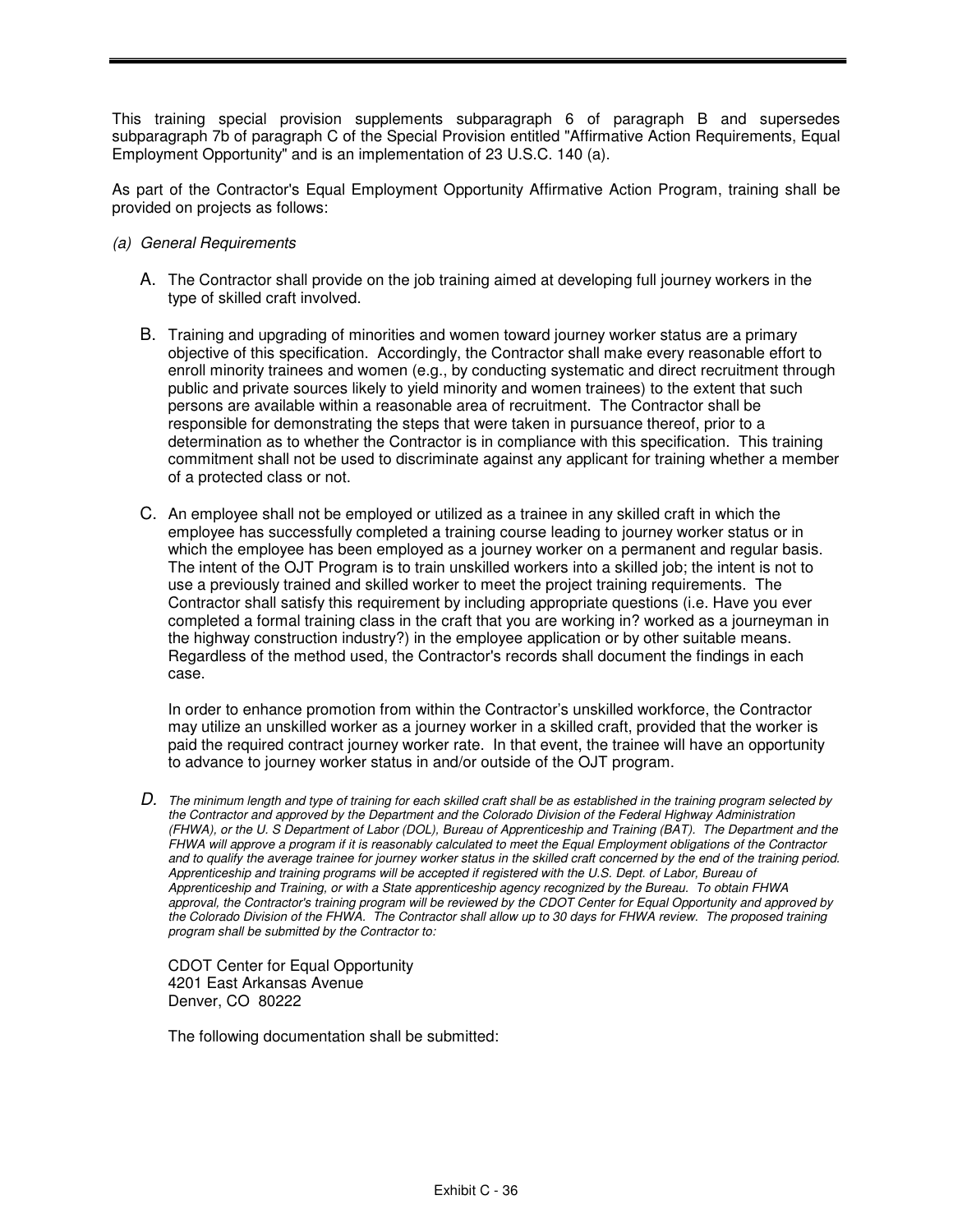This training special provision supplements subparagraph 6 of paragraph B and supersedes subparagraph 7b of paragraph C of the Special Provision entitled "Affirmative Action Requirements, Equal Employment Opportunity" and is an implementation of 23 U.S.C. 140 (a).

As part of the Contractor's Equal Employment Opportunity Affirmative Action Program, training shall be provided on projects as follows:

*(a) General Requirements*

A. The Contractor shall provide on the job training aimed at developing full journey workers in the type of skilled craft involved.

B. Training and upgrading of minorities and women toward journey worker status are a primary objective of this specification. Accordingly, the Contractor shall make every reasonable effort to enroll minority trainees and women (e.g., by conducting systematic and direct recruitment through public and private sources likely to yield minority and women trainees) to the extent that such persons are available within a reasonable area of recruitment. The Contractor shall be responsible for demonstrating the steps that were taken in pursuance thereof, prior to a determination as to whether the Contractor is in compliance with this specification. This training commitment shall not be used to discriminate against any applicant for training whether a member of a protected class or not.

C. An employee shall not be employed or utilized as a trainee in any skilled craft in which the employee has successfully completed a training course leading to journey worker status or in which the employee has been employed as a journey worker on a permanent and regular basis. The intent of the OJT Program is to train unskilled workers into a skilled job; the intent is not to use a previously trained and skilled worker to meet the project training requirements. The Contractor shall satisfy this requirement by including appropriate questions (i.e. Have you ever completed a formal training class in the craft that you are working in? worked as a journeyman in the highway construction industry?) in the employee application or by other suitable means. Regardless of the method used, the Contractor's records shall document the findings in each case.

   In order to enhance promotion from within the Contractor's unskilled workforce, the Contractor may utilize an unskilled worker as a journey worker in a skilled craft, provided that the worker is paid the required contract journey worker rate. In that event, the trainee will have an opportunity to advance to journey worker status in and/or outside of the OJT program.

*D. The minimum length and type of training for each skilled craft shall be as established in the training program selected by the Contractor and approved by the Department and the Colorado Division of the Federal Highway Administration (FHWA), or the U. S Department of Labor (DOL), Bureau of Apprenticeship and Training (BAT). The Department and the FHWA will approve a program if it is reasonably calculated to meet the Equal Employment obligations of the Contractor and to qualify the average trainee for journey worker status in the skilled craft concerned by the end of the training period. Apprenticeship and training programs will be accepted if registered with the U.S. Dept. of Labor, Bureau of Apprenticeship and Training, or with a State apprenticeship agency recognized by the Bureau. To obtain FHWA approval, the Contractor's training program will be reviewed by the CDOT Center for Equal Opportunity and approved by the Colorado Division of the FHWA. The Contractor shall allow up to 30 days for FHWA review. The proposed training program shall be submitted by the Contractor to:*

   CDOT Center for Equal Opportunity
   4201 East Arkansas Avenue
   Denver, CO 80222

   The following documentation shall be submitted: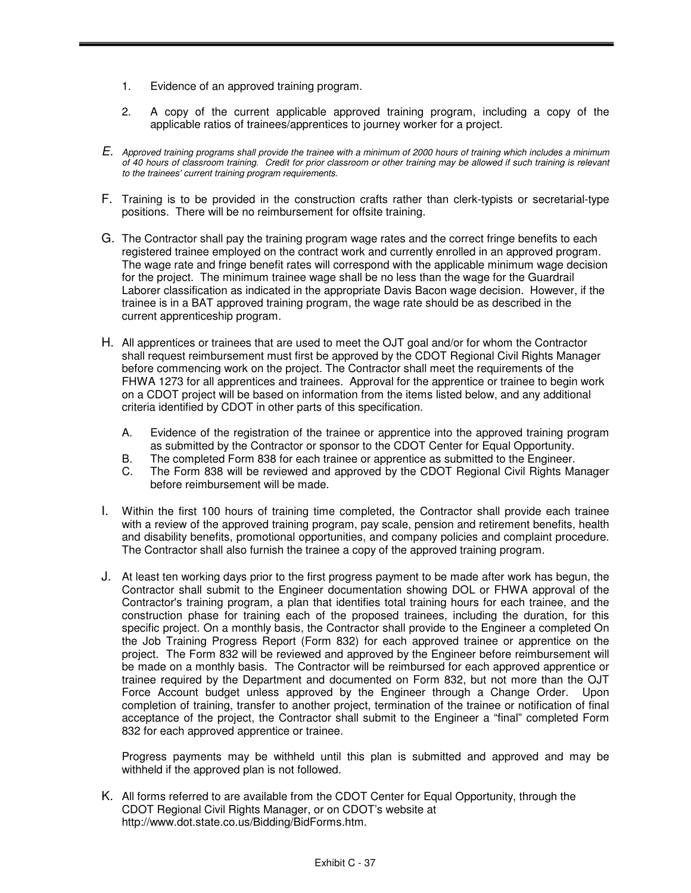1. Evidence of an approved training program.

2. A copy of the current applicable approved training program, including a copy of the applicable ratios of trainees/apprentices to journey worker for a project.

E. *Approved training programs shall provide the trainee with a minimum of 2000 hours of training which includes a minimum of 40 hours of classroom training. Credit for prior classroom or other training may be allowed if such training is relevant to the trainees' current training program requirements.*

F. Training is to be provided in the construction crafts rather than clerk-typists or secretarial-type positions. There will be no reimbursement for offsite training.

G. The Contractor shall pay the training program wage rates and the correct fringe benefits to each registered trainee employed on the contract work and currently enrolled in an approved program. The wage rate and fringe benefit rates will correspond with the applicable minimum wage decision for the project. The minimum trainee wage shall be no less than the wage for the Guardrail Laborer classification as indicated in the appropriate Davis Bacon wage decision. However, if the trainee is in a BAT approved training program, the wage rate should be as described in the current apprenticeship program.

H. All apprentices or trainees that are used to meet the OJT goal and/or for whom the Contractor shall request reimbursement must first be approved by the CDOT Regional Civil Rights Manager before commencing work on the project. The Contractor shall meet the requirements of the FHWA 1273 for all apprentices and trainees. Approval for the apprentice or trainee to begin work on a CDOT project will be based on information from the items listed below, and any additional criteria identified by CDOT in other parts of this specification.

   A. Evidence of the registration of the trainee or apprentice into the approved training program as submitted by the Contractor or sponsor to the CDOT Center for Equal Opportunity.
   B. The completed Form 838 for each trainee or apprentice as submitted to the Engineer.
   C. The Form 838 will be reviewed and approved by the CDOT Regional Civil Rights Manager before reimbursement will be made.

I. Within the first 100 hours of training time completed, the Contractor shall provide each trainee with a review of the approved training program, pay scale, pension and retirement benefits, health and disability benefits, promotional opportunities, and company policies and complaint procedure. The Contractor shall also furnish the trainee a copy of the approved training program.

J. At least ten working days prior to the first progress payment to be made after work has begun, the Contractor shall submit to the Engineer documentation showing DOL or FHWA approval of the Contractor's training program, a plan that identifies total training hours for each trainee, and the construction phase for training each of the proposed trainees, including the duration, for this specific project. On a monthly basis, the Contractor shall provide to the Engineer a completed On the Job Training Progress Report (Form 832) for each approved trainee or apprentice on the project. The Form 832 will be reviewed and approved by the Engineer before reimbursement will be made on a monthly basis. The Contractor will be reimbursed for each approved apprentice or trainee required by the Department and documented on Form 832, but not more than the OJT Force Account budget unless approved by the Engineer through a Change Order. Upon completion of training, transfer to another project, termination of the trainee or notification of final acceptance of the project, the Contractor shall submit to the Engineer a "final" completed Form 832 for each approved apprentice or trainee.

   Progress payments may be withheld until this plan is submitted and approved and may be withheld if the approved plan is not followed.

K. All forms referred to are available from the CDOT Center for Equal Opportunity, through the CDOT Regional Civil Rights Manager, or on CDOT's website at http://www.dot.state.co.us/Bidding/BidForms.htm.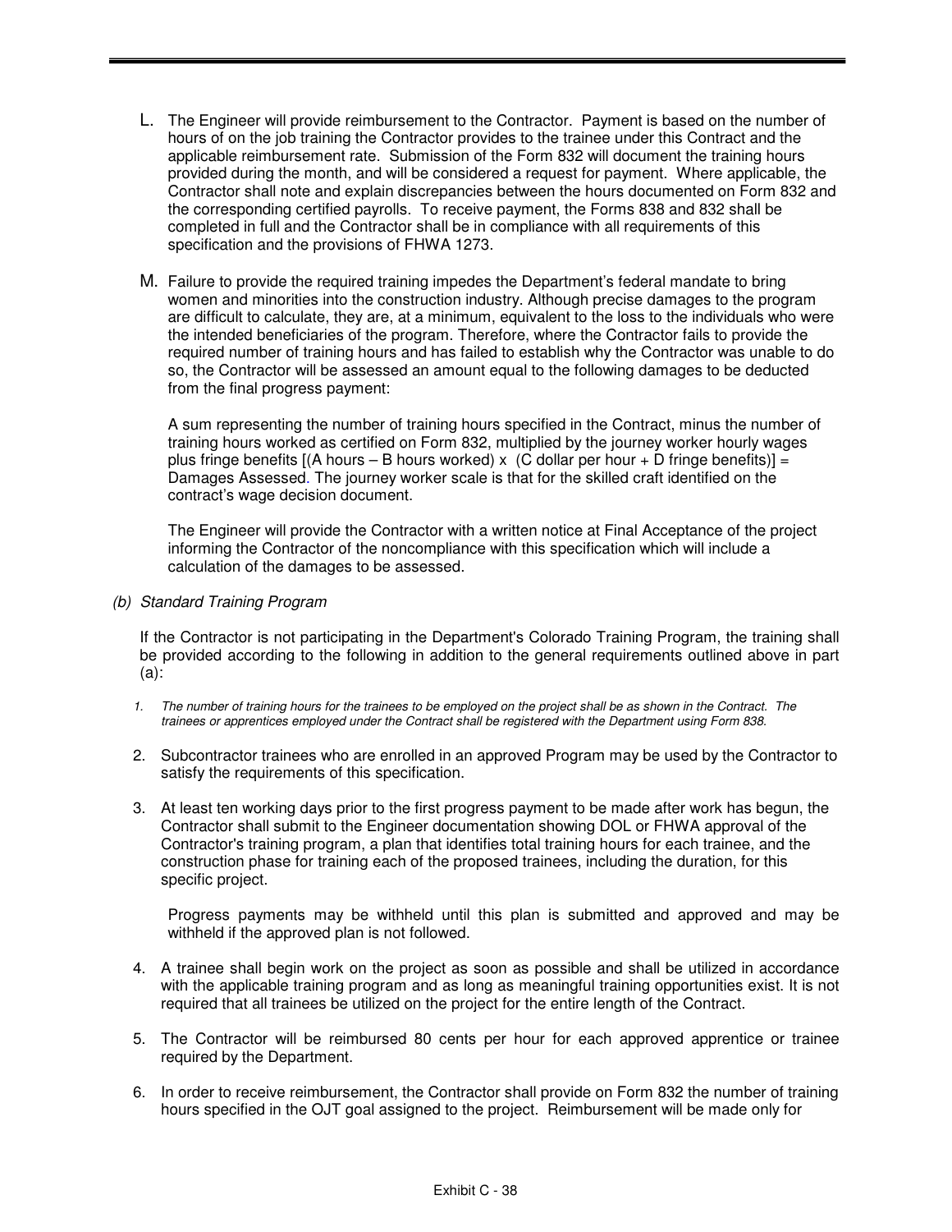L. The Engineer will provide reimbursement to the Contractor. Payment is based on the number of hours of on the job training the Contractor provides to the trainee under this Contract and the applicable reimbursement rate. Submission of the Form 832 will document the training hours provided during the month, and will be considered a request for payment. Where applicable, the Contractor shall note and explain discrepancies between the hours documented on Form 832 and the corresponding certified payrolls. To receive payment, the Forms 838 and 832 shall be completed in full and the Contractor shall be in compliance with all requirements of this specification and the provisions of FHWA 1273.

M. Failure to provide the required training impedes the Department's federal mandate to bring women and minorities into the construction industry. Although precise damages to the program are difficult to calculate, they are, at a minimum, equivalent to the loss to the individuals who were the intended beneficiaries of the program. Therefore, where the Contractor fails to provide the required number of training hours and has failed to establish why the Contractor was unable to do so, the Contractor will be assessed an amount equal to the following damages to be deducted from the final progress payment:

   A sum representing the number of training hours specified in the Contract, minus the number of training hours worked as certified on Form 832, multiplied by the journey worker hourly wages plus fringe benefits [(A hours – B hours worked) x (C dollar per hour + D fringe benefits)] = Damages Assessed. The journey worker scale is that for the skilled craft identified on the contract's wage decision document.

   The Engineer will provide the Contractor with a written notice at Final Acceptance of the project informing the Contractor of the noncompliance with this specification which will include a calculation of the damages to be assessed.

*(b) Standard Training Program*

If the Contractor is not participating in the Department's Colorado Training Program, the training shall be provided according to the following in addition to the general requirements outlined above in part (a):

1. *The number of training hours for the trainees to be employed on the project shall be as shown in the Contract. The trainees or apprentices employed under the Contract shall be registered with the Department using Form 838.*

2. Subcontractor trainees who are enrolled in an approved Program may be used by the Contractor to satisfy the requirements of this specification.

3. At least ten working days prior to the first progress payment to be made after work has begun, the Contractor shall submit to the Engineer documentation showing DOL or FHWA approval of the Contractor's training program, a plan that identifies total training hours for each trainee, and the construction phase for training each of the proposed trainees, including the duration, for this specific project.

   Progress payments may be withheld until this plan is submitted and approved and may be withheld if the approved plan is not followed.

4. A trainee shall begin work on the project as soon as possible and shall be utilized in accordance with the applicable training program and as long as meaningful training opportunities exist. It is not required that all trainees be utilized on the project for the entire length of the Contract.

5. The Contractor will be reimbursed 80 cents per hour for each approved apprentice or trainee required by the Department.

6. In order to receive reimbursement, the Contractor shall provide on Form 832 the number of training hours specified in the OJT goal assigned to the project. Reimbursement will be made only for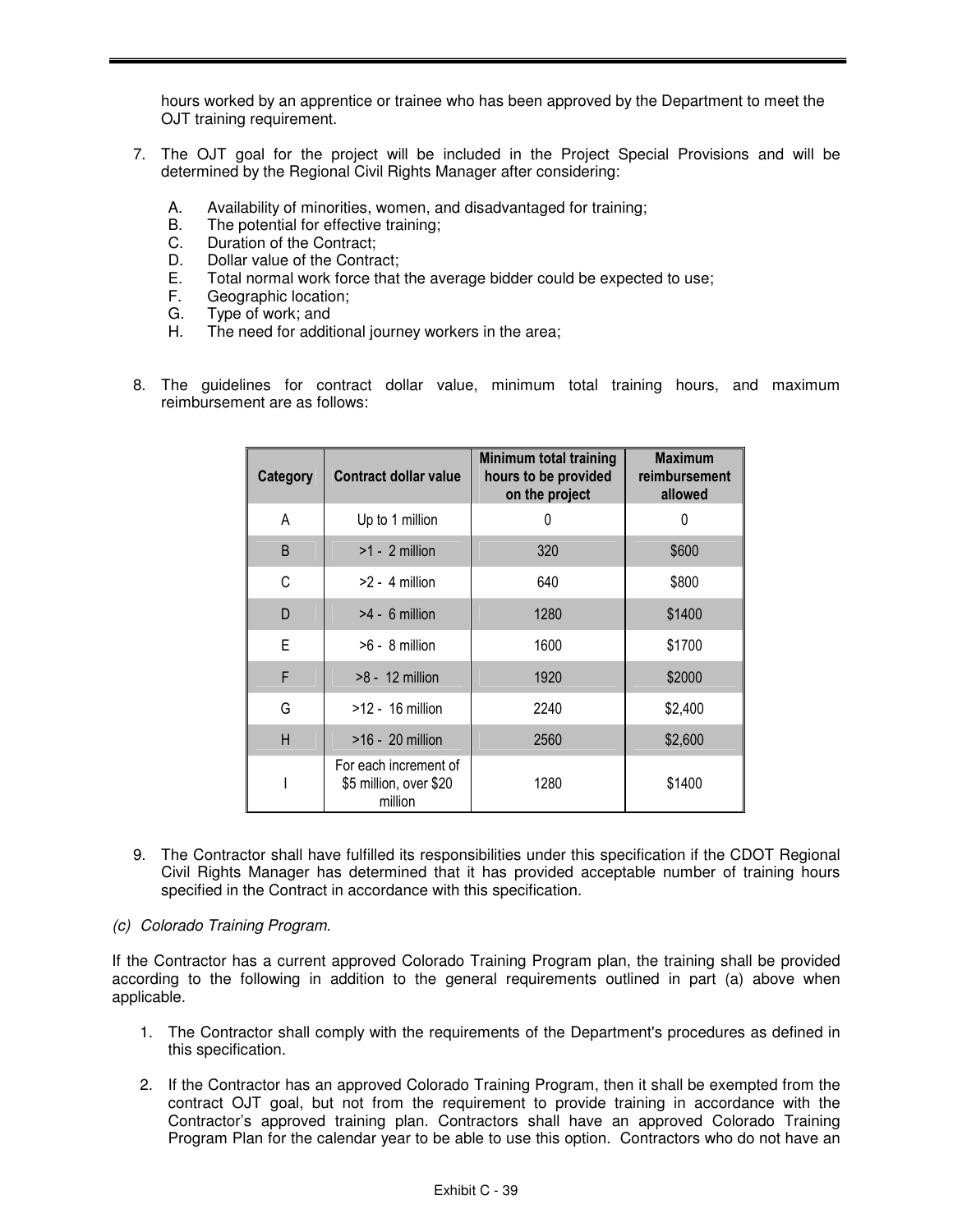hours worked by an apprentice or trainee who has been approved by the Department to meet the OJT training requirement.

7. The OJT goal for the project will be included in the Project Special Provisions and will be determined by the Regional Civil Rights Manager after considering:

   A. Availability of minorities, women, and disadvantaged for training;
   B. The potential for effective training;
   C. Duration of the Contract;
   D. Dollar value of the Contract;
   E. Total normal work force that the average bidder could be expected to use;
   F. Geographic location;
   G. Type of work; and
   H. The need for additional journey workers in the area;

8. The guidelines for contract dollar value, minimum total training hours, and maximum reimbursement are as follows:

| Category | Contract dollar value | Minimum total training hours to be provided on the project | Maximum reimbursement allowed |
|---|---|---|---|
| A | Up to 1 million | 0 | 0 |
| B | >1 - 2 million | 320 | $600 |
| C | >2 - 4 million | 640 | $800 |
| D | >4 - 6 million | 1280 | $1400 |
| E | >6 - 8 million | 1600 | $1700 |
| F | >8 - 12 million | 1920 | $2000 |
| G | >12 - 16 million | 2240 | $2,400 |
| H | >16 - 20 million | 2560 | $2,600 |
| I | For each increment of $5 million, over $20 million | 1280 | $1400 |

9. The Contractor shall have fulfilled its responsibilities under this specification if the CDOT Regional Civil Rights Manager has determined that it has provided acceptable number of training hours specified in the Contract in accordance with this specification.

*(c) Colorado Training Program.*

If the Contractor has a current approved Colorado Training Program plan, the training shall be provided according to the following in addition to the general requirements outlined in part (a) above when applicable.

1. The Contractor shall comply with the requirements of the Department's procedures as defined in this specification.

2. If the Contractor has an approved Colorado Training Program, then it shall be exempted from the contract OJT goal, but not from the requirement to provide training in accordance with the Contractor's approved training plan. Contractors shall have an approved Colorado Training Program Plan for the calendar year to be able to use this option. Contractors who do not have an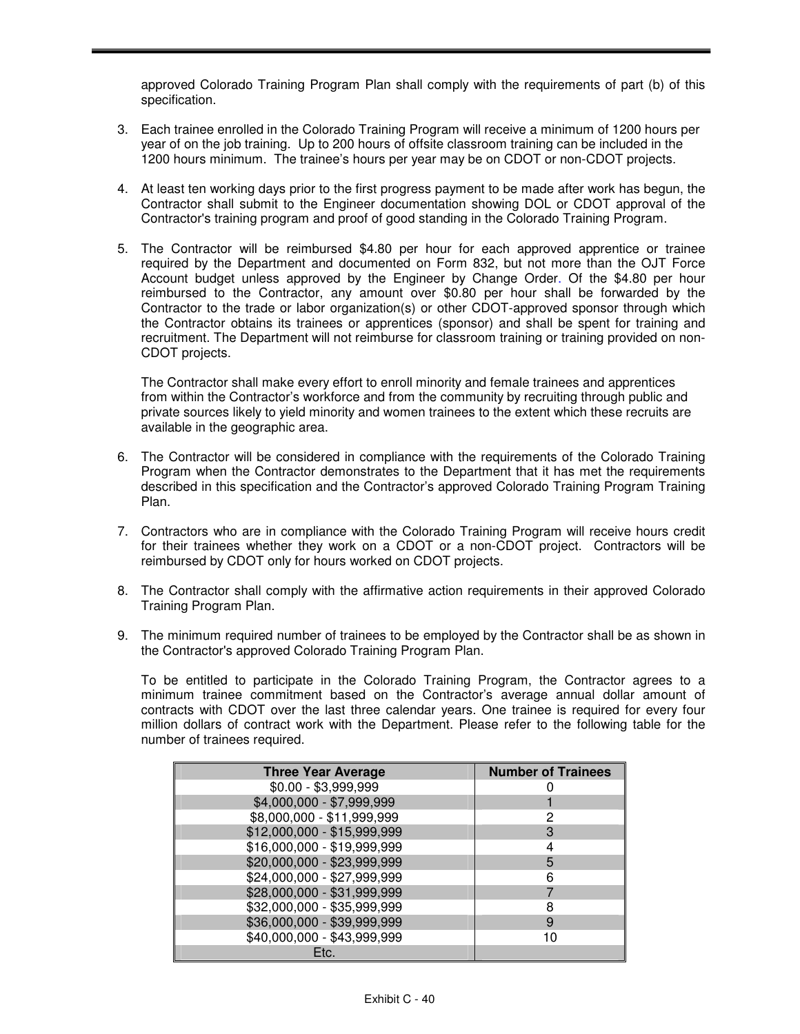approved Colorado Training Program Plan shall comply with the requirements of part (b) of this specification.

3. Each trainee enrolled in the Colorado Training Program will receive a minimum of 1200 hours per year of on the job training. Up to 200 hours of offsite classroom training can be included in the 1200 hours minimum. The trainee's hours per year may be on CDOT or non-CDOT projects.

4. At least ten working days prior to the first progress payment to be made after work has begun, the Contractor shall submit to the Engineer documentation showing DOL or CDOT approval of the Contractor's training program and proof of good standing in the Colorado Training Program.

5. The Contractor will be reimbursed $4.80 per hour for each approved apprentice or trainee required by the Department and documented on Form 832, but not more than the OJT Force Account budget unless approved by the Engineer by Change Order. Of the $4.80 per hour reimbursed to the Contractor, any amount over $0.80 per hour shall be forwarded by the Contractor to the trade or labor organization(s) or other CDOT-approved sponsor through which the Contractor obtains its trainees or apprentices (sponsor) and shall be spent for training and recruitment. The Department will not reimburse for classroom training or training provided on non-CDOT projects.

   The Contractor shall make every effort to enroll minority and female trainees and apprentices from within the Contractor's workforce and from the community by recruiting through public and private sources likely to yield minority and women trainees to the extent which these recruits are available in the geographic area.

6. The Contractor will be considered in compliance with the requirements of the Colorado Training Program when the Contractor demonstrates to the Department that it has met the requirements described in this specification and the Contractor's approved Colorado Training Program Training Plan.

7. Contractors who are in compliance with the Colorado Training Program will receive hours credit for their trainees whether they work on a CDOT or a non-CDOT project. Contractors will be reimbursed by CDOT only for hours worked on CDOT projects.

8. The Contractor shall comply with the affirmative action requirements in their approved Colorado Training Program Plan.

9. The minimum required number of trainees to be employed by the Contractor shall be as shown in the Contractor's approved Colorado Training Program Plan.

   To be entitled to participate in the Colorado Training Program, the Contractor agrees to a minimum trainee commitment based on the Contractor's average annual dollar amount of contracts with CDOT over the last three calendar years. One trainee is required for every four million dollars of contract work with the Department. Please refer to the following table for the number of trainees required.

| Three Year Average | Number of Trainees |
|---|---|
| $0.00 - $3,999,999 | 0 |
| $4,000,000 - $7,999,999 | 1 |
| $8,000,000 - $11,999,999 | 2 |
| $12,000,000 - $15,999,999 | 3 |
| $16,000,000 - $19,999,999 | 4 |
| $20,000,000 - $23,999,999 | 5 |
| $24,000,000 - $27,999,999 | 6 |
| $28,000,000 - $31,999,999 | 7 |
| $32,000,000 - $35,999,999 | 8 |
| $36,000,000 - $39,999,999 | 9 |
| $40,000,000 - $43,999,999 | 10 |
| Etc. | |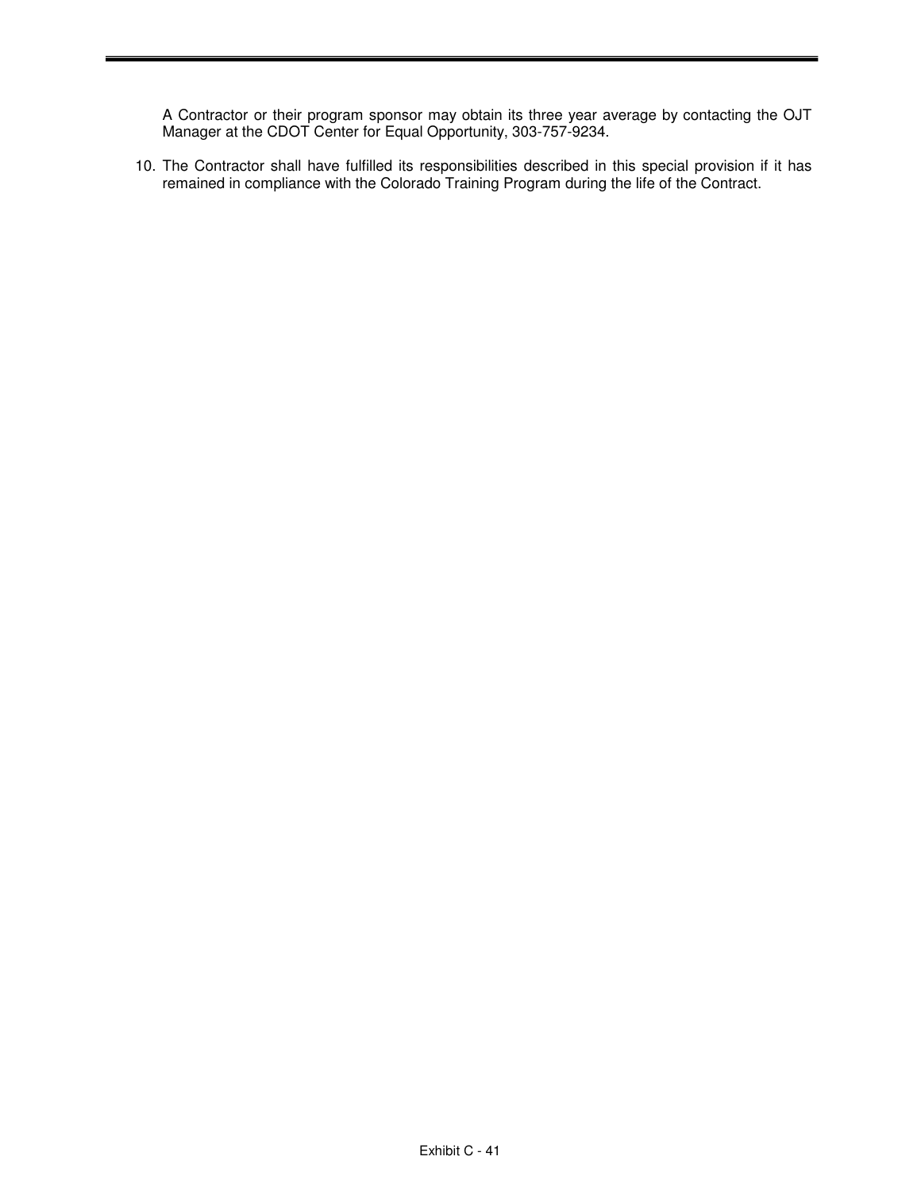A Contractor or their program sponsor may obtain its three year average by contacting the OJT Manager at the CDOT Center for Equal Opportunity, 303-757-9234.

10. The Contractor shall have fulfilled its responsibilities described in this special provision if it has remained in compliance with the Colorado Training Program during the life of the Contract.